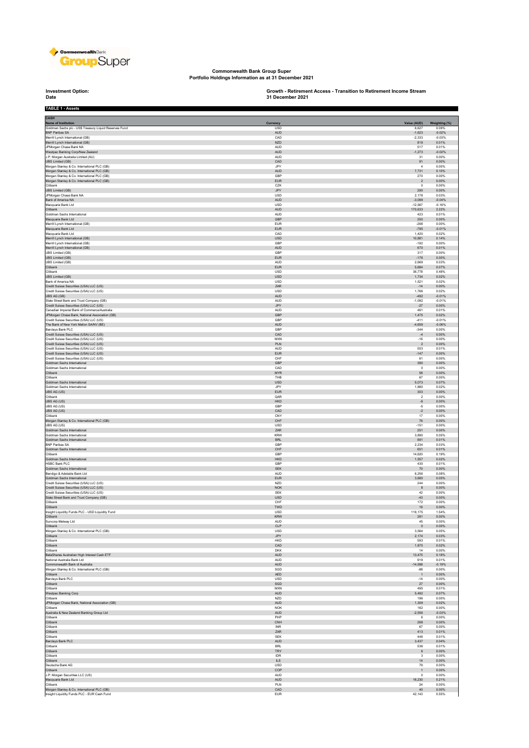# Commonwealth Bank Group Super

## Portfolio Holdings Information as at 31 December 2021

**Investment Option:** Growth - Retirement Access - Transition to Retirement Income Stream

**Date** 31 December 2021

**TABLE 1 - Assets**

**CASH**

| Name of Institution | Currency | Value (AUD) | Weighting (%) |
|---|---|---|---|
| Goldman Sachs plc - US$ Treasury Liquid Reserves Fund | USD | 6,627 | 0.09% |
| BNP Paribas SA | AUD | -1,623 | -0.02% |
| Merrill Lynch International (GB) | CAD | -2,333 | -0.03% |
| Merrill Lynch International (GB) | NZD | 819 | 0.01% |
| JPMorgan Chase Bank NA | AUD | 517 | 0.01% |
| Westpac Banking Corp/New Zealand | AUD | -1,273 | -0.02% |
| J.P. Morgan Australia Limited (AU) | AUD | 31 | 0.00% |
| UBS Limited (GB) | CAD | 91 | 0.00% |
| Morgan Stanley & Co. International PLC (GB) | JPY | 4 | 0.00% |
| Morgan Stanley & Co. International PLC (GB) | AUD | 7,731 | 0.10% |
| Morgan Stanley & Co. International PLC (GB) | GBP | 270 | 0.00% |
| Morgan Stanley & Co. International PLC (GB) | EUR | 2 | 0.00% |
| Citibank | CZK | 0 | 0.00% |
| UBS Limited (GB) | JPY | 290 | 0.00% |
| JPMorgan Chase Bank NA | USD | 2,178 | 0.03% |
| Bank of America NA | AUD | -3,099 | -0.04% |
| Macquarie Bank Ltd | USD | -12,567 | -0.16% |
| Citibank | AUD | 170,633 | 2.22% |
| Goldman Sachs International | AUD | 423 | 0.01% |
| Macquarie Bank Ltd | GBP | 200 | 0.00% |
| Merrill Lynch International (GB) | EUR | -268 | 0.00% |
| Macquarie Bank Ltd | EUR | -795 | -0.01% |
| Macquarie Bank Ltd | CAD | 1,420 | 0.02% |
| Merrill Lynch International (GB) | USD | 10,881 | 0.14% |
| Merrill Lynch International (GB) | GBP | -192 | 0.00% |
| Merrill Lynch International (GB) | AUD | 670 | 0.01% |
| UBS Limited (GB) | GBP | 317 | 0.00% |
| UBS Limited (GB) | EUR | -176 | 0.00% |
| UBS Limited (GB) | AUD | 2,669 | 0.03% |
| Citibank | EUR | 5,684 | 0.07% |
| Citibank | USD | 36,778 | 0.48% |
| UBS Limited (GB) | USD | 1,734 | 0.02% |
| Bank of America NA | USD | 1,521 | 0.02% |
| Credit Suisse Securities (USA) LLC (US) | ZAR | -14 | 0.00% |
| Credit Suisse Securities (USA) LLC (US) | USD | 1,766 | 0.02% |
| UBS AG (GB) | AUD | -492 | -0.01% |
| State Street Bank and Trust Company (GB) | AUD | -1,092 | -0.01% |
| Credit Suisse Securities (USA) LLC (US) | JPY | -27 | 0.00% |
| Canadian Imperial Bank of Commerce/Australia | AUD | 461 | 0.01% |
| JPMorgan Chase Bank, National Association (GB) | GBP | 1,475 | 0.02% |
| Credit Suisse Securities (USA) LLC (US) | GBP | -411 | -0.01% |
| The Bank of New York Mellon SA/NV (BE) | AUD | -4,659 | -0.06% |
| Barclays Bank PLC | GBP | -344 | 0.00% |
| Credit Suisse Securities (USA) LLC (US) | CAD | -4 | 0.00% |
| Credit Suisse Securities (USA) LLC (US) | MXN | -16 | 0.00% |
| Credit Suisse Securities (USA) LLC (US) | PLN | 2 | 0.00% |
| Credit Suisse Securities (USA) LLC (US) | AUD | 503 | 0.01% |
| Credit Suisse Securities (USA) LLC (US) | EUR | -147 | 0.00% |
| Credit Suisse Securities (USA) LLC (US) | CHF | 61 | 0.00% |
| Goldman Sachs International | GBP | 380 | 0.00% |
| Goldman Sachs International | CAD | 0 | 0.00% |
| Citibank | MYR | 58 | 0.00% |
| Citibank | THB | 67 | 0.00% |
| Goldman Sachs International | USD | 5,073 | 0.07% |
| Goldman Sachs International | JPY | 1,880 | 0.02% |
| UBS AG (US) | EUR | 303 | 0.00% |
| Citibank | QAR | 2 | 0.00% |
| UBS AG (US) | HKD | -6 | 0.00% |
| UBS AG (US) | GBP | -5 | 0.00% |
| UBS AG (US) | CAD | -2 | 0.00% |
| Citibank | CNY | 17 | 0.00% |
| Morgan Stanley & Co. International PLC (GB) | CHF | 76 | 0.00% |
| UBS AG (US) | USD | -151 | 0.00% |
| Goldman Sachs International | ZAR | 251 | 0.00% |
| Goldman Sachs International | KRW | 3,890 | 0.05% |
| Goldman Sachs International | BRL | 891 | 0.01% |
| BNP Paribas SA | GBP | 2,234 | 0.03% |
| Goldman Sachs International | CHF | 651 | 0.01% |
| Citibank | GBP | 14,620 | 0.19% |
| Goldman Sachs International | HKD | 1,557 | 0.02% |
| HSBC Bank PLC | GBP | 430 | 0.01% |
| Goldman Sachs International | SEK | 70 | 0.00% |
| Bendigo & Adelaide Bank Ltd | AUD | 6,256 | 0.08% |
| Goldman Sachs International | EUR | 3,680 | 0.05% |
| Credit Suisse Securities (USA) LLC (US) | NZD | 244 | 0.00% |
| Credit Suisse Securities (USA) LLC (US) | NOK | 8 | 0.00% |
| Credit Suisse Securities (USA) LLC (US) | SEK | 42 | 0.00% |
| State Street Bank and Trust Company (GB) | USD | -43 | 0.00% |
| Citibank | CHF | 172 | 0.00% |
| Citibank | TWD | 16 | 0.00% |
| Insight Liquidity Funds PLC - USD Liquidity Fund | USD | 118,175 | 1.54% |
| Citibank | KRW | 281 | 0.00% |
| Suncorp-Metway Ltd | AUD | 45 | 0.00% |
| Citibank | CLP | 0 | 0.00% |
| Morgan Stanley & Co. International PLC (GB) | USD | 3,564 | 0.05% |
| Citibank | JPY | 2,174 | 0.03% |
| Citibank | HKD | 593 | 0.01% |
| Citibank | CAD | 1,875 | 0.02% |
| Citibank | DKK | 14 | 0.00% |
| BetaShares Australian High Interest Cash ETF | AUD | 13,475 | 0.18% |
| National Australia Bank Ltd | AUD | 919 | 0.01% |
| Commonwealth Bank of Australia | AUD | -14,598 | -0.19% |
| Morgan Stanley & Co. International PLC (GB) | SGD | -88 | 0.00% |
| Citibank | AED | 1 | 0.00% |
| Barclays Bank PLC | USD | -14 | 0.00% |
| Citibank | SGD | 27 | 0.00% |
| Citibank | MXN | 495 | 0.01% |
| Westpac Banking Corp | AUD | 5,492 | 0.07% |
| Citibank | NZD | 196 | 0.00% |
| JPMorgan Chase Bank, National Association (GB) | AUD | 1,309 | 0.02% |
| Citibank | NOK | 162 | 0.00% |
| Australia & New Zealand Banking Group Ltd | AUD | -2,556 | -0.03% |
| Citibank | PHP | 6 | 0.00% |
| Citibank | CNH | 268 | 0.00% |
| Citibank | INR | 67 | 0.00% |
| Citibank | ZAR | 413 | 0.01% |
| Citibank | SEK | 446 | 0.01% |
| Barclays Bank PLC | AUD | 3,437 | 0.04% |
| Citibank | BRL | 536 | 0.01% |
| Citibank | TRY | 6 | 0.00% |
| Citibank | IDR | 3 | 0.00% |
| Citibank | ILS | 14 | 0.00% |
| Deutsche Bank AG | USD | 79 | 0.00% |
| Citibank | COP | 1 | 0.00% |
| J.P. Morgan Securities LLC (US) | AUD | 0 | 0.00% |
| Macquarie Bank Ltd | AUD | 16,230 | 0.21% |
| Citibank | PLN | 24 | 0.00% |
| Morgan Stanley & Co. International PLC (GB) | CAD | 40 | 0.00% |
| Insight Liquidity Funds PLC - EUR Cash Fund | EUR | 42,143 | 0.55% |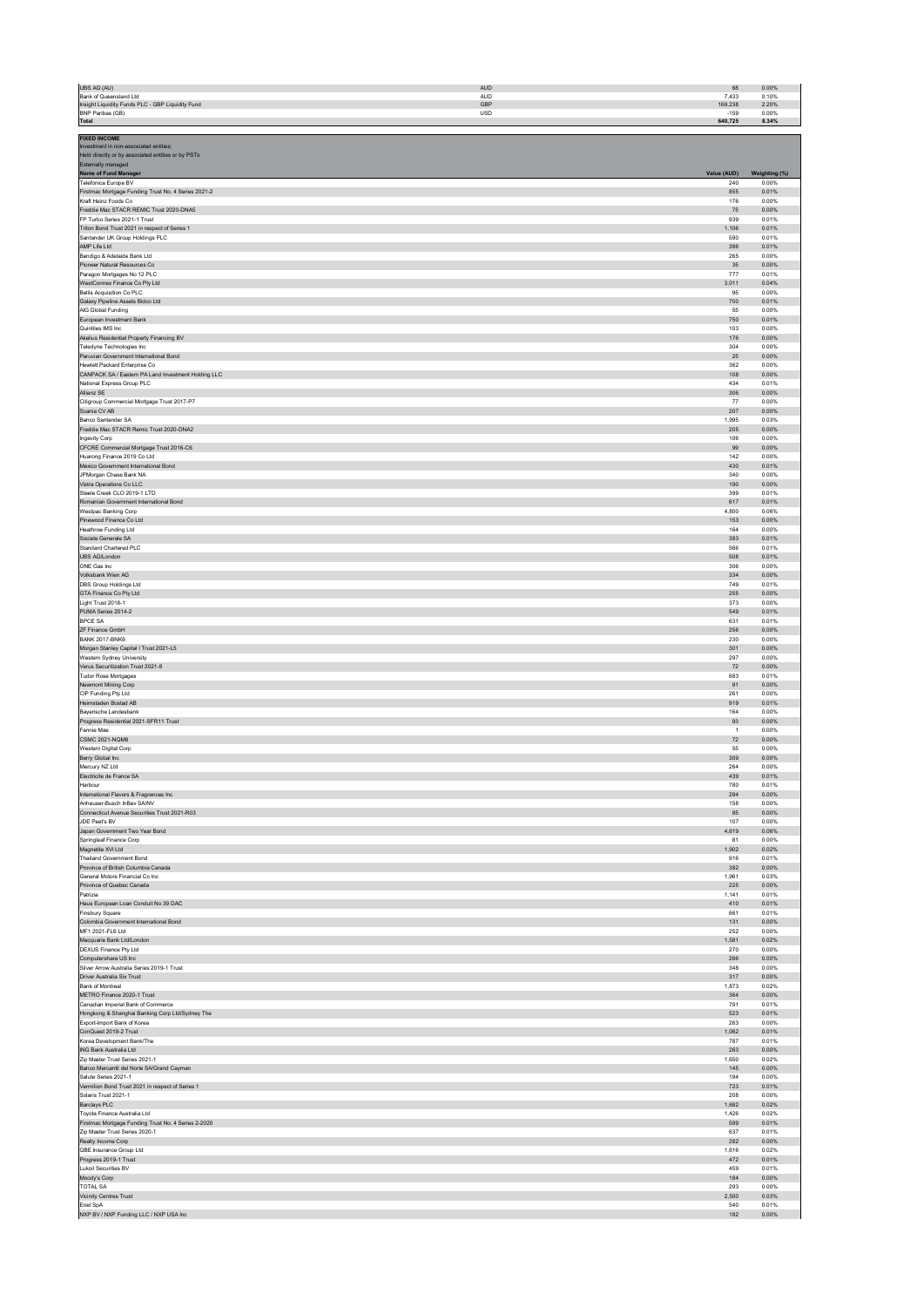| | | | |
|---|---|---|---|
| UBS AG (AU) | AUD | 68 | 0.00% |
| Bank of Queensland Ltd | AUD | 7,433 | 0.10% |
| Insight Liquidity Funds PLC - GBP Liquidity Fund | GBP | 169,238 | 2.20% |
| BNP Paribas (GB) | USD | -159 | 0.00% |
| **Total** | | **640,725** | **8.34%** |

**FIXED INCOME**
Investment in non-associated entities;
Held directly or by associated entities or by PSTs
Externally managed

| Name of Fund Manager | Value (AUD) | Weighting (%) |
|---|---|---|
| Telefonica Europe BV | 240 | 0.00% |
| Firstmac Mortgage Funding Trust No. 4 Series 2021-2 | 855 | 0.01% |
| Kraft Heinz Foods Co | 176 | 0.00% |
| Freddie Mac STACR REMIC Trust 2020-DNA5 | 75 | 0.00% |
| FP Turbo Series 2021-1 Trust | 939 | 0.01% |
| Triton Bond Trust 2021 in respect of Series 1 | 1,106 | 0.01% |
| Santander UK Group Holdings PLC | 590 | 0.01% |
| AMP Life Ltd | 386 | 0.01% |
| Bendigo & Adelaide Bank Ltd | 265 | 0.00% |
| Pioneer Natural Resources Co | 35 | 0.00% |
| Paragon Mortgages No 12 PLC | 777 | 0.01% |
| WestConnex Finance Co Pty Ltd | 3,011 | 0.04% |
| Bellis Acquisition Co PLC | 95 | 0.00% |
| Galaxy Pipeline Assets Bidco Ltd | 700 | 0.01% |
| AIG Global Funding | 55 | 0.00% |
| European Investment Bank | 750 | 0.01% |
| Quintiles IMS Inc | 103 | 0.00% |
| Akelius Residential Property Financing BV | 176 | 0.00% |
| Teledyne Technologies Inc | 304 | 0.00% |
| Peruvian Government International Bond | 25 | 0.00% |
| Hewlett Packard Enterprise Co | 362 | 0.00% |
| CANPACK SA / Eastern PA Land Investment Holding LLC | 108 | 0.00% |
| National Express Group PLC | 434 | 0.01% |
| Allianz SE | 306 | 0.00% |
| Citigroup Commercial Mortgage Trust 2017-P7 | 77 | 0.00% |
| Scania CV AB | 207 | 0.00% |
| Banco Santander SA | 1,995 | 0.03% |
| Freddie Mac STACR Remic Trust 2020-DNA2 | 205 | 0.00% |
| Ingevity Corp | 106 | 0.00% |
| CFCRE Commercial Mortgage Trust 2016-C6 | 99 | 0.00% |
| Huarong Finance 2019 Co Ltd | 142 | 0.00% |
| Mexico Government International Bond | 430 | 0.01% |
| JPMorgan Chase Bank NA | 340 | 0.00% |
| Vistra Operations Co LLC | 190 | 0.00% |
| Steele Creek CLO 2019-1 LTD | 399 | 0.01% |
| Romanian Government International Bond | 617 | 0.01% |
| Westpac Banking Corp | 4,800 | 0.06% |
| Pinewood Finance Co Ltd | 153 | 0.00% |
| Heathrow Funding Ltd | 164 | 0.00% |
| Societe Generale SA | 393 | 0.01% |
| Standard Chartered PLC | 566 | 0.01% |
| UBS AG/London | 508 | 0.01% |
| ONE Gas Inc | 306 | 0.00% |
| Volksbank Wien AG | 334 | 0.00% |
| DBS Group Holdings Ltd | 749 | 0.01% |
| GTA Finance Co Pty Ltd | 255 | 0.00% |
| Light Trust 2018-1 | 373 | 0.00% |
| PUMA Series 2014-2 | 549 | 0.01% |
| BPCE SA | 631 | 0.01% |
| ZF Finance GmbH | 256 | 0.00% |
| BANK 2017-BNK6 | 230 | 0.00% |
| Morgan Stanley Capital I Trust 2021-L5 | 301 | 0.00% |
| Western Sydney University | 297 | 0.00% |
| Verus Securitization Trust 2021-8 | 72 | 0.00% |
| Tudor Rose Mortgages | 683 | 0.01% |
| Newmont Mining Corp | 91 | 0.00% |
| CIP Funding Pty Ltd | 261 | 0.00% |
| Heimstaden Bostad AB | 919 | 0.01% |
| Bayerische Landesbank | 164 | 0.00% |
| Progress Residential 2021-SFR11 Trust | 93 | 0.00% |
| Fannie Mae | 1 | 0.00% |
| CSMC 2021-NQM8 | 72 | 0.00% |
| Western Digital Corp | 55 | 0.00% |
| Berry Global Inc | 309 | 0.00% |
| Mercury NZ Ltd | 264 | 0.00% |
| Electricite de France SA | 439 | 0.01% |
| Harbour | 780 | 0.01% |
| International Flavors & Fragrances Inc | 294 | 0.00% |
| Anheuser-Busch InBev SA/NV | 158 | 0.00% |
| Connecticut Avenue Securities Trust 2021-R03 | 85 | 0.00% |
| JDE Peet's BV | 107 | 0.00% |
| Japan Government Two Year Bond | 4,619 | 0.06% |
| Springleaf Finance Corp | 81 | 0.00% |
| Magnetite XVI Ltd | 1,902 | 0.02% |
| Thailand Government Bond | 916 | 0.01% |
| Province of British Columbia Canada | 382 | 0.00% |
| General Motors Financial Co Inc | 1,961 | 0.03% |
| Province of Quebec Canada | 225 | 0.00% |
| Patrizia | 1,141 | 0.01% |
| Haus European Loan Conduit No 39 DAC | 410 | 0.01% |
| Finsbury Square | 661 | 0.01% |
| Colombia Government International Bond | 131 | 0.00% |
| MF1 2021-FL6 Ltd | 252 | 0.00% |
| Macquarie Bank Ltd/London | 1,581 | 0.02% |
| DEXUS Finance Pty Ltd | 270 | 0.00% |
| Computershare US Inc | 286 | 0.00% |
| Silver Arrow Australia Series 2019-1 Trust | 348 | 0.00% |
| Driver Australia Six Trust | 317 | 0.00% |
| Bank of Montreal | 1,873 | 0.02% |
| METRO Finance 2020-1 Trust | 364 | 0.00% |
| Canadian Imperial Bank of Commerce | 791 | 0.01% |
| Hongkong & Shanghai Banking Corp Ltd/Sydney The | 523 | 0.01% |
| Export-Import Bank of Korea | 263 | 0.00% |
| ConQuest 2019-2 Trust | 1,062 | 0.01% |
| Korea Development Bank/The | 787 | 0.01% |
| ING Bank Australia Ltd | 263 | 0.00% |
| Zip Master Trust Series 2021-1 | 1,650 | 0.02% |
| Banco Mercantil del Norte SA/Grand Cayman | 145 | 0.00% |
| Salute Series 2021-1 | 194 | 0.00% |
| Vermilion Bond Trust 2021 in respect of Series 1 | 723 | 0.01% |
| Solaris Trust 2021-1 | 208 | 0.00% |
| Barclays PLC | 1,682 | 0.02% |
| Toyota Finance Australia Ltd | 1,426 | 0.02% |
| Firstmac Mortgage Funding Trust No. 4 Series 2-2020 | 599 | 0.01% |
| Zip Master Trust Series 2020-1 | 637 | 0.01% |
| Realty Income Corp | 282 | 0.00% |
| QBE Insurance Group Ltd | 1,616 | 0.02% |
| Progress 2019-1 Trust | 472 | 0.01% |
| Lukoil Securities BV | 459 | 0.01% |
| Moody's Corp | 184 | 0.00% |
| TOTAL SA | 293 | 0.00% |
| Vicinity Centres Trust | 2,500 | 0.03% |
| Enel SpA | 540 | 0.01% |
| NXP BV / NXP Funding LLC / NXP USA Inc | 182 | 0.00% |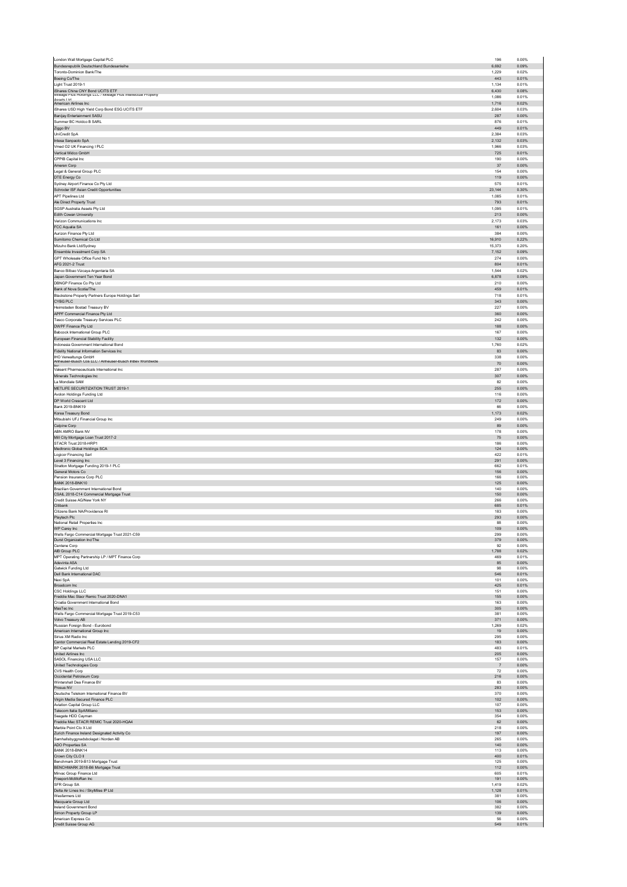| | | |
|---|---|---|
| London Wall Mortgage Capital PLC | 196 | 0.00% |
| Bundesrepublik Deutschland Bundesanleihe | 6,692 | 0.09% |
| Toronto-Dominion Bank/The | 1,229 | 0.02% |
| Boeing Co/The | 443 | 0.01% |
| Light Trust 2019-1 | 1,134 | 0.01% |
| iShares China CNY Bond UCITS ETF | 6,430 | 0.08% |
| Mileage Plus Holdings LLC / Mileage Plus Intellectual Property Assets Ltd | 1,086 | 0.01% |
| American Airlines Inc | 1,716 | 0.02% |
| iShares USD High Yield Corp Bond ESG UCITS ETF | 2,604 | 0.03% |
| Banijay Entertainment SASU | 287 | 0.00% |
| Summer BC Holdco B SARL | 876 | 0.01% |
| Ziggo BV | 449 | 0.01% |
| UniCredit SpA | 2,384 | 0.03% |
| Intesa Sanpaolo SpA | 2,132 | 0.03% |
| Vmed O2 UK Financing I PLC | 1,966 | 0.03% |
| Vertical Midco GmbH | 725 | 0.01% |
| CPPIB Capital Inc | 190 | 0.00% |
| Ameren Corp | 37 | 0.00% |
| Legal & General Group PLC | 154 | 0.00% |
| DTE Energy Co | 119 | 0.00% |
| Sydney Airport Finance Co Pty Ltd | 575 | 0.01% |
| Schroder ISF Asian Credit Opportunities | 23,144 | 0.30% |
| APT Pipelines Ltd | 1,085 | 0.01% |
| Ale Direct Property Trust | 793 | 0.01% |
| SGSP Australia Assets Pty Ltd | 1,095 | 0.01% |
| Edith Cowan University | 213 | 0.00% |
| Verizon Communications Inc | 2,173 | 0.03% |
| FCC Aqualia SA | 161 | 0.00% |
| Aurizon Finance Pty Ltd | 384 | 0.00% |
| Sumitomo Chemical Co Ltd | 16,910 | 0.22% |
| Mizuho Bank Ltd/Sydney | 15,373 | 0.20% |
| Ensemble Investment Corp SA | 7,152 | 0.09% |
| GPT Wholesale Office Fund No 1 | 274 | 0.00% |
| AFG 2021-2 Trust | 804 | 0.01% |
| Banco Bilbao Vizcaya Argentaria SA | 1,544 | 0.02% |
| Japan Government Ten Year Bond | 6,878 | 0.09% |
| DBNGP Finance Co Pty Ltd | 210 | 0.00% |
| Bank of Nova Scotia/The | 459 | 0.01% |
| Blackstone Property Partners Europe Holdings Sarl | 718 | 0.01% |
| CYBG PLC | 343 | 0.00% |
| Heimstaden Bostad Treasury BV | 227 | 0.00% |
| APPF Commercial Finance Pty Ltd | 360 | 0.00% |
| Tesco Corporate Treasury Services PLC | 242 | 0.00% |
| DWPF Finance Pty Ltd | 188 | 0.00% |
| Babcock International Group PLC | 167 | 0.00% |
| European Financial Stability Facility | 132 | 0.00% |
| Indonesia Government International Bond | 1,760 | 0.02% |
| Fidelity National Information Services Inc | 83 | 0.00% |
| IHO Verwaltungs GmbH | 338 | 0.00% |
| Anheuser-Busch Cos LLC / Anheuser-Busch InBev Worldwide Inc | 70 | 0.00% |
| Valeant Pharmaceuticals International Inc | 287 | 0.00% |
| Minerals Technologies Inc | 307 | 0.00% |
| La Mondiale SAM | 82 | 0.00% |
| METLIFE SECURITIZATION TRUST 2019-1 | 255 | 0.00% |
| Avolon Holdings Funding Ltd | 116 | 0.00% |
| DP World Crescent Ltd | 172 | 0.00% |
| Bank 2019-BNK19 | 66 | 0.00% |
| Korea Treasury Bond | 1,173 | 0.02% |
| Mitsubishi UFJ Financial Group Inc | 249 | 0.00% |
| Calpine Corp | 89 | 0.00% |
| ABN AMRO Bank NV | 178 | 0.00% |
| Mill City Mortgage Loan Trust 2017-2 | 75 | 0.00% |
| STACR Trust 2018-HRP1 | 186 | 0.00% |
| Medtronic Global Holdings SCA | 124 | 0.00% |
| Logicor Financing Sarl | 422 | 0.01% |
| Level 3 Financing Inc | 291 | 0.00% |
| Stratton Mortgage Funding 2019-1 PLC | 662 | 0.01% |
| General Motors Co | 156 | 0.00% |
| Pension Insurance Corp PLC | 166 | 0.00% |
| BANK 2018-BNK10 | 125 | 0.00% |
| Brazilian Government International Bond | 140 | 0.00% |
| CSAIL 2018-C14 Commercial Mortgage Trust | 150 | 0.00% |
| Credit Suisse AG/New York NY | 266 | 0.00% |
| Citibank | 685 | 0.01% |
| Citizens Bank NA/Providence RI | 183 | 0.00% |
| Playtech Plc | 293 | 0.00% |
| National Retail Properties Inc | 88 | 0.00% |
| WP Carey Inc | 109 | 0.00% |
| Wells Fargo Commercial Mortgage Trust 2021-C59 | 299 | 0.00% |
| Durst Organization Inc/The | 379 | 0.00% |
| Centene Corp | 92 | 0.00% |
| AIB Group PLC | 1,788 | 0.02% |
| MPT Operating Partnership LP / MPT Finance Corp | 469 | 0.01% |
| Adevinta ASA | 85 | 0.00% |
| Gatwick Funding Ltd | 98 | 0.00% |
| Dell Bank International DAC | 546 | 0.01% |
| Nexi SpA | 101 | 0.00% |
| Broadcom Inc | 425 | 0.01% |
| CSC Holdings LLC | 151 | 0.00% |
| Freddie Mac Stacr Remic Trust 2020-DNA1 | 155 | 0.00% |
| Croatia Government International Bond | 163 | 0.00% |
| MasTec Inc | 305 | 0.00% |
| Wells Fargo Commercial Mortgage Trust 2019-C53 | 381 | 0.00% |
| Volvo Treasury AB | 371 | 0.00% |
| Russian Foreign Bond - Eurobond | 1,269 | 0.02% |
| American International Group Inc | 19 | 0.00% |
| Sirius XM Radio Inc | 295 | 0.00% |
| Cantor Commercial Real Estate Lending 2019-CF2 | 183 | 0.00% |
| BP Capital Markets PLC | 483 | 0.01% |
| United Airlines Inc | 205 | 0.00% |
| SASOL Financing USA LLC | 157 | 0.00% |
| United Technologies Corp | 7 | 0.00% |
| CVS Health Corp | 72 | 0.00% |
| Occidental Petroleum Corp | 216 | 0.00% |
| Wintershall Dea Finance BV | 83 | 0.00% |
| Prosus NV | 283 | 0.00% |
| Deutsche Telekom International Finance BV | 370 | 0.00% |
| Virgin Media Secured Finance PLC | 102 | 0.00% |
| Aviation Capital Group LLC | 107 | 0.00% |
| Telecom Italia SpA/Milano | 153 | 0.00% |
| Seagate HDD Cayman | 354 | 0.00% |
| Freddie Mac STACR REMIC Trust 2020-HQA4 | 62 | 0.00% |
| Marble Point Clo X Ltd | 218 | 0.00% |
| Zurich Finance Ireland Designated Activity Co | 197 | 0.00% |
| Samhallsbyggnadsbolaget i Norden AB | 265 | 0.00% |
| ADO Properties SA | 140 | 0.00% |
| BANK 2018-BNK14 | 113 | 0.00% |
| Crown City CLO II | 400 | 0.01% |
| Benchmark 2019-B13 Mortgage Trust | 125 | 0.00% |
| BENCHMARK 2018-B6 Mortgage Trust | 112 | 0.00% |
| Mirvac Group Finance Ltd | 605 | 0.01% |
| Freeport-McMoRan Inc | 191 | 0.00% |
| SFR Group SA | 1,419 | 0.02% |
| Delta Air Lines Inc / SkyMiles IP Ltd | 1,128 | 0.01% |
| Wesfarmers Ltd | 381 | 0.00% |
| Macquarie Group Ltd | 106 | 0.00% |
| Ireland Government Bond | 382 | 0.00% |
| Simon Property Group LP | 139 | 0.00% |
| American Express Co | 56 | 0.00% |
| Credit Suisse Group AG | 549 | 0.01% |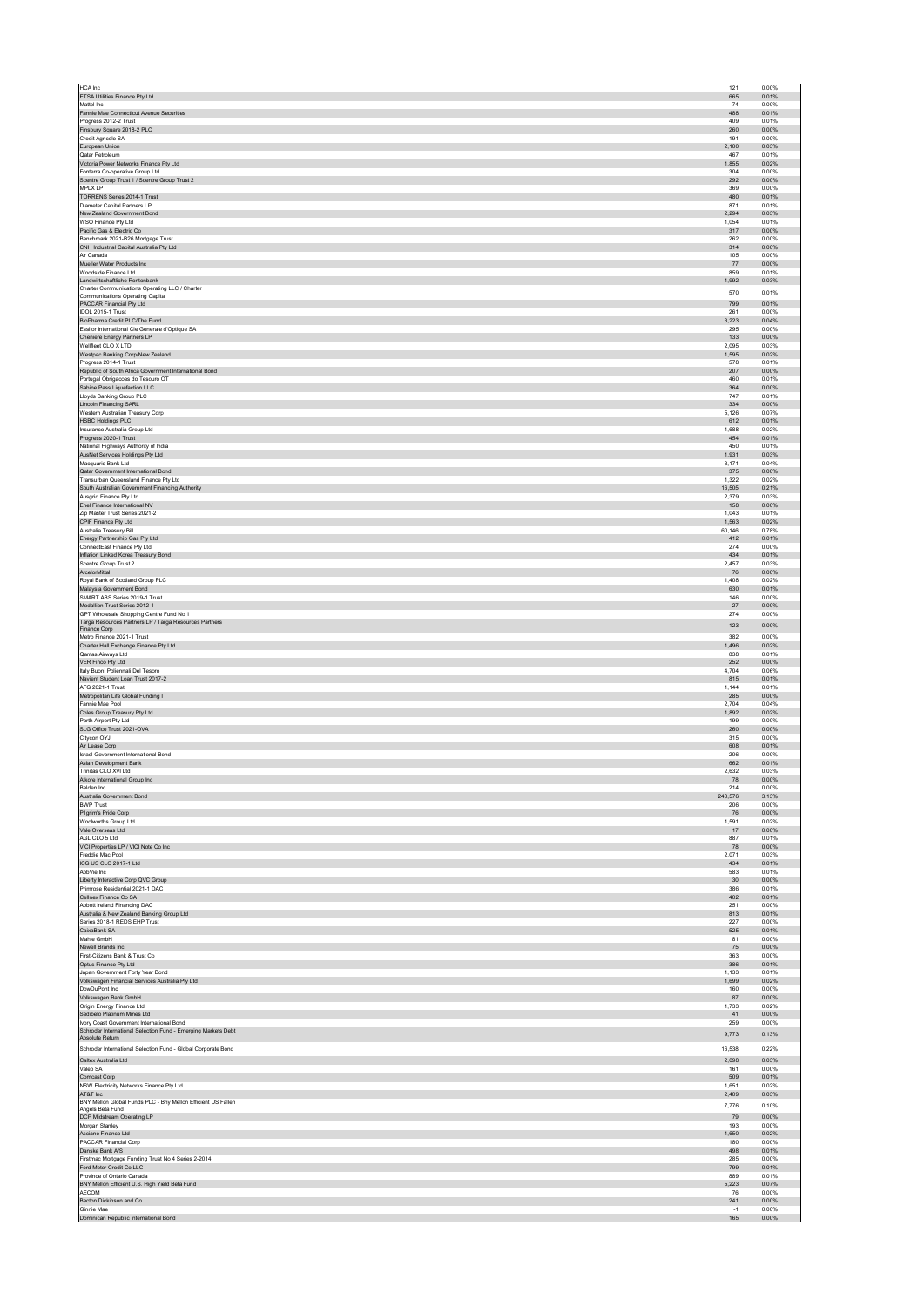| | | |
|---|---|---|
| HCA Inc | 121 | 0.00% |
| ETSA Utilities Finance Pty Ltd | 665 | 0.01% |
| Mattel Inc | 74 | 0.00% |
| Fannie Mae Connecticut Avenue Securities | 488 | 0.01% |
| Progress 2012-2 Trust | 409 | 0.01% |
| Finsbury Square 2018-2 PLC | 260 | 0.00% |
| Credit Agricole SA | 191 | 0.00% |
| European Union | 2,100 | 0.03% |
| Qatar Petroleum | 467 | 0.01% |
| Victoria Power Networks Finance Pty Ltd | 1,855 | 0.02% |
| Fonterra Co-operative Group Ltd | 304 | 0.00% |
| Scentre Group Trust 1 / Scentre Group Trust 2 | 292 | 0.00% |
| MPLX LP | 369 | 0.00% |
| TORRENS Series 2014-1 Trust | 480 | 0.01% |
| Diameter Capital Partners LP | 871 | 0.01% |
| New Zealand Government Bond | 2,294 | 0.03% |
| WSO Finance Pty Ltd | 1,054 | 0.01% |
| Pacific Gas & Electric Co | 317 | 0.00% |
| Benchmark 2021-B26 Mortgage Trust | 262 | 0.00% |
| CNH Industrial Capital Australia Pty Ltd | 314 | 0.00% |
| Air Canada | 105 | 0.00% |
| Mueller Water Products Inc | 77 | 0.00% |
| Woodside Finance Ltd | 859 | 0.01% |
| Landwirtschaftliche Rentenbank | 1,992 | 0.03% |
| Charter Communications Operating LLC / Charter Communications Operating Capital | 570 | 0.01% |
| PACCAR Financial Pty Ltd | 799 | 0.01% |
| IDOL 2015-1 Trust | 261 | 0.00% |
| BioPharma Credit PLC/The Fund | 3,223 | 0.04% |
| Essilor International Cie Generale d'Optique SA | 295 | 0.00% |
| Cheniere Energy Partners LP | 133 | 0.00% |
| Wellfleet CLO X LTD | 2,095 | 0.03% |
| Westpac Banking Corp/New Zealand | 1,595 | 0.02% |
| Progress 2014-1 Trust | 578 | 0.01% |
| Republic of South Africa Government International Bond | 207 | 0.00% |
| Portugal Obrigacoes do Tesouro OT | 460 | 0.01% |
| Sabine Pass Liquefaction LLC | 364 | 0.00% |
| Lloyds Banking Group PLC | 747 | 0.01% |
| Lincoln Financing SARL | 334 | 0.00% |
| Western Australian Treasury Corp | 5,126 | 0.07% |
| HSBC Holdings PLC | 612 | 0.01% |
| Insurance Australia Group Ltd | 1,688 | 0.02% |
| Progress 2020-1 Trust | 454 | 0.01% |
| National Highways Authority of India | 450 | 0.01% |
| AusNet Services Holdings Pty Ltd | 1,931 | 0.03% |
| Macquarie Bank Ltd | 3,171 | 0.04% |
| Qatar Government International Bond | 375 | 0.00% |
| Transurban Queensland Finance Pty Ltd | 1,322 | 0.02% |
| South Australian Government Financing Authority | 16,505 | 0.21% |
| Ausgrid Finance Pty Ltd | 2,379 | 0.03% |
| Enel Finance International NV | 158 | 0.00% |
| Zip Master Trust Series 2021-2 | 1,043 | 0.01% |
| CPIF Finance Pty Ltd | 1,563 | 0.02% |
| Australia Treasury Bill | 60,146 | 0.78% |
| Energy Partnership Gas Pty Ltd | 412 | 0.01% |
| ConnectEast Finance Pty Ltd | 274 | 0.00% |
| Inflation Linked Korea Treasury Bond | 434 | 0.01% |
| Scentre Group Trust 2 | 2,457 | 0.03% |
| ArcelorMittal | 76 | 0.00% |
| Royal Bank of Scotland Group PLC | 1,408 | 0.02% |
| Malaysia Government Bond | 630 | 0.01% |
| SMART ABS Series 2019-1 Trust | 146 | 0.00% |
| Medallion Trust Series 2012-1 | 27 | 0.00% |
| GPT Wholesale Shopping Centre Fund No 1 | 274 | 0.00% |
| Targa Resources Partners LP / Targa Resources Partners Finance Corp | 123 | 0.00% |
| Metro Finance 2021-1 Trust | 382 | 0.00% |
| Charter Hall Exchange Finance Pty Ltd | 1,496 | 0.02% |
| Qantas Airways Ltd | 838 | 0.01% |
| VER Finco Pty Ltd | 252 | 0.00% |
| Italy Buoni Poliennali Del Tesoro | 4,704 | 0.06% |
| Navient Student Loan Trust 2017-2 | 815 | 0.01% |
| AFG 2021-1 Trust | 1,144 | 0.01% |
| Metropolitan Life Global Funding I | 285 | 0.00% |
| Fannie Mae Pool | 2,704 | 0.04% |
| Coles Group Treasury Pty Ltd | 1,892 | 0.02% |
| Perth Airport Pty Ltd | 199 | 0.00% |
| SLG Office Trust 2021-OVA | 260 | 0.00% |
| Citycon OYJ | 315 | 0.00% |
| Air Lease Corp | 608 | 0.01% |
| Israel Government International Bond | 206 | 0.00% |
| Asian Development Bank | 662 | 0.01% |
| Trinitas CLO XVI Ltd | 2,632 | 0.03% |
| Allcore International Group Inc | 78 | 0.00% |
| Belden Inc | 214 | 0.00% |
| Australia Government Bond | 240,576 | 3.13% |
| BWP Trust | 208 | 0.00% |
| Pilgrim's Pride Corp | 76 | 0.00% |
| Woolworths Group Ltd | 1,591 | 0.02% |
| Vale Overseas Ltd | 17 | 0.00% |
| AGL CLO 5 Ltd | 887 | 0.01% |
| VICI Properties LP / VICI Note Co Inc | 78 | 0.00% |
| Freddie Mac Pool | 2,071 | 0.03% |
| ICG US CLO 2017-1 Ltd | 434 | 0.01% |
| AbbVie Inc | 583 | 0.01% |
| Liberty Interactive Corp QVC Group | 30 | 0.00% |
| Primrose Residential 2021-1 DAC | 386 | 0.01% |
| Cellnex Finance Co SA | 402 | 0.01% |
| Abbott Ireland Financing DAC | 251 | 0.00% |
| Australia & New Zealand Banking Group Ltd | 813 | 0.01% |
| Series 2018-1 REDS EHP Trust | 227 | 0.00% |
| CaixaBank SA | 525 | 0.01% |
| Mahle GmbH | 81 | 0.00% |
| Newell Brands Inc | 75 | 0.00% |
| First-Citizens Bank & Trust Co | 363 | 0.00% |
| Optus Finance Pty Ltd | 386 | 0.01% |
| Japan Government Forty Year Bond | 1,133 | 0.01% |
| Volkswagen Financial Services Australia Pty Ltd | 1,699 | 0.02% |
| DowDuPont Inc | 160 | 0.00% |
| Volkswagen Bank GmbH | 87 | 0.00% |
| Origin Energy Finance Ltd | 1,733 | 0.02% |
| Sedibelo Platinum Mines Ltd | 41 | 0.00% |
| Ivory Coast Government International Bond | 259 | 0.00% |
| Schroder International Selection Fund - Emerging Markets Debt Absolute Return | 9,773 | 0.13% |
| Schroder International Selection Fund - Global Corporate Bond | 16,538 | 0.22% |
| Caltex Australia Ltd | 2,098 | 0.03% |
| Valeo SA | 161 | 0.00% |
| Comcast Corp | 509 | 0.01% |
| NSW Electricity Networks Finance Pty Ltd | 1,651 | 0.02% |
| AT&T Inc | 2,409 | 0.03% |
| BNY Mellon Global Funds PLC - Bny Mellon Efficient US Fallen Angels Beta Fund | 7,776 | 0.10% |
| DCP Midstream Operating LP | 79 | 0.00% |
| Morgan Stanley | 193 | 0.00% |
| Aircraft Finance Ltd | 1,650 | 0.02% |
| PACCAR Financial Corp | 180 | 0.00% |
| Danske Bank A/S | 498 | 0.01% |
| Firstmac Mortgage Funding Trust No 4 Series 2-2014 | 285 | 0.00% |
| Ford Motor Credit Co LLC | 799 | 0.01% |
| Province of Ontario Canada | 889 | 0.01% |
| BNY Mellon Efficient U.S. High Yield Beta Fund | 5,223 | 0.07% |
| AECOM | 76 | 0.00% |
| Becton Dickinson and Co | 241 | 0.00% |
| Ginnie Mae | -1 | 0.00% |
| Dominican Republic International Bond | 165 | 0.00% |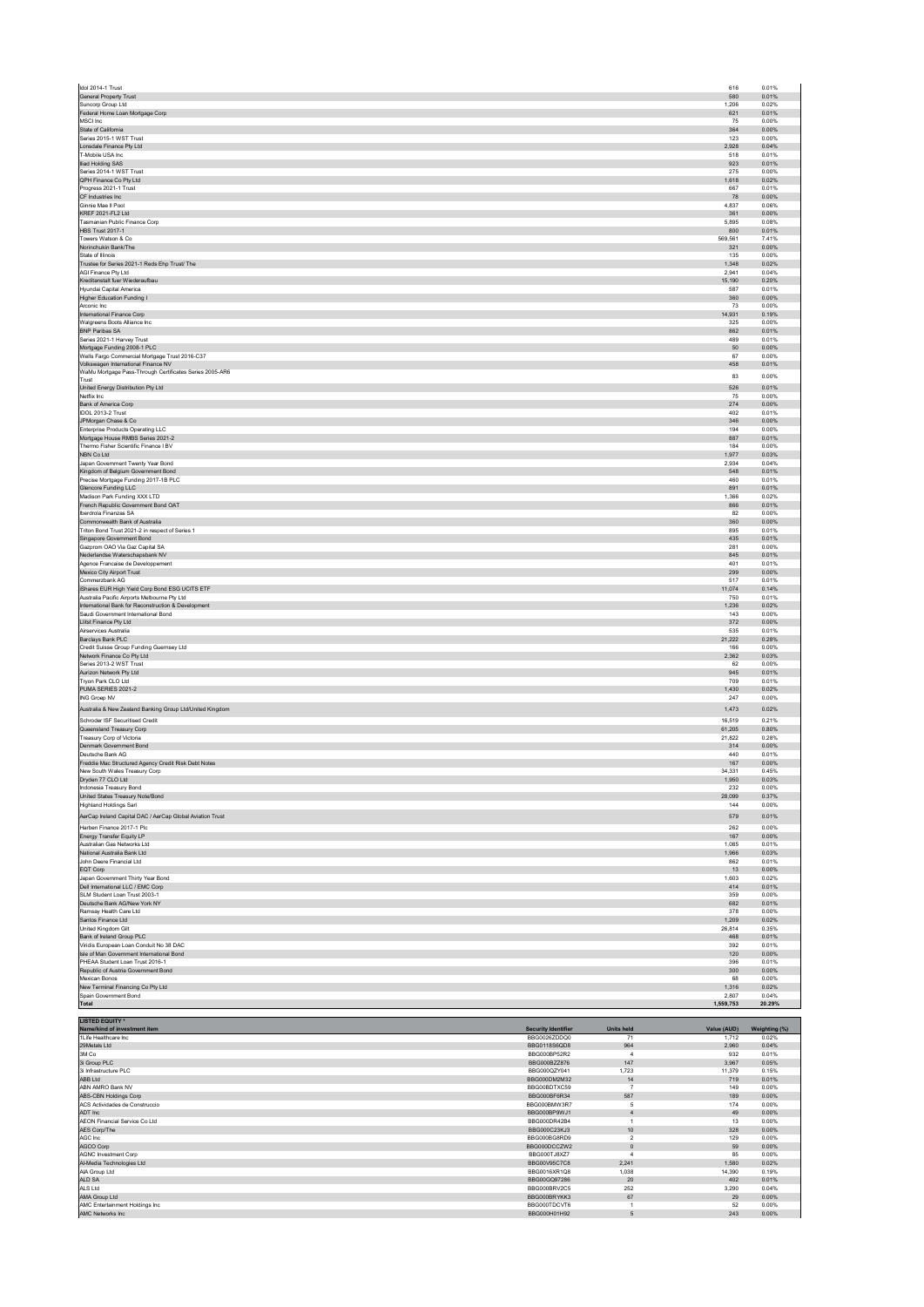| Name/kind of investment item | Value (AUD) | Weighting (%) |
|---|---|---|
| Idol 2014-1 Trust | 616 | 0.01% |
| General Property Trust | 580 | 0.01% |
| Suncorp Group Ltd | 1,206 | 0.02% |
| Federal Home Loan Mortgage Corp | 621 | 0.01% |
| MSCI Inc | 75 | 0.00% |
| State of California | 364 | 0.00% |
| Series 2015-1 WST Trust | 123 | 0.00% |
| Lonsdale Finance Pty Ltd | 2,928 | 0.04% |
| T-Mobile USA Inc | 518 | 0.01% |
| Iliad Holding SAS | 923 | 0.01% |
| Series 2014-1 WST Trust | 275 | 0.00% |
| QPH Finance Co Pty Ltd | 1,618 | 0.02% |
| Progress 2021-1 Trust | 667 | 0.01% |
| CF Industries Inc | 78 | 0.00% |
| Ginnie Mae II Pool | 4,837 | 0.06% |
| KREF 2021-FL2 Ltd | 361 | 0.00% |
| Tasmanian Public Finance Corp | 5,895 | 0.08% |
| HBS Trust 2017-1 | 800 | 0.01% |
| Towers Watson & Co | 569,561 | 7.41% |
| Norinchukin Bank/The | 321 | 0.00% |
| State of Illinois | 135 | 0.00% |
| Trustee for Series 2021-1 Reds Ehp Trust/ The | 1,348 | 0.02% |
| AGI Finance Pty Ltd | 2,941 | 0.04% |
| Kreditanstalt fuer Wiederaufbau | 15,190 | 0.20% |
| Hyundai Capital America | 587 | 0.01% |
| Higher Education Funding I | 380 | 0.00% |
| Arconic Inc | 73 | 0.00% |
| International Finance Corp | 14,931 | 0.19% |
| Walgreens Boots Alliance Inc | 325 | 0.00% |
| BNP Paribas SA | 862 | 0.01% |
| Series 2021-1 Harvey Trust | 489 | 0.01% |
| Mortgage Funding 2008-1 PLC | 50 | 0.00% |
| Wells Fargo Commercial Mortgage Trust 2016-C37 | 67 | 0.00% |
| Volkswagen International Finance NV | 458 | 0.01% |
| WaMu Mortgage Pass-Through Certificates Series 2005-AR6 Trust | 83 | 0.00% |
| United Energy Distribution Pty Ltd | 526 | 0.01% |
| Netflix Inc | 75 | 0.00% |
| Bank of America Corp | 274 | 0.00% |
| IDOL 2013-2 Trust | 402 | 0.01% |
| JPMorgan Chase & Co | 346 | 0.00% |
| Enterprise Products Operating LLC | 194 | 0.00% |
| Mortgage House RMBS Series 2021-2 | 887 | 0.01% |
| Thermo Fisher Scientific Finance I BV | 184 | 0.00% |
| NBN Co Ltd | 1,977 | 0.03% |
| Japan Government Twenty Year Bond | 2,934 | 0.04% |
| Kingdom of Belgium Government Bond | 548 | 0.01% |
| Precise Mortgage Funding 2017-1B PLC | 460 | 0.01% |
| Glencore Funding LLC | 891 | 0.01% |
| Madison Park Funding XXX LTD | 1,366 | 0.02% |
| French Republic Government Bond OAT | 866 | 0.01% |
| Iberdrola Finanzas SA | 82 | 0.00% |
| Commonwealth Bank of Australia | 360 | 0.00% |
| Triton Bond Trust 2021-2 in respect of Series 1 | 895 | 0.01% |
| Singapore Government Bond | 435 | 0.01% |
| Gazprom OAO Via Gaz Capital SA | 281 | 0.00% |
| Nederlandse Waterschapsbank NV | 845 | 0.01% |
| Agence Francaise de Developpement | 401 | 0.01% |
| Mexico City Airport Trust | 299 | 0.00% |
| Commerzbank AG | 517 | 0.01% |
| iShares EUR High Yield Corp Bond ESG UCITS ETF | 11,074 | 0.14% |
| Australia Pacific Airports Melbourne Pty Ltd | 750 | 0.01% |
| International Bank for Reconstruction & Development | 1,236 | 0.02% |
| Saudi Government International Bond | 143 | 0.00% |
| Lllist Finance Pty Ltd | 372 | 0.00% |
| Airservices Australia | 535 | 0.01% |
| Barclays Bank PLC | 21,222 | 0.28% |
| Credit Suisse Group Funding Guernsey Ltd | 166 | 0.00% |
| Network Finance Co Pty Ltd | 2,362 | 0.03% |
| Series 2013-2 WST Trust | 62 | 0.00% |
| Aurizon Network Pty Ltd | 945 | 0.01% |
| Tryon Park CLO Ltd | 709 | 0.01% |
| PUMA SERIES 2021-2 | 1,430 | 0.02% |
| ING Groep NV | 247 | 0.00% |
| Australia & New Zealand Banking Group Ltd/United Kingdom | 1,473 | 0.02% |
| Schroder ISF Securitised Credit | 16,519 | 0.21% |
| Queensland Treasury Corp | 61,205 | 0.80% |
| Treasury Corp of Victoria | 21,822 | 0.28% |
| Denmark Government Bond | 314 | 0.00% |
| Deutsche Bank AG | 440 | 0.01% |
| Freddie Mac Structured Agency Credit Risk Debt Notes | 167 | 0.00% |
| New South Wales Treasury Corp | 34,331 | 0.45% |
| Dryden 77 CLO Ltd | 1,950 | 0.03% |
| Indonesia Treasury Bond | 232 | 0.00% |
| United States Treasury Note/Bond | 28,099 | 0.37% |
| Highland Holdings Sarl | 144 | 0.00% |
| AerCap Ireland Capital DAC / AerCap Global Aviation Trust | 579 | 0.01% |
| Harben Finance 2017-1 Plc | 262 | 0.00% |
| Energy Transfer Equity LP | 167 | 0.00% |
| Australian Gas Networks Ltd | 1,085 | 0.01% |
| National Australia Bank Ltd | 1,966 | 0.03% |
| John Deere Financial Ltd | 862 | 0.01% |
| EQT Corp | 13 | 0.00% |
| Japan Government Thirty Year Bond | 1,603 | 0.02% |
| Dell International LLC / EMC Corp | 414 | 0.01% |
| SLM Student Loan Trust 2003-1 | 359 | 0.00% |
| Deutsche Bank AG/New York NY | 682 | 0.01% |
| Ramsay Health Care Ltd | 378 | 0.00% |
| Santos Finance Ltd | 1,209 | 0.02% |
| United Kingdom Gilt | 26,814 | 0.35% |
| Bank of Ireland Group PLC | 468 | 0.01% |
| Viridis European Loan Conduit No 38 DAC | 392 | 0.01% |
| Isle of Man Government International Bond | 120 | 0.00% |
| PHEAA Student Loan Trust 2016-1 | 396 | 0.01% |
| Republic of Austria Government Bond | 300 | 0.00% |
| Mexican Bonos | 68 | 0.00% |
| New Terminal Financing Co Pty Ltd | 1,316 | 0.02% |
| Spain Government Bond | 2,807 | 0.04% |
| **Total** | **1,559,753** | **20.29%** |

**LISTED EQUITY ***

| Name/kind of investment item | Security Identifier | Units held | Value (AUD) | Weighting (%) |
|---|---|---|---|---|
| 1Life Healthcare Inc | BBG0026ZDDQ0 | 71 | 1,712 | 0.02% |
| 29Metals Ltd | BBG0118S6QD8 | 964 | 2,960 | 0.04% |
| 3M Co | BBG000BP52R2 | 4 | 932 | 0.01% |
| 3i Group PLC | BBG000BZZ876 | 147 | 3,967 | 0.05% |
| 3i Infrastructure PLC | BBG000QZY041 | 1,723 | 11,379 | 0.15% |
| ABB Ltd | BBG000DM2M32 | 14 | 719 | 0.01% |
| ABN AMRO Bank NV | BBG00BTXC59 | 7 | 149 | 0.00% |
| ABS-CBN Holdings Corp | BBG000BF6R34 | 587 | 189 | 0.00% |
| ACS Actividades de Construccio | BBG000BMW3R7 | 5 | 174 | 0.00% |
| ADT Inc | BBG000BP9WJ1 | 4 | 49 | 0.00% |
| AEON Financial Service Co Ltd | BBG000DR42B4 | 1 | 13 | 0.00% |
| AES Corp/The | BBG000C23KJ3 | 10 | 328 | 0.00% |
| AGC Inc | BBG000BG8RD9 | 2 | 129 | 0.00% |
| AGCO Corp | BBG000DCCZW2 | 0 | 59 | 0.00% |
| AGNC Investment Corp | BBG000TJ8XZ7 | 4 | 85 | 0.00% |
| Ai-Media Technologies Ltd | BBG00V95C7C8 | 2,241 | 1,580 | 0.02% |
| AIA Group Ltd | BBG0016XR1Q8 | 1,038 | 14,390 | 0.19% |
| ALD SA | BBG00GQ97286 | 20 | 402 | 0.01% |
| ALS Ltd | BBG000BRV2C5 | 252 | 3,290 | 0.04% |
| AMA Group Ltd | BBG000BRYKK3 | 67 | 29 | 0.00% |
| AMC Entertainment Holdings Inc | BBG000TDCVT6 | 1 | 52 | 0.00% |
| AMC Networks Inc | BBG000H01H92 | 5 | 243 | 0.00% |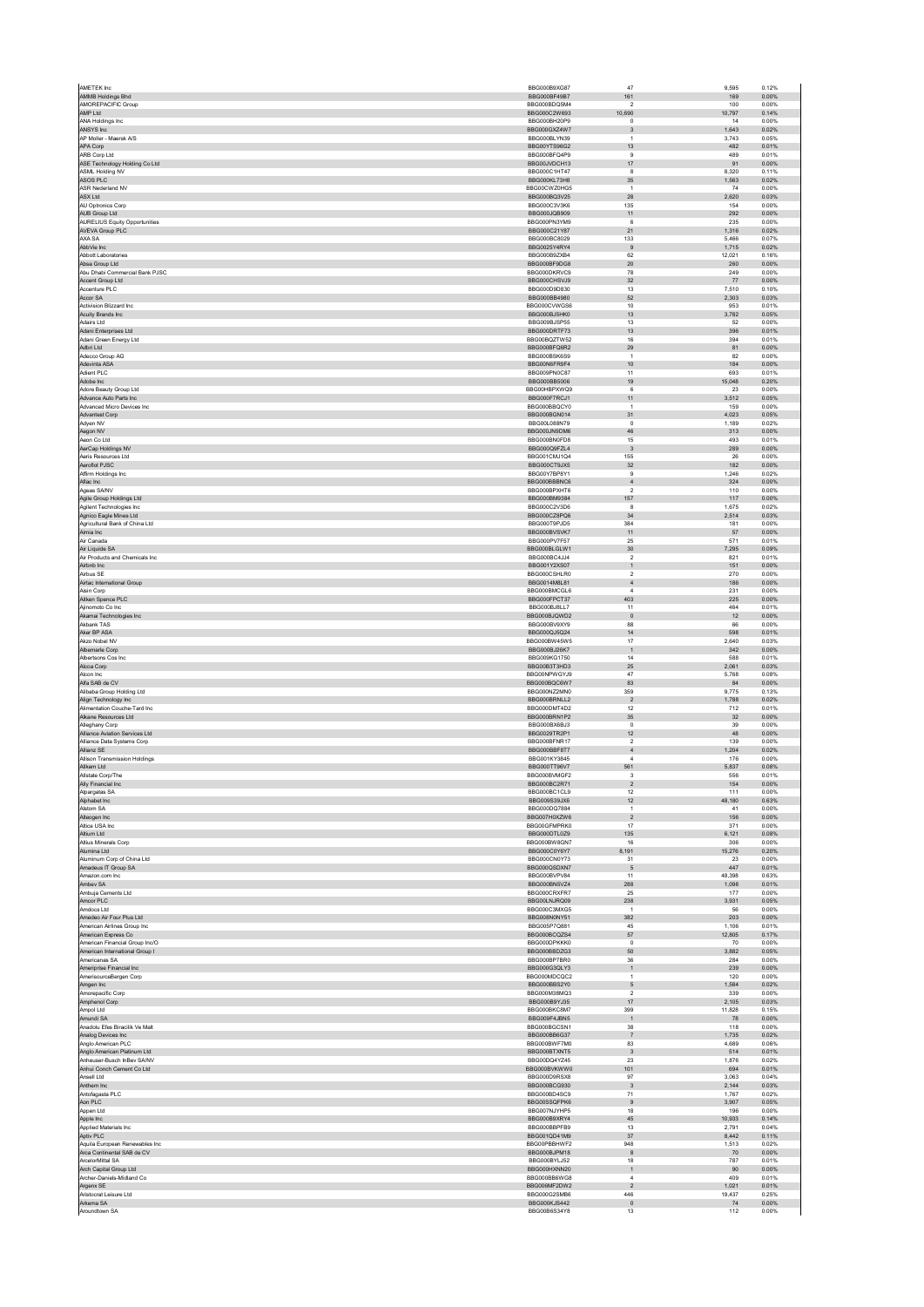| | | | | |
|---|---|---|---|---|
| AMETEK Inc | BBG000B9XG87 | 47 | 9,595 | 0.12% |
| AMMB Holdings Bhd | BBG000BF49B7 | 161 | 169 | 0.00% |
| AMOREPACIFIC Group | BBG000BDQ5M4 | 2 | 100 | 0.00% |
| AMP Ltd | BBG000C2W693 | 10,690 | 10,797 | 0.14% |
| ANA Holdings Inc | BBG000BH20P9 | 0 | 14 | 0.00% |
| ANSYS Inc | BBG000GXZ4W7 | 3 | 1,643 | 0.02% |
| AP Moller - Maersk A/S | BBG000BLYN39 | 1 | 3,743 | 0.05% |
| APA Corp | BBG00YTS96G2 | 13 | 482 | 0.01% |
| ARB Corp Ltd | BBG000BFQ4P9 | 9 | 489 | 0.01% |
| ASE Technology Holding Co Ltd | BBG00JVDCH13 | 17 | 91 | 0.00% |
| ASML Holding NV | BBG000C1HT47 | 8 | 8,320 | 0.11% |
| ASOS PLC | BBG000KL73H8 | 35 | 1,563 | 0.02% |
| ASR Nederland NV | BBG00CWZ0HG5 | 1 | 74 | 0.00% |
| ASX Ltd | BBG000BQ3V25 | 28 | 2,620 | 0.03% |
| AU Optronics Corp | BBG000C3V3K6 | 135 | 154 | 0.00% |
| AUB Group Ltd | BBG000JQB909 | 11 | 292 | 0.00% |
| AURELIUS Equity Opportunities | BBG000PN3YM9 | 6 | 235 | 0.00% |
| AVEVA Group PLC | BBG000C21Y87 | 21 | 1,316 | 0.02% |
| AXA SA | BBG000BC8029 | 133 | 5,466 | 0.07% |
| AbbVie Inc | BBG0025Y4RY4 | 9 | 1,715 | 0.02% |
| Abbott Laboratories | BBG000B9ZXB4 | 62 | 12,021 | 0.16% |
| Absa Group Ltd | BBG000BF9DG8 | 20 | 260 | 0.00% |
| Abu Dhabi Commercial Bank PJSC | BBG000DKRVC9 | 78 | 249 | 0.00% |
| Accent Group Ltd | BBG000CHSVJ9 | 32 | 77 | 0.00% |
| Accenture PLC | BBG000D9D830 | 13 | 7,510 | 0.10% |
| Accor SA | BBG000BB4980 | 52 | 2,303 | 0.03% |
| Activision Blizzard Inc | BBG000CVWGS6 | 10 | 953 | 0.01% |
| Acuity Brands Inc | BBG000BJ5HK0 | 13 | 3,782 | 0.05% |
| Adairs Ltd | BBG009BJSP55 | 13 | 52 | 0.00% |
| Adani Enterprises Ltd | BBG000DRTF73 | 13 | 396 | 0.01% |
| Adani Green Energy Ltd | BBG00BQZTW52 | 16 | 394 | 0.01% |
| Adbri Ltd | BBG000BFQ6R2 | 29 | 81 | 0.00% |
| Adecco Group AG | BBG000BSK6S9 | 1 | 82 | 0.00% |
| Adevinta ASA | BBG00N6FR9F4 | 10 | 184 | 0.00% |
| Adient PLC | BBG009PN0C87 | 11 | 693 | 0.01% |
| Adobe Inc | BBG000BB5006 | 19 | 15,048 | 0.20% |
| Adore Beauty Group Ltd | BBG00HBPXWQ9 | 6 | 23 | 0.00% |
| Advance Auto Parts Inc | BBG000F7RCJ1 | 11 | 3,512 | 0.05% |
| Advanced Micro Devices Inc | BBG000BBQCY0 | 1 | 159 | 0.00% |
| Advantest Corp | BBG000BGN014 | 31 | 4,023 | 0.05% |
| Adyen NV | BBG00L088N79 | 0 | 1,189 | 0.02% |
| Aegon NV | BBG000JN9DM6 | 46 | 313 | 0.00% |
| Aeon Co Ltd | BBG000BN0FD8 | 15 | 493 | 0.01% |
| AerCap Holdings NV | BBG000Q9FZL4 | 3 | 289 | 0.00% |
| Aeris Resources Ltd | BBG001CMJ1Q4 | 155 | 26 | 0.00% |
| Aeroflot PJSC | BBG000CT9JX5 | 32 | 182 | 0.00% |
| Affirm Holdings Inc | BBG00Y7BP8Y1 | 9 | 1,246 | 0.02% |
| Aflac Inc | BBG000BBBNC6 | 4 | 324 | 0.00% |
| Ageas SA/NV | BBG000BPXHT8 | 2 | 110 | 0.00% |
| Agile Group Holdings Ltd | BBG000BM9384 | 157 | 117 | 0.00% |
| Agilent Technologies Inc | BBG000C2V3D6 | 8 | 1,675 | 0.02% |
| Agnico Eagle Mines Ltd | BBG000CZ8PQ6 | 34 | 2,514 | 0.03% |
| Agricultural Bank of China Ltd | BBG000T9PJD5 | 384 | 181 | 0.00% |
| Aimia Inc | BBG000BVSVK7 | 11 | 57 | 0.00% |
| Air Canada | BBG000PV7F57 | 25 | 571 | 0.01% |
| Air Liquide SA | BBG000BLGLW1 | 30 | 7,295 | 0.09% |
| Air Products and Chemicals Inc | BBG000BC4JJ4 | 2 | 821 | 0.01% |
| Airbnb Inc | BBG001Y2XS07 | 1 | 151 | 0.00% |
| Airbus SE | BBG000CSHLR0 | 2 | 270 | 0.00% |
| Airtac International Group | BBG0014M8L81 | 4 | 186 | 0.00% |
| Aisin Corp | BBG000BMCGL6 | 4 | 231 | 0.00% |
| Aitken Spence PLC | BBG000FPCT37 | 403 | 225 | 0.00% |
| Ajinomoto Co Inc | BBG000BJ8LL7 | 11 | 464 | 0.01% |
| Akamai Technologies Inc | BBG000BJQWD2 | 0 | 12 | 0.00% |
| Akbank TAS | BBG000BV9XY9 | 88 | 66 | 0.00% |
| Aker BP ASA | BBG000QJ5Q24 | 14 | 598 | 0.01% |
| Akzo Nobel NV | BBG000BW45W5 | 17 | 2,640 | 0.03% |
| Albemarle Corp | BBG000BJ26K7 | 1 | 342 | 0.00% |
| Albertsons Cos Inc | BBG009KG1750 | 14 | 588 | 0.01% |
| Alcoa Corp | BBG00B3T3HD3 | 25 | 2,061 | 0.03% |
| Alcon Inc | BBG00NPWGYJ9 | 47 | 5,768 | 0.08% |
| Alfa SAB de CV | BBG000BQC6W7 | 83 | 84 | 0.00% |
| Alibaba Group Holding Ltd | BBG000NZ2MN0 | 359 | 9,775 | 0.13% |
| Align Technology Inc | BBG000BRNLL2 | 2 | 1,788 | 0.02% |
| Alimentation Couche-Tard Inc | BBG000DMT4D2 | 12 | 712 | 0.01% |
| Alkane Resources Ltd | BBG000BRN1P2 | 35 | 32 | 0.00% |
| Alleghany Corp | BBG000BX6BJ3 | 0 | 39 | 0.00% |
| Alliance Aviation Services Ltd | BBG0029TR2P1 | 12 | 48 | 0.00% |
| Alliance Data Systems Corp | BBG000BFNR17 | 2 | 139 | 0.00% |
| Allianz SE | BBG000BBF8T7 | 4 | 1,204 | 0.02% |
| Allison Transmission Holdings | BBG001KY3845 | 4 | 176 | 0.00% |
| Allkem Ltd | BBG000TT95V7 | 561 | 5,837 | 0.08% |
| Allstate Corp/The | BBG000BVMGF2 | 3 | 556 | 0.01% |
| Ally Financial Inc | BBG000BC2R71 | 2 | 154 | 0.00% |
| Alpargatas SA | BBG000BC1CL9 | 12 | 111 | 0.00% |
| Alphabet Inc | BBG009S39JX6 | 12 | 48,180 | 0.63% |
| Alstom SA | BBG000DQ7884 | 1 | 41 | 0.00% |
| Alteogen Inc | BBG007H0XZW6 | 2 | 156 | 0.00% |
| Altice USA Inc | BBG00GFMPRK0 | 17 | 371 | 0.00% |
| Altium Ltd | BBG000DTL0Z9 | 135 | 6,121 | 0.08% |
| Altius Minerals Corp | BBG000BW8GN7 | 16 | 308 | 0.00% |
| Alumina Ltd | BBG000C0Y6Y7 | 8,191 | 15,276 | 0.20% |
| Aluminum Corp of China Ltd | BBG000CN0Y73 | 31 | 23 | 0.00% |
| Amadeus IT Group SA | BBG000QSDXN7 | 5 | 447 | 0.01% |
| Amazon.com Inc | BBG000BVPV84 | 11 | 48,398 | 0.63% |
| Ambev SA | BBG000BN5VZ4 | 288 | 1,098 | 0.01% |
| Ambuja Cements Ltd | BBG000CRXFR7 | 25 | 177 | 0.00% |
| Amcor PLC | BBG00LNJRQ09 | 238 | 3,931 | 0.05% |
| Amdocs Ltd | BBG000C3MXG5 | 1 | 56 | 0.00% |
| Amedeo Air Four Plus Ltd | BBG008N0NY51 | 382 | 203 | 0.00% |
| American Airlines Group Inc | BBG005P7Q881 | 45 | 1,106 | 0.01% |
| American Express Co | BBG000BCQZS4 | 57 | 12,805 | 0.17% |
| American Financial Group Inc/O | BBG000DPKKK0 | 0 | 70 | 0.00% |
| American International Group I | BBG000BBDZG3 | 50 | 3,882 | 0.05% |
| Americanas SA | BBG000BP7BR0 | 36 | 284 | 0.00% |
| Ameriprise Financial Inc | BBG000G3QLY3 | 1 | 239 | 0.00% |
| AmerisourceBergen Corp | BBG000MDCQC2 | 1 | 120 | 0.00% |
| Amgen Inc | BBG000BBS2Y0 | 5 | 1,584 | 0.02% |
| Amorepacific Corp | BBG000M38MQ3 | 2 | 339 | 0.00% |
| Amphenol Corp | BBG000B9YJ35 | 17 | 2,105 | 0.03% |
| Ampol Ltd | BBG000BKC8M7 | 399 | 11,828 | 0.15% |
| Amundi SA | BBG009F4JBN5 | 1 | 78 | 0.00% |
| Anadolu Efes Biracilik Ve Malt | BBG000BGCSN1 | 38 | 118 | 0.00% |
| Analog Devices Inc | BBG000BB6G37 | 7 | 1,735 | 0.02% |
| Anglo American PLC | BBG000BWF7M0 | 83 | 4,689 | 0.06% |
| Anglo American Platinum Ltd | BBG000BTXNT5 | 3 | 514 | 0.01% |
| Anheuser-Busch InBev SA/NV | BBG000Q4YZ45 | 23 | 1,876 | 0.02% |
| Anhui Conch Cement Co Ltd | BBG000BVKWW0 | 101 | 694 | 0.01% |
| Ansell Ltd | BBG000D9RSX8 | 97 | 3,063 | 0.04% |
| Anthem Inc | BBG000BCG930 | 3 | 2,144 | 0.03% |
| Antofagasta PLC | BBG000BD4SC9 | 71 | 1,767 | 0.02% |
| Aon PLC | BBG00SSQFPK6 | 9 | 3,907 | 0.05% |
| Appen Ltd | BBG007NJYHP5 | 18 | 196 | 0.00% |
| Apple Inc | BBG000B9XRY4 | 45 | 10,933 | 0.14% |
| Applied Materials Inc | BBG000BBPFB9 | 13 | 2,791 | 0.04% |
| Aptiv PLC | BBG001QD41M9 | 37 | 8,442 | 0.11% |
| Aquila European Renewables Inc | BBG00PBBHWF2 | 948 | 1,513 | 0.02% |
| Arca Continental SAB de CV | BBG000BJPM18 | 8 | 70 | 0.00% |
| ArcelorMittal SA | BBG000BYLJ52 | 18 | 787 | 0.01% |
| Arch Capital Group Ltd | BBG000HXNN20 | 1 | 90 | 0.00% |
| Archer-Daniels-Midland Co | BBG000BB6WG8 | 4 | 409 | 0.01% |
| Argenx SE | BBG006MF2DW2 | 2 | 1,021 | 0.01% |
| Aristocrat Leisure Ltd | BBG000G2SMB6 | 446 | 19,437 | 0.25% |
| Arkema SA | BBG000KJS442 | 0 | 74 | 0.00% |
| Aroundtown SA | BBG00B6S34Y8 | 13 | 112 | 0.00% |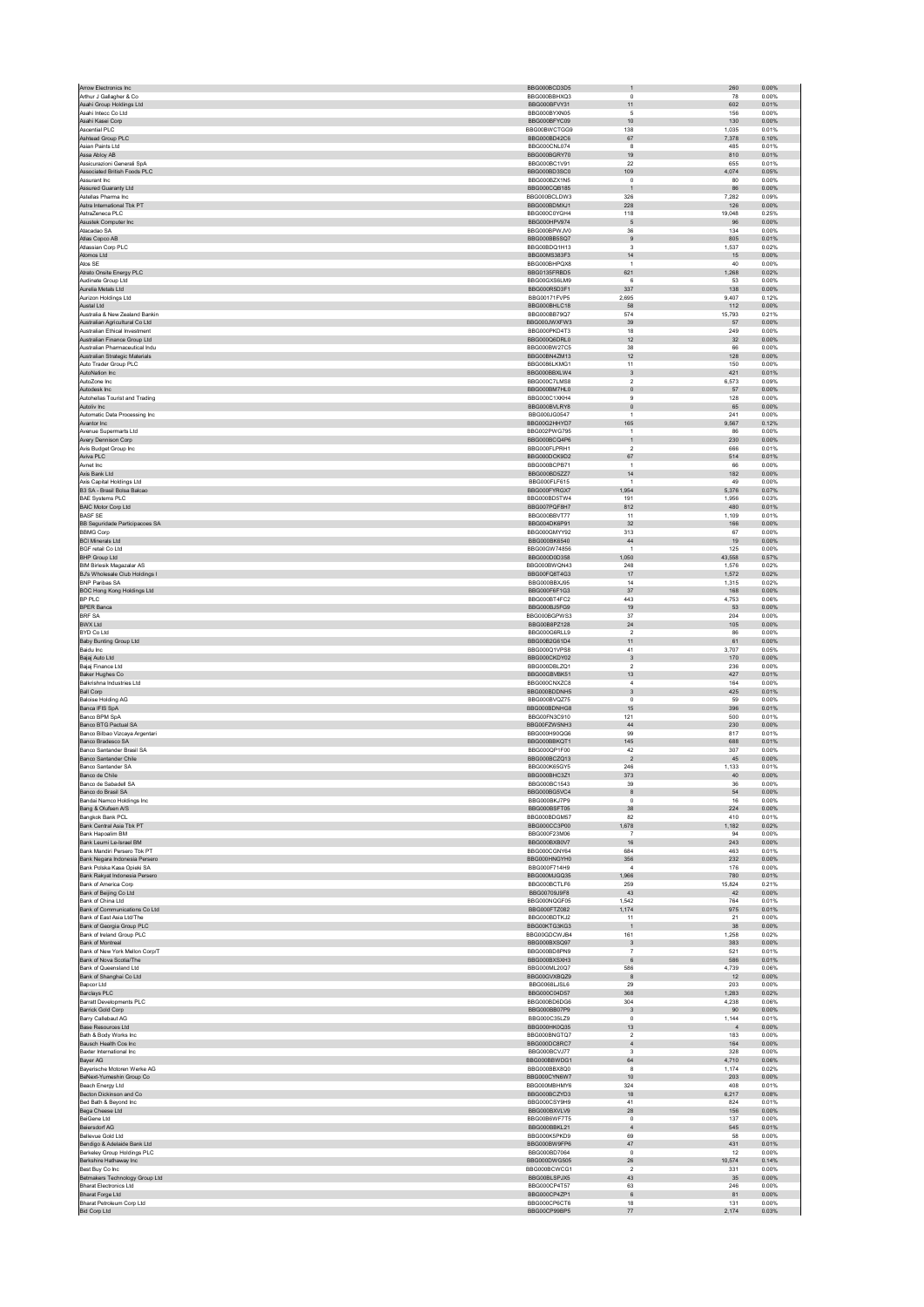| | | | | |
|---|---|---|---|---|
| Arrow Electronics Inc | BBG000BCD3D5 | 1 | 260 | 0.00% |
| Arthur J Gallagher & Co | BBG000BBHXQ3 | 0 | 78 | 0.00% |
| Asahi Group Holdings Ltd | BBG000BFVY31 | 11 | 602 | 0.01% |
| Asahi Intecc Co Ltd | BBG000BYXN05 | 5 | 156 | 0.00% |
| Asahi Kasei Corp | BBG000BFYC09 | 10 | 130 | 0.00% |
| Ascential PLC | BBG00BWCTGG9 | 138 | 1,035 | 0.01% |
| Ashtead Group PLC | BBG000BD42C6 | 67 | 7,378 | 0.10% |
| Asian Paints Ltd | BBG000CNL074 | 8 | 485 | 0.01% |
| Assa Abloy AB | BBG000BGRY70 | 19 | 810 | 0.01% |
| Assicurazioni Generali SpA | BBG000BC1V91 | 22 | 655 | 0.01% |
| Associated British Foods PLC | BBG000BD3SC0 | 109 | 4,074 | 0.05% |
| Assurant Inc | BBG000BZX1N5 | 0 | 80 | 0.00% |
| Assured Guaranty Ltd | BBG000CQB185 | 1 | 86 | 0.00% |
| Astellas Pharma Inc | BBG000BCLDW3 | 326 | 7,282 | 0.09% |
| Astra International Tbk PT | BBG000BDMXJ1 | 228 | 126 | 0.00% |
| AstraZeneca PLC | BBG000C0YGH4 | 118 | 19,048 | 0.25% |
| Asustek Computer Inc | BBG000HPV974 | 5 | 96 | 0.00% |
| Atacadao SA | BBG000BPWJV0 | 36 | 134 | 0.00% |
| Atlas Copco AB | BBG000BB5SQ7 | 9 | 805 | 0.01% |
| Atlassian Corp PLC | BBG00BDQ1H13 | 3 | 1,537 | 0.02% |
| Atomos Ltd | BBG00MS383F3 | 14 | 15 | 0.00% |
| Atos SE | BBG000BHPQX8 | 1 | 40 | 0.00% |
| Atrato Onsite Energy PLC | BBG0135FRBD5 | 621 | 1,268 | 0.02% |
| Audinate Group Ltd | BBG00GXS6LM9 | 6 | 53 | 0.00% |
| Aurelia Metals Ltd | BBG000RSD3F1 | 337 | 138 | 0.00% |
| Aurizon Holdings Ltd | BBG00171FVP5 | 2,695 | 9,407 | 0.12% |
| Austal Ltd | BBG000BHLC18 | 58 | 112 | 0.00% |
| Australia & New Zealand Bankin | BBG000BB79Q7 | 574 | 15,793 | 0.21% |
| Australian Agricultural Co Ltd | BBG000JWXFW3 | 39 | 57 | 0.00% |
| Australian Ethical Investment | BBG000PKD4T3 | 18 | 249 | 0.00% |
| Australian Finance Group Ltd | BBG000Q6DRL0 | 12 | 32 | 0.00% |
| Australian Pharmaceutical Indu | BBG000BW27C5 | 38 | 66 | 0.00% |
| Australian Strategic Materials | BBG00BN4ZM13 | 12 | 128 | 0.00% |
| Auto Trader Group PLC | BBG0086LKMG1 | 11 | 150 | 0.00% |
| AutoNation Inc | BBG000BBXLW4 | 3 | 421 | 0.01% |
| AutoZone Inc | BBG000C7LMS8 | 2 | 6,573 | 0.09% |
| Autodesk Inc | BBG000BM7HL0 | 0 | 57 | 0.00% |
| Autohellas Tourist and Trading | BBG000C1XKH4 | 9 | 128 | 0.00% |
| Autoliv Inc | BBG000BVLRY8 | 0 | 65 | 0.00% |
| Automatic Data Processing Inc | BBG000JG0547 | 1 | 241 | 0.00% |
| Avantor Inc | BBG00G2HHYD7 | 165 | 9,567 | 0.12% |
| Avenue Supermarts Ltd | BBG002PWG795 | 1 | 86 | 0.00% |
| Avery Dennison Corp | BBG000BCQ4P6 | 1 | 230 | 0.00% |
| Avis Budget Group Inc | BBG000FLPRH1 | 2 | 666 | 0.01% |
| Aviva PLC | BBG000DCK9D2 | 67 | 514 | 0.01% |
| Avnet Inc | BBG000BCPB71 | 1 | 66 | 0.00% |
| Axis Bank Ltd | BBG000BD5ZZ7 | 14 | 182 | 0.00% |
| Axis Capital Holdings Ltd | BBG000FLF615 | 1 | 49 | 0.00% |
| B3 SA - Brasil Bolsa Balcao | BBG000FYRGX7 | 1,954 | 5,376 | 0.07% |
| BAE Systems PLC | BBG000BD5TW4 | 191 | 1,956 | 0.03% |
| BAIC Motor Corp Ltd | BBG007PQF8H7 | 812 | 480 | 0.01% |
| BASF SE | BBG000BBVT77 | 11 | 1,109 | 0.01% |
| BB Seguridade Participacoes SA | BBG004DK6P91 | 32 | 166 | 0.00% |
| BBMG Corp | BBG000GMYY92 | 313 | 67 | 0.00% |
| BCI Minerals Ltd | BBG000BK6540 | 44 | 19 | 0.00% |
| BGF retail Co Ltd | BBG00GW74856 | 1 | 125 | 0.00% |
| BHP Group Ltd | BBG000D0D358 | 1,050 | 43,558 | 0.57% |
| BIM Birlesik Magazalar AS | BBG000BWQN43 | 248 | 1,576 | 0.02% |
| BJ's Wholesale Club Holdings I | BBG00FQ8T4G3 | 17 | 1,572 | 0.02% |
| BNP Paribas SA | BBG000BBXJ95 | 14 | 1,315 | 0.02% |
| BOC Hong Kong Holdings Ltd | BBG000F6F1G3 | 37 | 168 | 0.00% |
| BP PLC | BBG000BT4FC2 | 443 | 4,753 | 0.06% |
| BPER Banca | BBG000BJ5FG9 | 19 | 53 | 0.00% |
| BRF SA | BBG000BGPWS3 | 37 | 204 | 0.00% |
| BWX Ltd | BBG00B8PZ128 | 24 | 105 | 0.00% |
| BYD Co Ltd | BBG000G6RLL9 | 2 | 86 | 0.00% |
| Baby Bunting Group Ltd | BBG00B2G61D4 | 11 | 61 | 0.00% |
| Baidu Inc | BBG000Q1VPS8 | 41 | 3,707 | 0.05% |
| Bajaj Auto Ltd | BBG000CKDY02 | 3 | 170 | 0.00% |
| Bajaj Finance Ltd | BBG000DBLZQ1 | 2 | 236 | 0.00% |
| Baker Hughes Co | BBG00GBVBK51 | 13 | 427 | 0.01% |
| Balkrishna Industries Ltd | BBG000CNXZC8 | 4 | 164 | 0.00% |
| Ball Corp | BBG000BDDNH5 | 3 | 425 | 0.01% |
| Baloise Holding AG | BBG000BVQZ75 | 0 | 59 | 0.00% |
| Banca IFIS SpA | BBG000BDNHG8 | 15 | 396 | 0.01% |
| Banco BPM SpA | BBG00FN3C910 | 121 | 500 | 0.01% |
| Banco BTG Pactual SA | BBG00FZWSNH3 | 44 | 230 | 0.00% |
| Banco Bilbao Vizcaya Argentari | BBG000H90QG6 | 99 | 817 | 0.01% |
| Banco Bradesco SA | BBG000BBKQT1 | 145 | 688 | 0.01% |
| Banco Santander Brasil SA | BBG000QP1F00 | 42 | 307 | 0.00% |
| Banco Santander Chile | BBG000BCZQ13 | 2 | 45 | 0.00% |
| Banco Santander SA | BBG000K65GY5 | 246 | 1,133 | 0.01% |
| Banco de Chile | BBG000BHC3Z1 | 373 | 40 | 0.00% |
| Banco de Sabadell SA | BBG000BC1543 | 39 | 36 | 0.00% |
| Banco do Brasil SA | BBG000BG5VC4 | 8 | 54 | 0.00% |
| Bandai Namco Holdings Inc | BBG000BKJ7P9 | 0 | 16 | 0.00% |
| Bang & Olufsen A/S | BBG000BSFT05 | 38 | 224 | 0.00% |
| Bangkok Bank PCL | BBG000BDGM57 | 82 | 410 | 0.01% |
| Bank Central Asia Tbk PT | BBG000CC3P00 | 1,678 | 1,182 | 0.02% |
| Bank Hapoalim BM | BBG000F23M06 | 7 | 94 | 0.00% |
| Bank Leumi Le-Israel BM | BBG000BXB0V7 | 16 | 243 | 0.00% |
| Bank Mandiri Persero Tbk PT | BBG000CGNY64 | 684 | 463 | 0.01% |
| Bank Negara Indonesia Persero | BBG000HNGYH0 | 356 | 232 | 0.00% |
| Bank Polska Kasa Opieki SA | BBG000F714H9 | 4 | 176 | 0.00% |
| Bank Rakyat Indonesia Persero | BBG000MJGQ35 | 1,966 | 780 | 0.01% |
| Bank of America Corp | BBG000BCTLF6 | 259 | 15,824 | 0.21% |
| Bank of Beijing Co Ltd | BBG00709J9F8 | 43 | 42 | 0.00% |
| Bank of China Ltd | BBG000NQGF05 | 1,542 | 764 | 0.01% |
| Bank of Communications Co Ltd | BBG000FTZ062 | 1,174 | 975 | 0.01% |
| Bank of East Asia Ltd/The | BBG000BDTKJ2 | 11 | 21 | 0.00% |
| Bank of Georgia Group PLC | BBG00KTG3KG3 | 1 | 38 | 0.00% |
| Bank of Ireland Group PLC | BBG00GDCWJB4 | 161 | 1,258 | 0.02% |
| Bank of Montreal | BBG000BXSQ97 | 3 | 383 | 0.00% |
| Bank of New York Mellon Corp/T | BBG000BD8PN9 | 7 | 521 | 0.01% |
| Bank of Nova Scotia/The | BBG000BXSXH3 | 6 | 586 | 0.01% |
| Bank of Queensland Ltd | BBG000ML20Q7 | 586 | 4,739 | 0.06% |
| Bank of Shanghai Co Ltd | BBG00GVXBQZ9 | 8 | 12 | 0.00% |
| Bapcor Ltd | BBG0068LJSL6 | 29 | 203 | 0.00% |
| Barclays PLC | BBG000C04D57 | 368 | 1,283 | 0.02% |
| Barratt Developments PLC | BBG000BD6DG6 | 304 | 4,238 | 0.06% |
| Barrick Gold Corp | BBG000BB07P9 | 3 | 90 | 0.00% |
| Barry Callebaut AG | BBG000C35LZ9 | 0 | 1,144 | 0.01% |
| Base Resources Ltd | BBG000HK0Q35 | 13 | 4 | 0.00% |
| Bath & Body Works Inc | BBG000BNGTQ7 | 2 | 183 | 0.00% |
| Bausch Health Cos Inc | BBG000DC8RC7 | 4 | 164 | 0.00% |
| Baxter International Inc | BBG000BCVJ77 | 3 | 328 | 0.00% |
| Bayer AG | BBG000BBWDG1 | 64 | 4,710 | 0.06% |
| Bayerische Motoren Werke AG | BBG000BBX8Q0 | 8 | 1,174 | 0.02% |
| BeNext-Yumeshin Group Co | BBG00CYN6W7 | 10 | 203 | 0.00% |
| Beach Energy Ltd | BBG000MBHMY8 | 324 | 408 | 0.01% |
| Becton Dickinson and Co | BBG000BCZYD3 | 18 | 6,217 | 0.08% |
| Bed Bath & Beyond Inc | BBG000CSY9H9 | 41 | 824 | 0.01% |
| Bega Cheese Ltd | BBG000BXVLV9 | 28 | 156 | 0.00% |
| BeiGene Ltd | BBG00B6WF7T5 | 0 | 137 | 0.00% |
| Beiersdorf AG | BBG000BBKL21 | 4 | 545 | 0.01% |
| Bellevue Gold Ltd | BBG000K5PKD9 | 69 | 58 | 0.00% |
| Bendigo & Adelaide Bank Ltd | BBG000BW9FP6 | 47 | 431 | 0.01% |
| Berkeley Group Holdings PLC | BBG000BD7064 | 0 | 12 | 0.00% |
| Berkshire Hathaway Inc | BBG000DWG505 | 26 | 10,574 | 0.14% |
| Best Buy Co Inc | BBG000BCWCG1 | 2 | 331 | 0.00% |
| Betmakers Technology Group Ltd | BBG00BLSPJX5 | 43 | 35 | 0.00% |
| Bharat Electronics Ltd | BBG000CP4T57 | 63 | 246 | 0.00% |
| Bharat Forge Ltd | BBG000CP4ZP1 | 6 | 81 | 0.00% |
| Bharat Petroleum Corp Ltd | BBG000CP6CT6 | 18 | 131 | 0.00% |
| Bid Corp Ltd | BBG00CP99BP5 | 77 | 2,174 | 0.03% |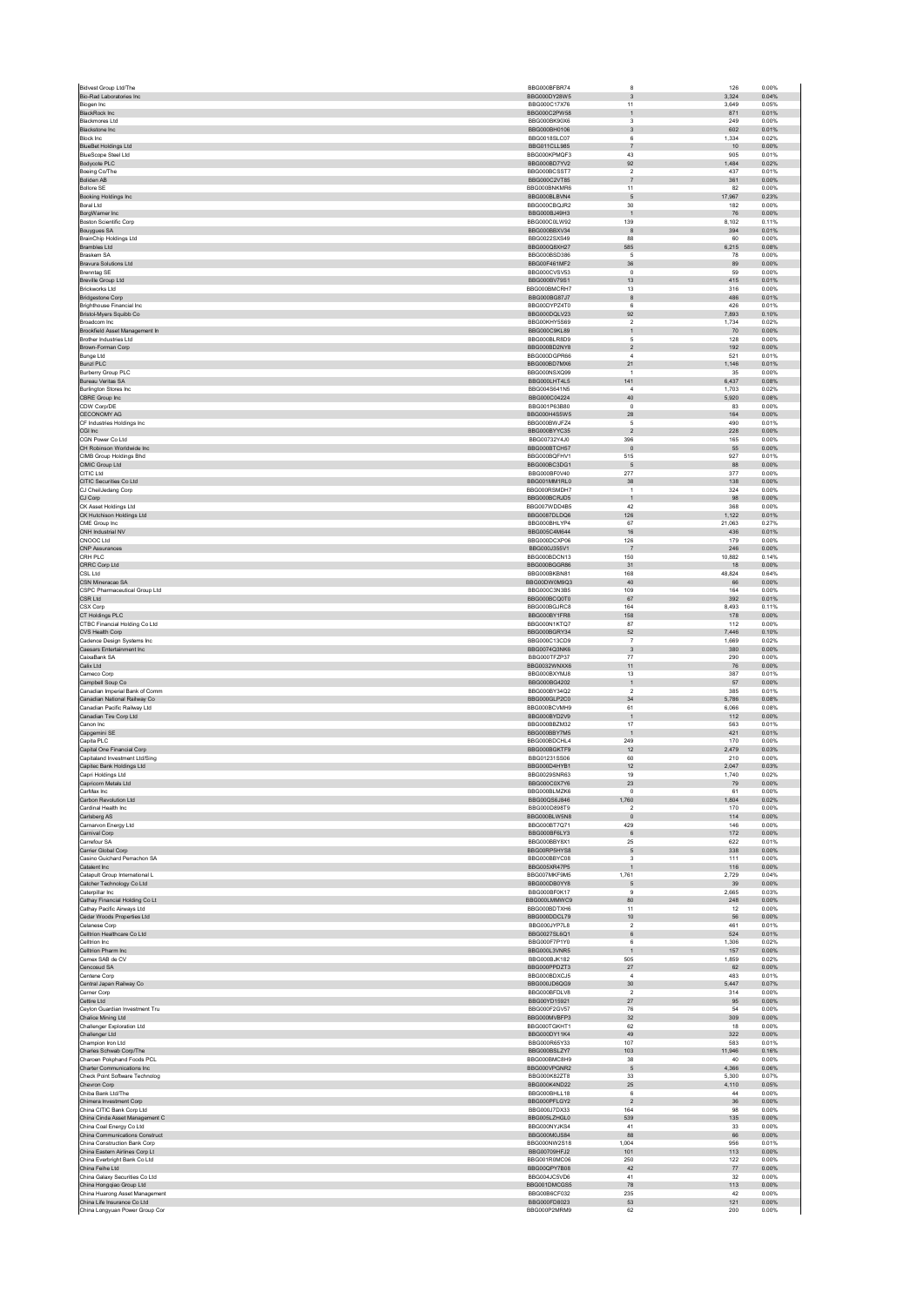| | | | | |
|---|---|---|---|---|
| Bidvest Group Ltd/The | BBG000BFBR74 | 8 | 126 | 0.00% |
| Bio-Rad Laboratories Inc | BBG000DY28W5 | 3 | 3,324 | 0.04% |
| Biogen Inc | BBG000C17X76 | 11 | 3,649 | 0.05% |
| BlackRock Inc | BBG000C2PW58 | 1 | 871 | 0.01% |
| Blackmores Ltd | BBG000BK90X6 | 3 | 249 | 0.00% |
| Blackstone Inc | BBG000BH0106 | 3 | 602 | 0.01% |
| Block Inc | BBG0018SLC07 | 6 | 1,334 | 0.02% |
| BlueBet Holdings Ltd | BBG011CLL985 | 7 | 10 | 0.00% |
| BlueScope Steel Ltd | BBG000KPMQF3 | 43 | 905 | 0.01% |
| Bodycote PLC | BBG000BD7YV2 | 92 | 1,484 | 0.02% |
| Boeing Co/The | BBG000BCSST7 | 2 | 437 | 0.01% |
| Boliden AB | BBG000C2VT85 | 7 | 361 | 0.00% |
| Bollore SE | BBG000BNKMR6 | 11 | 82 | 0.00% |
| Booking Holdings Inc | BBG000BLBVN4 | 5 | 17,967 | 0.23% |
| Boral Ltd | BBG000CBQJR2 | 30 | 182 | 0.00% |
| BorgWarner Inc | BBG000BJ49H3 | 1 | 76 | 0.00% |
| Boston Scientific Corp | BBG000C0LW92 | 139 | 8,102 | 0.11% |
| Bouygues SA | BBG000BBXV34 | 8 | 394 | 0.01% |
| BrainChip Holdings Ltd | BBG0022SXS49 | 88 | 60 | 0.00% |
| Brambles Ltd | BBG000Q8XH27 | 585 | 6,215 | 0.08% |
| Braskem SA | BBG000BSD386 | 5 | 78 | 0.00% |
| Bravura Solutions Ltd | BBG00F461MF2 | 36 | 89 | 0.00% |
| Brenntag SE | BBG000CVSV53 | 0 | 59 | 0.00% |
| Breville Group Ltd | BBG000BV79S1 | 13 | 415 | 0.01% |
| Brickworks Ltd | BBG000BMCRH7 | 13 | 316 | 0.00% |
| Bridgestone Corp | BBG000BG87J7 | 8 | 486 | 0.01% |
| Brighthouse Financial Inc | BBG00DYPZ4T0 | 6 | 426 | 0.01% |
| Bristol-Myers Squibb Co | BBG000DQLV23 | 92 | 7,893 | 0.10% |
| Broadcom Inc | BBG00KHY5S69 | 2 | 1,734 | 0.02% |
| Brookfield Asset Management In | BBG000C9KL89 | 1 | 70 | 0.00% |
| Brother Industries Ltd | BBG000BLR8D9 | 5 | 128 | 0.00% |
| Brown-Forman Corp | BBG000BD2NY8 | 2 | 192 | 0.00% |
| Bunge Ltd | BBG000DGPR66 | 4 | 521 | 0.01% |
| Bunzl PLC | BBG000BD7MX6 | 21 | 1,146 | 0.01% |
| Burberry Group PLC | BBG000NSXQ99 | 1 | 35 | 0.00% |
| Bureau Veritas SA | BBG000LHT4L5 | 141 | 6,437 | 0.08% |
| Burlington Stores Inc | BBG004S641N5 | 4 | 1,703 | 0.02% |
| CBRE Group Inc | BBG000C04224 | 40 | 5,920 | 0.08% |
| CDW Corp/DE | BBG001P63B80 | 0 | 83 | 0.00% |
| CECONOMY AG | BBG000H4S5W5 | 26 | 164 | 0.00% |
| CF Industries Holdings Inc | BBG000BWJFZ4 | 5 | 490 | 0.01% |
| CGI Inc | BBG000BYYC35 | 2 | 228 | 0.00% |
| CGN Power Co Ltd | BBG00732Y4J0 | 396 | 165 | 0.00% |
| CH Robinson Worldwide Inc | BBG000BTCH57 | 0 | 55 | 0.00% |
| CIMB Group Holdings Bhd | BBG000BQFHV1 | 515 | 927 | 0.01% |
| CIMIC Group Ltd | BBG000BC3DG1 | 5 | 88 | 0.00% |
| CITIC Ltd | BBG000BF0V40 | 277 | 377 | 0.00% |
| CITIC Securities Co Ltd | BBG001MM1RL0 | 38 | 138 | 0.00% |
| CJ CheilJedang Corp | BBG000RSMDH7 | 1 | 324 | 0.00% |
| CJ Corp | BBG000BCRJD5 | 1 | 98 | 0.00% |
| CK Asset Holdings Ltd | BBG007WDD4B5 | 42 | 368 | 0.00% |
| CK Hutchison Holdings Ltd | BBG0087DLDQ6 | 126 | 1,122 | 0.01% |
| CME Group Inc | BBG000BHLYP4 | 67 | 21,063 | 0.27% |
| CNH Industrial NV | BBG005C4M644 | 16 | 436 | 0.01% |
| CNOOC Ltd | BBG000DCXP06 | 126 | 179 | 0.00% |
| CNP Assurances | BBG000J355V1 | 7 | 246 | 0.00% |
| CRH PLC | BBG000BDCN13 | 150 | 10,882 | 0.14% |
| CRRC Corp Ltd | BBG000BGGR86 | 31 | 18 | 0.00% |
| CSL Ltd | BBG000BKBN81 | 168 | 48,824 | 0.64% |
| CSN Mineracao SA | BBG00DW0M9Q3 | 40 | 66 | 0.00% |
| CSPC Pharmaceutical Group Ltd | BBG000C3N3B5 | 109 | 164 | 0.00% |
| CSR Ltd | BBG000BCQ0T0 | 67 | 392 | 0.01% |
| CSX Corp | BBG000BGJRC8 | 164 | 8,493 | 0.11% |
| CT Holdings PLC | BBG000BY1FR8 | 158 | 178 | 0.00% |
| CTBC Financial Holding Co Ltd | BBG000N1KTQ7 | 87 | 112 | 0.00% |
| CVS Health Corp | BBG000BGRY34 | 52 | 7,446 | 0.10% |
| Cadence Design Systems Inc | BBG000C13CD9 | 7 | 1,669 | 0.02% |
| Caesars Entertainment Inc | BBG0074Q3NK6 | 3 | 380 | 0.00% |
| CaixaBank SA | BBG000TFZP37 | 77 | 290 | 0.00% |
| Calix Ltd | BBG0032WNXX6 | 11 | 76 | 0.00% |
| Cameco Corp | BBG000BXYMJ8 | 13 | 387 | 0.01% |
| Campbell Soup Co | BBG000BG4202 | 1 | 57 | 0.00% |
| Canadian Imperial Bank of Comm | BBG000BY34Q2 | 2 | 385 | 0.01% |
| Canadian National Railway Co | BBG000GLP2C0 | 34 | 5,786 | 0.08% |
| Canadian Pacific Railway Ltd | BBG000BCVMH9 | 61 | 6,066 | 0.08% |
| Canadian Tire Corp Ltd | BBG000BYD2V9 | 1 | 112 | 0.00% |
| Canon Inc | BBG000BBZM32 | 17 | 563 | 0.01% |
| Capgemini SE | BBG000BBY7M5 | 1 | 421 | 0.01% |
| Capita PLC | BBG000BDCHL4 | 249 | 170 | 0.00% |
| Capital One Financial Corp | BBG000BGKTF9 | 12 | 2,479 | 0.03% |
| Capitaland Investment Ltd/Sing | BBG01231SS06 | 60 | 210 | 0.00% |
| Capitec Bank Holdings Ltd | BBG000D4HYB1 | 12 | 2,047 | 0.03% |
| Capri Holdings Ltd | BBG0029SNR63 | 19 | 1,740 | 0.02% |
| Capricorn Metals Ltd | BBG000C0X7Y6 | 23 | 79 | 0.00% |
| CarMax Inc | BBG000BLMZK6 | 0 | 61 | 0.00% |
| Carbon Revolution Ltd | BBG00QS6J846 | 1,760 | 1,804 | 0.02% |
| Cardinal Health Inc | BBG000D898T9 | 2 | 170 | 0.00% |
| Carlsberg AS | BBG000BLW5N8 | 0 | 114 | 0.00% |
| Carnarvon Energy Ltd | BBG000BT7Q71 | 429 | 146 | 0.00% |
| Carnival Corp | BBG000BF6LY3 | 6 | 172 | 0.00% |
| Carrefour SA | BBG000BBY8X1 | 25 | 622 | 0.01% |
| Carrier Global Corp | BBG00RP5HYS8 | 5 | 338 | 0.00% |
| Casino Guichard Perrachon SA | BBG000BBYC08 | 3 | 111 | 0.00% |
| Catalent Inc | BBG005XR47P5 | 1 | 116 | 0.00% |
| Catapult Group International L | BBG007MKF9M5 | 1,761 | 2,729 | 0.04% |
| Catcher Technology Co Ltd | BBG000DB0YY6 | 5 | 39 | 0.00% |
| Caterpillar Inc | BBG000BF0K17 | 9 | 2,665 | 0.03% |
| Cathay Financial Holding Co Lt | BBG000LMMWC9 | 80 | 248 | 0.00% |
| Cathay Pacific Airways Ltd | BBG000BDTXH6 | 11 | 12 | 0.00% |
| Cedar Woods Properties Ltd | BBG000DDCL79 | 10 | 56 | 0.00% |
| Celanese Corp | BBG000JYP7L8 | 2 | 461 | 0.01% |
| Celltrion Healthcare Co Ltd | BBG0027SL6Q1 | 6 | 524 | 0.01% |
| Celltrion Inc | BBG000F7P1Y0 | 6 | 1,308 | 0.02% |
| Celltrion Pharm Inc | BBG000L3VNR5 | 1 | 157 | 0.00% |
| Cemex SAB de CV | BBG000BJK182 | 505 | 1,859 | 0.02% |
| Cencosud SA | BBG000PPDZT3 | 27 | 62 | 0.00% |
| Centene Corp | BBG000BDXCJ5 | 4 | 483 | 0.01% |
| Central Japan Railway Co | BBG000JD6QG9 | 30 | 5,447 | 0.07% |
| Cerner Corp | BBG000BFDLV8 | 2 | 314 | 0.00% |
| Cettire Ltd | BBG00YD15921 | 27 | 95 | 0.00% |
| Ceylon Guardian Investment Tru | BBG000F2GV57 | 76 | 54 | 0.00% |
| Chalice Mining Ltd | BBG000MVBFP3 | 32 | 309 | 0.00% |
| Challenger Exploration Ltd | BBG000TGKHT1 | 62 | 18 | 0.00% |
| Challenger Ltd | BBG000DY11K4 | 49 | 322 | 0.00% |
| Champion Iron Ltd | BBG000R65Y33 | 107 | 583 | 0.01% |
| Charles Schwab Corp/The | BBG000BSLZY7 | 103 | 11,946 | 0.16% |
| Charoen Pokphand Foods PCL | BBG000BMC8H9 | 38 | 40 | 0.00% |
| Charter Communications Inc | BBG000VPGNR2 | 5 | 4,366 | 0.06% |
| Check Point Software Technolog | BBG000K82ZT8 | 33 | 5,300 | 0.07% |
| Chevron Corp | BBG000K4ND22 | 25 | 4,110 | 0.05% |
| Chiba Bank Ltd/The | BBG000BHLL18 | 6 | 44 | 0.00% |
| Chimera Investment Corp | BBG000PFLGY2 | 2 | 36 | 0.00% |
| China CITIC Bank Corp Ltd | BBG000J7DX33 | 164 | 98 | 0.00% |
| China Cinda Asset Management C | BBG005LZHGL0 | 539 | 135 | 0.00% |
| China Coal Energy Co Ltd | BBG000NYJKS4 | 41 | 33 | 0.00% |
| China Communications Construct | BBG000M0JS84 | 88 | 66 | 0.00% |
| China Construction Bank Corp | BBG000NW2S18 | 1,004 | 956 | 0.01% |
| China Eastern Airlines Corp Lt | BBG00709HFJ2 | 101 | 113 | 0.00% |
| China Everbright Bank Co Ltd | BBG001R0MC06 | 250 | 122 | 0.00% |
| China Feihe Ltd | BBG00QPY7B08 | 42 | 77 | 0.00% |
| China Galaxy Securities Co Ltd | BBG004JC5VD6 | 41 | 32 | 0.00% |
| China Hongqiao Group Ltd | BBG001DMCGS5 | 78 | 113 | 0.00% |
| China Huarong Asset Management | BBG00B6CF032 | 235 | 42 | 0.00% |
| China Life Insurance Co Ltd | BBG000FD8023 | 53 | 121 | 0.00% |
| China Longyuan Power Group Cor | BBG000P2MRM9 | 62 | 200 | 0.00% |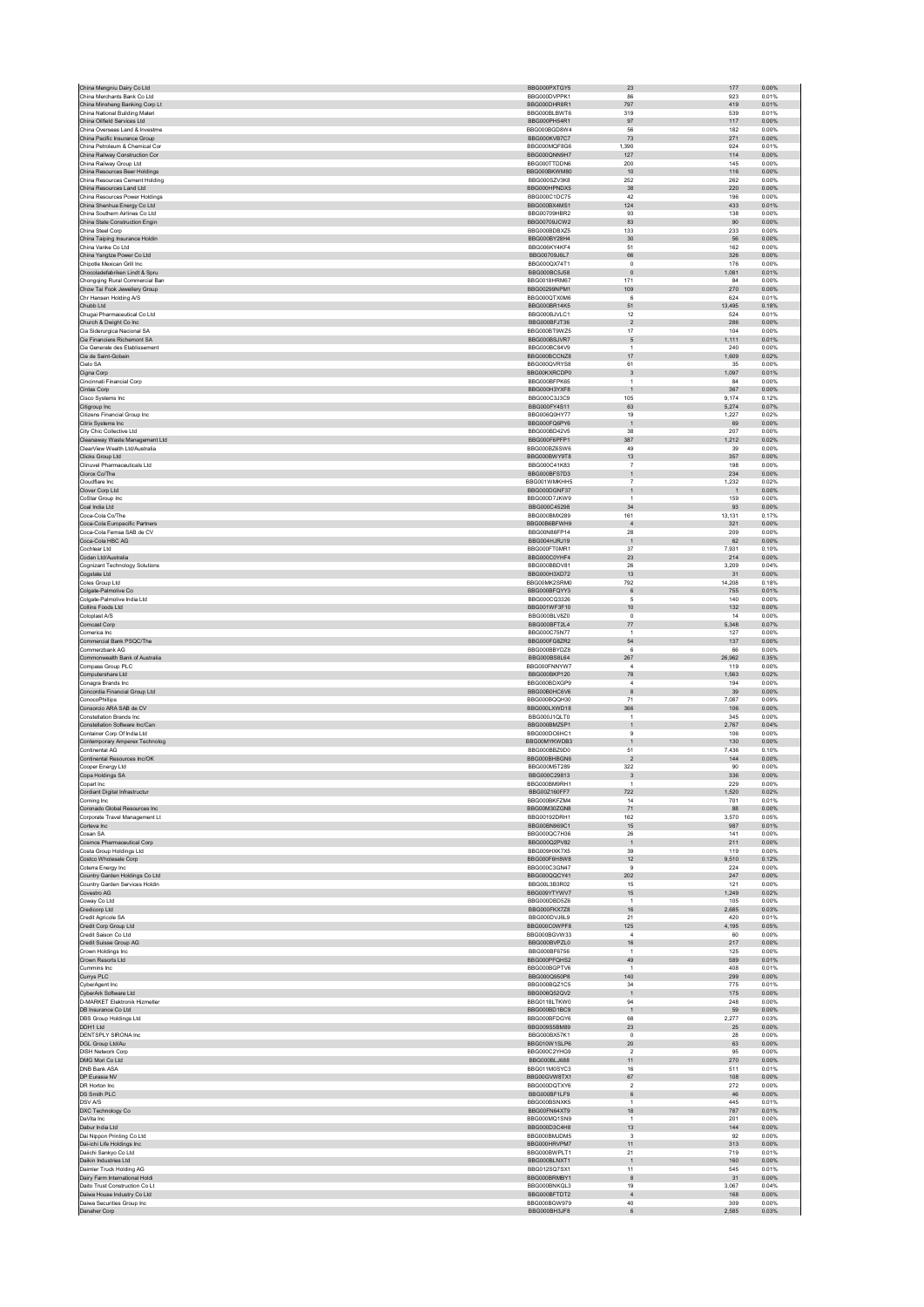| | | | | |
|---|---|---|---|---|
| China Mengniu Dairy Co Ltd | BBG000PXTGY5 | 23 | 177 | 0.00% |
| China Merchants Bank Co Ltd | BBG000DVPPK1 | 86 | 923 | 0.01% |
| China Minsheng Banking Corp Lt | BBG000DHR8R1 | 797 | 419 | 0.01% |
| China National Building Materi | BBG000BLBWT6 | 319 | 539 | 0.01% |
| China Oilfield Services Ltd | BBG000PH54R1 | 97 | 117 | 0.00% |
| China Overseas Land & Investme | BBG000BGD8W4 | 56 | 182 | 0.00% |
| China Pacific Insurance Group | BBG000KVB7C7 | 73 | 271 | 0.00% |
| China Petroleum & Chemical Cor | BBG000MQF8G6 | 1,390 | 924 | 0.01% |
| China Railway Construction Cor | BBG000QNN9H7 | 127 | 114 | 0.00% |
| China Railway Group Ltd | BBG000TTDDN6 | 200 | 145 | 0.00% |
| China Resources Beer Holdings | BBG000BKWM80 | 10 | 116 | 0.00% |
| China Resources Cement Holding | BBG000SZV3K8 | 252 | 262 | 0.00% |
| China Resources Land Ltd | BBG000HPNDX5 | 38 | 220 | 0.00% |
| China Resources Power Holdings | BBG000C1DC75 | 42 | 196 | 0.00% |
| China Shenhua Energy Co Ltd | BBG000BX4MS1 | 124 | 433 | 0.01% |
| China Southern Airlines Co Ltd | BBG00709HBR2 | 93 | 138 | 0.00% |
| China State Construction Engin | BBG00709JCW2 | 83 | 90 | 0.00% |
| China Steel Corp | BBG000BDBXZ5 | 133 | 233 | 0.00% |
| China Taiping Insurance Holdin | BBG000BY28H4 | 30 | 56 | 0.00% |
| China Vanke Co Ltd | BBG006KY4KF4 | 51 | 162 | 0.00% |
| China Yangtze Power Co Ltd | BBG00709J6L7 | 66 | 326 | 0.00% |
| Chipotle Mexican Grill Inc | BBG000QX74T1 | 0 | 176 | 0.00% |
| Chocoladefabriken Lindt & Spru | BBG000BC5J58 | 0 | 1,081 | 0.01% |
| Chongqing Rural Commercial Ban | BBG0018HRM67 | 171 | 84 | 0.00% |
| Chow Tai Fook Jewellery Group | BBG00299NPM1 | 109 | 270 | 0.00% |
| Chr Hansen Holding A/S | BBG000QTX0M6 | 6 | 624 | 0.01% |
| Chubb Ltd | BBG000BR14K5 | 51 | 13,495 | 0.18% |
| Chugai Pharmaceutical Co Ltd | BBG000BJVLC1 | 12 | 524 | 0.01% |
| Church & Dwight Co Inc | BBG000BFJT36 | 2 | 286 | 0.00% |
| Cia Siderurgica Nacional SA | BBG000BT9WZ5 | 17 | 104 | 0.00% |
| Cie Financiere Richemont SA | BBG000BSJVR7 | 5 | 1,111 | 0.01% |
| Cie Generale des Etablissement | BBG000BC84V9 | 1 | 240 | 0.00% |
| Cie de Saint-Gobain | BBG000BCCNZ8 | 17 | 1,609 | 0.02% |
| Cielo SA | BBG000QVRYS8 | 61 | 35 | 0.00% |
| Cigna Corp | BBG00KXRCDP0 | 3 | 1,097 | 0.01% |
| Cincinnati Financial Corp | BBG000BFPK65 | 1 | 84 | 0.00% |
| Cintas Corp | BBG000H3YXF8 | 1 | 367 | 0.00% |
| Cisco Systems Inc | BBG000C3J3C9 | 105 | 9,174 | 0.12% |
| Citigroup Inc | BBG000FY4S11 | 63 | 5,274 | 0.07% |
| Citizens Financial Group Inc | BBG006Q0HY77 | 19 | 1,227 | 0.02% |
| Citrix Systems Inc | BBG000FQ6PY6 | 1 | 69 | 0.00% |
| City Chic Collective Ltd | BBG000BD42V5 | 38 | 207 | 0.00% |
| Cleanaway Waste Management Ltd | BBG000F6PFP1 | 387 | 1,212 | 0.02% |
| ClearView Wealth Ltd/Australia | BBG000BZ6SW6 | 49 | 39 | 0.00% |
| Clicks Group Ltd | BBG000BWY9T8 | 13 | 357 | 0.00% |
| Clinuvel Pharmaceuticals Ltd | BBG000C41K83 | 7 | 198 | 0.00% |
| Clorox Co/The | BBG000BFS7D3 | 1 | 234 | 0.00% |
| Cloudflare Inc | BBG001WMKHH5 | 7 | 1,232 | 0.02% |
| Clover Corp Ltd | BBG000DGNF37 | 1 | 1 | 0.00% |
| CoStar Group Inc | BBG000D7JKW9 | 1 | 159 | 0.00% |
| Coal India Ltd | BBG000C45298 | 34 | 93 | 0.00% |
| Coca-Cola Co/The | BBG000BMX289 | 161 | 13,131 | 0.17% |
| Coca-Cola Europacific Partners | BBG00B6BFWH9 | 4 | 321 | 0.00% |
| Coca-Cola Femsa SAB de CV | BBG00N86FP14 | 28 | 209 | 0.00% |
| Coca-Cola HBC AG | BBG004HJRJ19 | 1 | 62 | 0.00% |
| Cochlear Ltd | BBG000F70MR1 | 37 | 7,931 | 0.10% |
| Codan Ltd/Australia | BBG000C0YHF4 | 23 | 214 | 0.00% |
| Cognizant Technology Solutions | BBG000BBDV81 | 26 | 3,209 | 0.04% |
| Cogstate Ltd | BBG000H3XD72 | 13 | 31 | 0.00% |
| Coles Group Ltd | BBG00MK2SRM0 | 792 | 14,208 | 0.18% |
| Colgate-Palmolive Co | BBG000BFQYY3 | 6 | 755 | 0.01% |
| Colgate-Palmolive India Ltd | BBG000CQ3326 | 5 | 140 | 0.00% |
| Collins Foods Ltd | BBG001WF3F10 | 10 | 132 | 0.00% |
| Coloplast A/S | BBG000BLV8Z0 | 0 | 14 | 0.00% |
| Comcast Corp | BBG000BFT2L4 | 77 | 5,348 | 0.07% |
| Comerica Inc | BBG000C75N77 | 1 | 127 | 0.00% |
| Commercial Bank PSQC/The | BBG000FG8ZR2 | 54 | 137 | 0.00% |
| Commerzbank AG | BBG000BBYDZ8 | 6 | 66 | 0.00% |
| Commonwealth Bank of Australia | BBG000BS8L64 | 267 | 26,962 | 0.35% |
| Compass Group PLC | BBG000FNNYW7 | 4 | 119 | 0.00% |
| Computershare Ltd | BBG000BKP120 | 78 | 1,563 | 0.02% |
| Conagra Brands Inc | BBG000BDXGP9 | 4 | 194 | 0.00% |
| Concordia Financial Group Ltd | BBG00B0HC6V6 | 8 | 39 | 0.00% |
| ConocoPhillips | BBG000BQQH30 | 71 | 7,087 | 0.09% |
| Consorcio ARA SAB de CV | BBG000LXWD18 | 366 | 106 | 0.00% |
| Constellation Brands Inc | BBG000J1QLT0 | 1 | 345 | 0.00% |
| Constellation Software Inc/Can | BBG000BMZ5P1 | 1 | 2,767 | 0.04% |
| Container Corp Of India Ltd | BBG000DC6HC1 | 9 | 106 | 0.00% |
| Contemporary Amperex Technolog | BBG00MYKWDB3 | 1 | 130 | 0.00% |
| Continental AG | BBG000BBZ9D0 | 51 | 7,436 | 0.10% |
| Continental Resources Inc/OK | BBG000BHBGN6 | 2 | 144 | 0.00% |
| Cooper Energy Ltd | BBG000M6T289 | 322 | 90 | 0.00% |
| Copa Holdings SA | BBG000C29813 | 3 | 336 | 0.00% |
| Copart Inc | BBG000BM9RH1 | 1 | 229 | 0.00% |
| Cordiant Digital Infrastructur | BBG00Z160FF7 | 722 | 1,520 | 0.02% |
| Corning Inc | BBG000BKFZM4 | 14 | 701 | 0.01% |
| Coronado Global Resources Inc | BBG00M30ZGN8 | 71 | 88 | 0.00% |
| Corporate Travel Management Lt | BBG00192DRH1 | 162 | 3,570 | 0.05% |
| Corteva Inc | BBG00BN969C1 | 15 | 987 | 0.01% |
| Cosan SA | BBG000QC7H36 | 26 | 141 | 0.00% |
| Cosmos Pharmaceutical Corp | BBG000Q2PV82 | 1 | 211 | 0.00% |
| Costa Group Holdings Ltd | BBG009HXK7X5 | 39 | 119 | 0.00% |
| Costco Wholesale Corp | BBG000F6H8W8 | 12 | 9,510 | 0.12% |
| Coterra Energy Inc | BBG000C3GN47 | 9 | 224 | 0.00% |
| Country Garden Holdings Co Ltd | BBG000QQCY41 | 202 | 247 | 0.00% |
| Country Garden Services Holdin | BBG00L3B3R02 | 15 | 121 | 0.00% |
| Covestro AG | BBG009YTYWV7 | 15 | 1,249 | 0.02% |
| Coway Co Ltd | BBG000D8DSZ6 | 1 | 105 | 0.00% |
| Credicorp Ltd | BBG000FKX7Z8 | 16 | 2,685 | 0.03% |
| Credit Agricole SA | BBG000DVJ8L9 | 21 | 420 | 0.01% |
| Credit Corp Group Ltd | BBG000C0WPF8 | 125 | 4,195 | 0.05% |
| Credit Saison Co Ltd | BBG000BGVW33 | 4 | 60 | 0.00% |
| Credit Suisse Group AG | BBG000BVPZL0 | 16 | 217 | 0.00% |
| Crown Holdings Inc | BBG000BF6756 | 1 | 125 | 0.00% |
| Crown Resorts Ltd | BBG000PFQHS2 | 49 | 589 | 0.01% |
| Cummins Inc | BBG000BGPTV6 | 1 | 408 | 0.01% |
| Currys PLC | BBG000Q950P8 | 140 | 299 | 0.00% |
| CyberAgent Inc | BBG000BQ21C5 | 34 | 775 | 0.01% |
| CyberArk Software Ltd | BBG006Q52QV2 | 1 | 175 | 0.00% |
| D-MARKET Elektronik Hizmetler | BBG0118LTKW0 | 94 | 248 | 0.00% |
| DB Insurance Co Ltd | BBG000BD1BC9 | 1 | 59 | 0.00% |
| DBS Group Holdings Ltd | BBG000BFDGY6 | 68 | 2,277 | 0.03% |
| DDH1 Ltd | BBG009S5BM89 | 23 | 25 | 0.00% |
| DENTSPLY SIRONA Inc | BBG000BX57K1 | 0 | 28 | 0.00% |
| DGL Group Ltd/Au | BBG010W1SLP6 | 20 | 63 | 0.00% |
| DISH Network Corp | BBG000C2YHG9 | 2 | 95 | 0.00% |
| DMG Mori Co Ltd | BBG000BLJ688 | 11 | 270 | 0.00% |
| DNB Bank ASA | BBG011M0SYC3 | 16 | 511 | 0.01% |
| DP Eurasia NV | BBG00GVW8TX1 | 67 | 108 | 0.00% |
| DR Horton Inc | BBG000DQTXY6 | 2 | 272 | 0.00% |
| DS Smith PLC | BBG000BF1LF9 | 6 | 46 | 0.00% |
| DSV A/S | BBG000BSNXK5 | 1 | 445 | 0.01% |
| DXC Technology Co | BBG00FN64XT9 | 18 | 787 | 0.01% |
| DaVita Inc | BBG000MQ1SN9 | 1 | 201 | 0.00% |
| Dabur India Ltd | BBG000D3C4H8 | 13 | 144 | 0.00% |
| Dai Nippon Printing Co Ltd | BBG000BMJDM5 | 3 | 92 | 0.00% |
| Dai-ichi Life Holdings Inc | BBG000HRVPM7 | 11 | 313 | 0.00% |
| Daiichi Sankyo Co Ltd | BBG000BWPLT1 | 21 | 719 | 0.01% |
| Daikin Industries Ltd | BBG000BLNXT1 | 1 | 160 | 0.00% |
| Daimler Truck Holding AG | BBG012SQ7SX1 | 11 | 545 | 0.01% |
| Dairy Farm International Holdi | BBG000BRMBY1 | 8 | 31 | 0.00% |
| Daito Trust Construction Co Lt | BBG000BNKQL3 | 19 | 3,067 | 0.04% |
| Daiwa House Industry Co Ltd | BBG000BFTDT2 | 4 | 168 | 0.00% |
| Daiwa Securities Group Inc | BBG000BGW979 | 40 | 309 | 0.00% |
| Danaher Corp | BBG000BH3JF8 | 6 | 2,585 | 0.03% |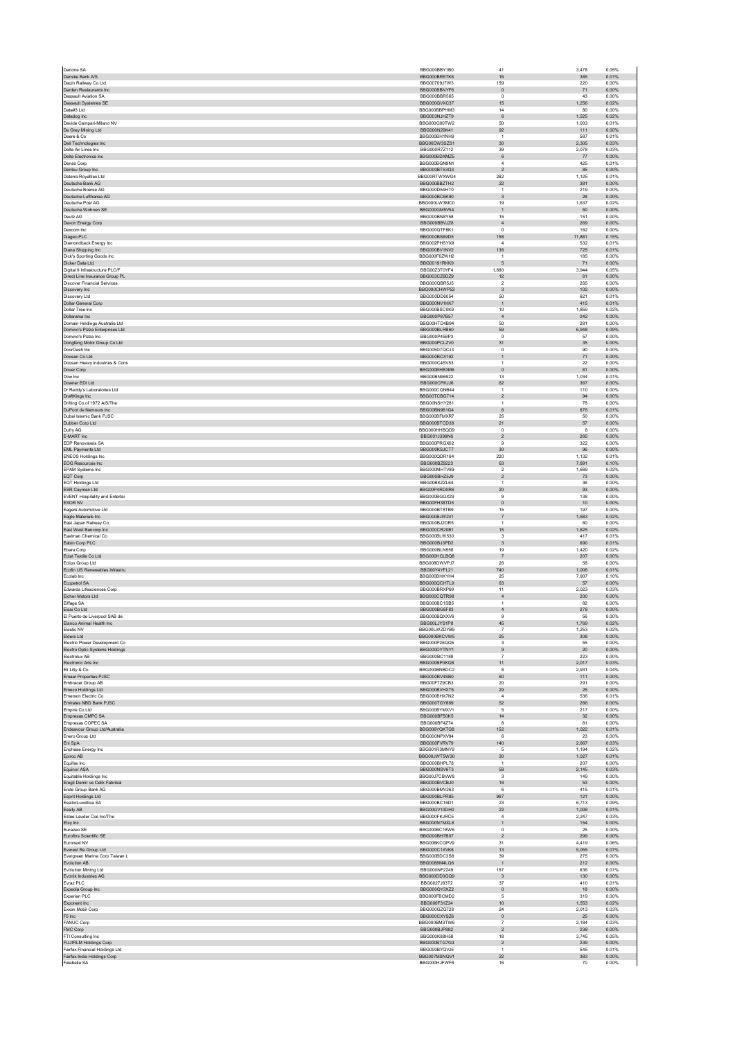| | | | | |
|---|---|---|---|---|
| Danone SA | BBG000BBY1B0 | 41 | 3,478 | 0.05% |
| Danske Bank A/S | BBG000BR5TK6 | 16 | 385 | 0.01% |
| Daqin Railway Co Ltd | BBG00709J7W3 | 159 | 220 | 0.00% |
| Darden Restaurants Inc | BBG000BBNYF6 | 0 | 71 | 0.00% |
| Dassault Aviation SA | BBG000BBR565 | 0 | 43 | 0.00% |
| Dassault Systemes SE | BBG000GVXC37 | 15 | 1,256 | 0.02% |
| Data#3 Ltd | BBG000BBPHM3 | 14 | 80 | 0.00% |
| Datadog Inc | BBG003NJHZT9 | 6 | 1,525 | 0.02% |
| Davide Campari-Milano NV | BBG000G00TW2 | 50 | 1,003 | 0.01% |
| De Grey Mining Ltd | BBG000N29K41 | 92 | 111 | 0.00% |
| Deere & Co | BBG000BH1NH9 | 1 | 587 | 0.01% |
| Dell Technologies Inc | BBG00DW3SZS1 | 30 | 2,305 | 0.03% |
| Delta Air Lines Inc | BBG000R7Z112 | 39 | 2,078 | 0.03% |
| Delta Electronics Inc | BBG000BDXMZ5 | 6 | 77 | 0.00% |
| Denso Corp | BBG000BGN9N1 | 4 | 425 | 0.01% |
| Dentsu Group Inc | BBG000BT53Q3 | 2 | 85 | 0.00% |
| Deterra Royalties Ltd | BBG00RTWXWG4 | 262 | 1,125 | 0.01% |
| Deutsche Bank AG | BBG000BBZTH2 | 22 | 381 | 0.00% |
| Deutsche Boerse AG | BBG000D54HT0 | 1 | 219 | 0.00% |
| Deutsche Lufthansa AG | BBG000BC6K90 | 3 | 28 | 0.00% |
| Deutsche Post AG | BBG000LW3MC0 | 19 | 1,637 | 0.02% |
| Deutsche Wohnen SE | BBG000GM5V54 | 1 | 50 | 0.00% |
| Deutz AG | BBG000BN8Y58 | 15 | 151 | 0.00% |
| Devon Energy Corp | BBG000BBVJZ8 | 4 | 269 | 0.00% |
| Dexcom Inc | BBG000QTF8K1 | 0 | 162 | 0.00% |
| Diageo PLC | BBG000BS69D5 | 158 | 11,881 | 0.15% |
| Diamondback Energy Inc | BBG002PHSYX9 | 4 | 532 | 0.01% |
| Diana Shipping Inc | BBG000BV1NV2 | 136 | 725 | 0.01% |
| Dick's Sporting Goods Inc | BBG000F6ZWH2 | 1 | 185 | 0.00% |
| Dicker Data Ltd | BBG00191RKK9 | 5 | 71 | 0.00% |
| Digital 9 Infrastructure PLC/F | BBG00Z3T0YF4 | 1,860 | 3,944 | 0.05% |
| Direct Line Insurance Group PL | BBG003CZ6DZ9 | 12 | 61 | 0.00% |
| Discover Financial Services | BBG000QBR5J5 | 2 | 265 | 0.00% |
| Discovery Inc | BBG000CHWP52 | 3 | 102 | 0.00% |
| Discovery Ltd | BBG000DD6054 | 50 | 621 | 0.01% |
| Dollar General Corp | BBG000NV1KK7 | 1 | 415 | 0.01% |
| Dollar Tree Inc | BBG000BSC0K9 | 10 | 1,859 | 0.02% |
| Dollarama Inc | BBG000P87B57 | 4 | 242 | 0.00% |
| Domain Holdings Australia Ltd | BBG00HTD4B94 | 50 | 281 | 0.00% |
| Domino's Pizza Enterprises Ltd | BBG000BLRB60 | 59 | 6,948 | 0.09% |
| Domino's Pizza Inc | BBG000P458P3 | 0 | 57 | 0.00% |
| Dongfeng Motor Group Co Ltd | BBG000PCLZV0 | 31 | 35 | 0.00% |
| DoorDash Inc | BBG005D7QCJ3 | 0 | 90 | 0.00% |
| Doosan Co Ltd | BBG000BCX192 | 1 | 71 | 0.00% |
| Doosan Heavy Industries & Cons | BBG000C4SV53 | 1 | 22 | 0.00% |
| Dover Corp | BBG000BHB3M6 | 0 | 81 | 0.00% |
| Dow Inc | BBG00BN96922 | 13 | 1,034 | 0.01% |
| Downer EDI Ltd | BBG000CPKJJ6 | 62 | 367 | 0.00% |
| Dr Reddy's Laboratories Ltd | BBG000CQNB44 | 1 | 110 | 0.00% |
| DraftKings Inc | BBG00TCBG714 | 2 | 94 | 0.00% |
| Drilling Co of 1972 A/S/The | BBG00NSHY281 | 1 | 78 | 0.00% |
| DuPont de Nemours Inc | BBG00BN961G4 | 6 | 676 | 0.01% |
| Dubai Islamic Bank PJSC | BBG000BFMXR7 | 25 | 50 | 0.00% |
| Dubber Corp Ltd | BBG000BTCD38 | 21 | 57 | 0.00% |
| Dufry AG | BBG000HHBQD9 | 0 | 8 | 0.00% |
| E-MART Inc | BBG001J399N6 | 2 | 265 | 0.00% |
| EDP Renovaveis SA | BBG000PRGX02 | 9 | 322 | 0.00% |
| EML Payments Ltd | BBG000KSJCT7 | 30 | 96 | 0.00% |
| ENEOS Holdings Inc | BBG000QDR164 | 220 | 1,132 | 0.01% |
| EOG Resources Inc | BBG000BZ9223 | 63 | 7,691 | 0.10% |
| EPAM Systems Inc | BBG000MHTV89 | 2 | 1,669 | 0.02% |
| EQT Corp | BBG000BHZ5J9 | 2 | 73 | 0.00% |
| EQT Holdings Ltd | BBG00BKZZL64 | 1 | 36 | 0.00% |
| ESR Cayman Ltd | BBG00P4RD0R6 | 20 | 93 | 0.00% |
| EVENT Hospitality and Entertai | BBG000BGGX29 | 9 | 138 | 0.00% |
| EXOR NV | BBG00FH38TD5 | 0 | 10 | 0.00% |
| Eagers Automotive Ltd | BBG000BT8TB9 | 15 | 197 | 0.00% |
| Eagle Materials Inc | BBG000BJW241 | 7 | 1,683 | 0.02% |
| East Japan Railway Co | BBG000BJ2DR5 | 1 | 80 | 0.00% |
| East West Bancorp Inc | BBG000CR20B1 | 15 | 1,625 | 0.02% |
| Eastman Chemical Co | BBG000BLW530 | 3 | 417 | 0.01% |
| Eaton Corp PLC | BBG000BJ3PD2 | 3 | 690 | 0.01% |
| Ebara Corp | BBG000BLN558 | 19 | 1,420 | 0.02% |
| Eclat Textile Co Ltd | BBG000HCLBQ8 | 7 | 207 | 0.00% |
| Eclipx Group Ltd | BBG008DWVPJ7 | 26 | 58 | 0.00% |
| Ecofin US Renewables Infrastru | BBG00Y4YFL21 | 740 | 1,008 | 0.01% |
| Ecolab Inc | BBG000BHKYH4 | 25 | 7,907 | 0.10% |
| Ecopetrol SA | BBG000QCHTL9 | 63 | 57 | 0.00% |
| Edwards Lifesciences Corp | BBG000BRXP69 | 11 | 2,023 | 0.03% |
| Eicher Motors Ltd | BBG000CQTR98 | 4 | 200 | 0.00% |
| Eiffage SA | BBG000BC1SB5 | 1 | 82 | 0.00% |
| Eisai Co Ltd | BBG000BG6F83 | 4 | 278 | 0.00% |
| El Puerto de Liverpool SAB de | BBG000BQXXV6 | 9 | 56 | 0.00% |
| Elanco Animal Health Inc | BBG00LJYS1P8 | 45 | 1,769 | 0.02% |
| Elastic NV | BBG00LWZDYB9 | 7 | 1,253 | 0.02% |
| Elders Ltd | BBG000BKCVW5 | 25 | 308 | 0.00% |
| Electric Power Development Co | BBG000P26QQ5 | 3 | 55 | 0.00% |
| Electro Optic Systems Holdings | BBG000DYTNY1 | 9 | 20 | 0.00% |
| Electrolux AB | BBG000BC1188 | 7 | 223 | 0.00% |
| Electronic Arts Inc | BBG000BP0KQ8 | 11 | 2,017 | 0.03% |
| Eli Lilly & Co | BBG000BNBDC2 | 8 | 2,931 | 0.04% |
| Emaar Properties PJSC | BBG000BV4SB0 | 60 | 111 | 0.00% |
| Embracer Group AB | BBG00F7Z9CB3 | 20 | 291 | 0.00% |
| Emeco Holdings Ltd | BBG000BVHXT6 | 29 | 25 | 0.00% |
| Emerson Electric Co | BBG000BHX7N2 | 4 | 536 | 0.01% |
| Emirates NBD Bank PJSC | BBG000TGY889 | 52 | 266 | 0.00% |
| Empire Co Ltd | BBG000BYMXV1 | 5 | 217 | 0.00% |
| Empresas CMPC SA | BBG000BF50K5 | 14 | 32 | 0.00% |
| Empresas COPEC SA | BBG000BF4Z74 | 8 | 81 | 0.00% |
| Endeavour Group Ltd/Australia | BBG00YQKTG8 | 152 | 1,022 | 0.01% |
| Enero Group Ltd | BBG000NPXV94 | 6 | 23 | 0.00% |
| Eni SpA | BBG000FVRV79 | 140 | 2,667 | 0.03% |
| Enphase Energy Inc | BBG001R3MNY9 | 5 | 1,194 | 0.02% |
| Epiroc AB | BBG00JWT5W30 | 30 | 1,027 | 0.01% |
| Equifax Inc | BBG000BHPL78 | 1 | 207 | 0.00% |
| Equinor ASA | BBG000NSV6T3 | 58 | 2,145 | 0.03% |
| Equitable Holdings Inc | BBG00J7CBVW8 | 3 | 149 | 0.00% |
| Eregli Demir ve Celik Fabrikal | BBG000BVCBJ0 | 18 | 53 | 0.00% |
| Erste Group Bank AG | BBG000BMV263 | 6 | 415 | 0.01% |
| Esprit Holdings Ltd | BBG000BLPR85 | 967 | 121 | 0.00% |
| EssilorLuxottica SA | BBG000BC16D1 | 23 | 6,713 | 0.09% |
| Essity AB | BBG00GV10DH0 | 22 | 1,008 | 0.01% |
| Estee Lauder Cos Inc/The | BBG000FKJRC5 | 4 | 2,247 | 0.03% |
| Etsy Inc | BBG000N7MXL8 | 1 | 154 | 0.00% |
| Eurazeo SE | BBG000BC18W6 | 0 | 25 | 0.00% |
| Eurofins Scientific SE | BBG000BH7B07 | 2 | 299 | 0.00% |
| Euronext NV | BBG006KCQPV9 | 31 | 4,419 | 0.06% |
| Everest Re Group Ltd | BBG000C1XVK6 | 13 | 5,055 | 0.07% |
| Evergreen Marine Corp Taiwan L | BBG000BDC3S8 | 39 | 275 | 0.00% |
| Evolution AB | BBG008M4LQ6 | 1 | 212 | 0.00% |
| Evolution Mining Ltd | BBG000NF2249 | 157 | 636 | 0.01% |
| Evonik Industries AG | BBG000DD3GQ9 | 3 | 130 | 0.00% |
| Evraz PLC | BBG0027J63T2 | 37 | 410 | 0.01% |
| Expedia Group Inc | BBG000QY3XZ2 | 0 | 18 | 0.00% |
| Experian PLC | BBG000FBCMD2 | 5 | 319 | 0.00% |
| Exponent Inc | BBG000F31Z34 | 10 | 1,553 | 0.02% |
| Exxon Mobil Corp | BBG000GZQ728 | 24 | 2,013 | 0.03% |
| F5 Inc | BBG000CXYSZ6 | 0 | 25 | 0.00% |
| FANUC Corp | BBG000BM3TW6 | 7 | 2,184 | 0.03% |
| FMC Corp | BBG000BJP882 | 2 | 238 | 0.00% |
| FTI Consulting Inc | BBG000K88H58 | 18 | 3,745 | 0.05% |
| FUJIFILM Holdings Corp | BBG000BTG7G3 | 2 | 239 | 0.00% |
| Fairfax Financial Holdings Ltd | BBG000BYQVJ5 | 1 | 545 | 0.01% |
| Fairfax India Holdings Corp | BBG007MSNQV1 | 22 | 383 | 0.00% |
| Falabella SA | BBG000HJFWF6 | 16 | 70 | 0.00% |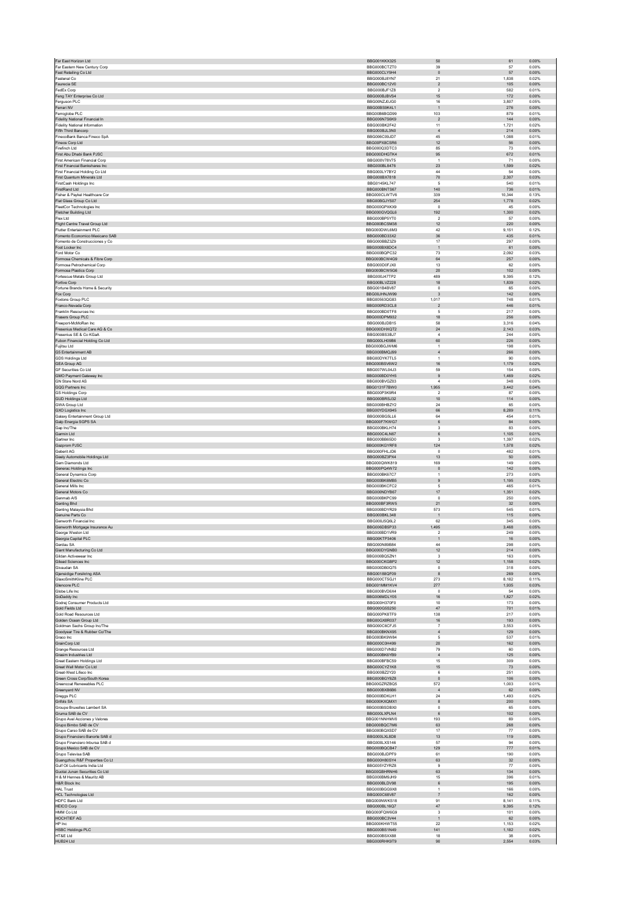| | | | | |
|---|---|---|---|---|
| Far East Horizon Ltd | BBG001KKX325 | 50 | 61 | 0.00% |
| Far Eastern New Century Corp | BBG000BCTZT0 | 39 | 57 | 0.00% |
| Fast Retailing Co Ltd | BBG000CLY9H4 | 0 | 57 | 0.00% |
| Fastenal Co | BBG000BJ8YN7 | 21 | 1,838 | 0.02% |
| Faurecia SE | BBG000BC12V0 | 2 | 105 | 0.00% |
| FedEx Corp | BBG000BJF1Z8 | 2 | 582 | 0.01% |
| Feng TAY Enterprise Co Ltd | BBG000BJBVS4 | 15 | 172 | 0.00% |
| Ferguson PLC | BBG00NZJ0JG0 | 16 | 3,807 | 0.05% |
| Ferrari NV | BBG00BS9K4L1 | 1 | 276 | 0.00% |
| Ferroglobe PLC | BBG00B6BGD99 | 103 | 879 | 0.01% |
| Fidelity National Financial In | BBG006N7S6K9 | 2 | 144 | 0.00% |
| Fidelity National Information | BBG000BK2F42 | 11 | 1,721 | 0.02% |
| Fifth Third Bancorp | BBG000BJL3N0 | 4 | 214 | 0.00% |
| FinecoBank Banca Fineco SpA | BBG006C09JD7 | 45 | 1,068 | 0.01% |
| Fineos Corp Ltd | BBG00PX8CSR6 | 12 | 56 | 0.00% |
| Firefinch Ltd | BBG000Q3DTC3 | 85 | 73 | 0.00% |
| First Abu Dhabi Bank PJSC | BBG000DHGTK4 | 95 | 672 | 0.01% |
| First American Financial Corp | BBG000V78V75 | 1 | 71 | 0.00% |
| First Financial Bankshares Inc | BBG000BL8476 | 23 | 1,599 | 0.02% |
| First Financial Holding Co Ltd | BBG000LY7BY2 | 44 | 54 | 0.00% |
| First Quantum Minerals Ltd | BBG000BX7818 | 70 | 2,307 | 0.03% |
| FirstCash Holdings Inc | BBG0145KL747 | 5 | 540 | 0.01% |
| FirstRand Ltd | BBG000BNTS67 | 140 | 736 | 0.01% |
| Fisher & Paykel Healthcare Cor | BBG000CLWTV6 | 339 | 10,344 | 0.13% |
| Flat Glass Group Co Ltd | BBG00BGJYS07 | 254 | 1,778 | 0.02% |
| FleetCor Technologies Inc | BBG000GPXKX9 | 0 | 45 | 0.00% |
| Fletcher Building Ltd | BBG000GVQGL6 | 192 | 1,300 | 0.02% |
| Flex Ltd | BBG000BP5YT0 | 2 | 57 | 0.00% |
| Flight Centre Travel Group Ltd | BBG000BCSM38 | 12 | 220 | 0.00% |
| Flutter Entertainment PLC | BBG000DWL6M3 | 42 | 9,151 | 0.12% |
| Fomento Economico Mexicano SAB | BBG000BD33X2 | 36 | 435 | 0.01% |
| Fomento de Construcciones y Co | BBG000BBZ3Z9 | 17 | 297 | 0.00% |
| Foot Locker Inc | BBG000BX8DC4 | 1 | 61 | 0.00% |
| Ford Motor Co | BBG000BQPC32 | 73 | 2,092 | 0.03% |
| Formosa Chemicals & Fibre Corp | BBG000BCW4G9 | 64 | 257 | 0.00% |
| Formosa Petrochemical Corp | BBG000D0FJX0 | 13 | 62 | 0.00% |
| Formosa Plastics Corp | BBG000BCW5G6 | 20 | 102 | 0.00% |
| Fortescue Metals Group Ltd | BBG000J47TP2 | 489 | 9,395 | 0.12% |
| Fortive Corp | BBG00BLVZ228 | 18 | 1,839 | 0.02% |
| Fortune Brands Home & Security | BBG001B4BV87 | 0 | 65 | 0.00% |
| Fox Corp | BBG00JHNJW99 | 3 | 142 | 0.00% |
| Foxtons Group PLC | BBG00563QG83 | 1,017 | 748 | 0.01% |
| Franco-Nevada Corp | BBG000RD3CL8 | 2 | 446 | 0.01% |
| Franklin Resources Inc | BBG000BD0TF8 | 5 | 217 | 0.00% |
| Frasers Group PLC | BBG000DPM932 | 18 | 256 | 0.00% |
| Freeport-McMoRan Inc | BBG000BJDB15 | 58 | 3,316 | 0.04% |
| Fresenius Medical Care AG & Co | BBG000DHXQT2 | 24 | 2,143 | 0.03% |
| Fresenius SE & Co KGaA | BBG000BS3BJ7 | 4 | 244 | 0.00% |
| Fubon Financial Holding Co Ltd | BBG000LH09B6 | 60 | 226 | 0.00% |
| Fujitsu Ltd | BBG000BGJWM6 | 1 | 198 | 0.00% |
| G5 Entertainment AB | BBG000BMQJ99 | 4 | 266 | 0.00% |
| GDS Holdings Ltd | BBG00DYK7TL5 | 1 | 90 | 0.00% |
| GEA Group AG | BBG000BSV6W2 | 16 | 1,179 | 0.02% |
| GF Securities Co Ltd | BBG007WL04J3 | 59 | 154 | 0.00% |
| GMO Payment Gateway Inc | BBG000BD0YH5 | 9 | 1,469 | 0.02% |
| GN Store Nord AS | BBG000BVGZ03 | 4 | 348 | 0.00% |
| GQG Partners Inc | BBG0131F7BW0 | 1,955 | 3,442 | 0.04% |
| GS Holdings Corp | BBG000P3K9R4 | 2 | 87 | 0.00% |
| GUD Holdings Ltd | BBG000BRSJ32 | 10 | 114 | 0.00% |
| GWA Group Ltd | BBG000BHBZY2 | 24 | 65 | 0.00% |
| GXO Logistics Inc | BBG00YDGX945 | 66 | 8,289 | 0.11% |
| Galaxy Entertainment Group Ltd | BBG000BGSLL6 | 64 | 454 | 0.01% |
| Galp Energia SGPS SA | BBG000F7KWG7 | 6 | 84 | 0.00% |
| Gap Inc/The | BBG000BKLH74 | 3 | 83 | 0.00% |
| Garmin Ltd | BBG000C4LN67 | 6 | 1,105 | 0.01% |
| Gartner Inc | BBG000BB65D0 | 3 | 1,397 | 0.02% |
| Gazprom PJSC | BBG000KGYRF8 | 124 | 1,578 | 0.02% |
| Geberit AG | BBG000FHLJD6 | 0 | 482 | 0.01% |
| Geely Automobile Holdings Ltd | BBG000BZ3PX4 | 13 | 50 | 0.00% |
| Gem Diamonds Ltd | BBG000QWK819 | 169 | 149 | 0.00% |
| Generac Holdings Inc | BBG000PQ4W72 | 0 | 142 | 0.00% |
| General Dynamics Corp | BBG000BK67C7 | 1 | 273 | 0.00% |
| General Electric Co | BBG000BK6MB5 | 9 | 1,195 | 0.02% |
| General Mills Inc | BBG000BKCFC2 | 5 | 465 | 0.01% |
| General Motors Co | BBG000NDYB67 | 17 | 1,351 | 0.02% |
| Genmab A/S | BBG000BKPC99 | 0 | 250 | 0.00% |
| Genting Bhd | BBG000BF3RW5 | 21 | 32 | 0.00% |
| Genting Malaysia Bhd | BBG000BDYR29 | 573 | 545 | 0.01% |
| Genuine Parts Co | BBG000BKL348 | 1 | 115 | 0.00% |
| Genworth Financial Inc | BBG000J5Q6L2 | 62 | 345 | 0.00% |
| Genworth Mortgage Insurance Au | BBG006DBSP33 | 1,495 | 3,468 | 0.05% |
| George Weston Ltd | BBG000BD1VR9 | 2 | 249 | 0.00% |
| Georgia Capital PLC | BBG00KTP3406 | 1 | 16 | 0.00% |
| Gerdau SA | BBG000N89B84 | 44 | 298 | 0.00% |
| Giant Manufacturing Co Ltd | BBG000DYGNB0 | 12 | 214 | 0.00% |
| Gildan Activewear Inc | BBG000BQ5ZN1 | 3 | 163 | 0.00% |
| Gilead Sciences Inc | BBG000CKGBP2 | 12 | 1,158 | 0.02% |
| Givaudan SA | BBG000DB0Q75 | 0 | 318 | 0.00% |
| Gjensidige Forsikring ASA | BBG00188QF09 | 8 | 269 | 0.00% |
| GlaxoSmithKline PLC | BBG000CT5GJ1 | 273 | 8,182 | 0.11% |
| Glencore PLC | BBG001MM1KV4 | 277 | 1,935 | 0.03% |
| Globe Life Inc | BBG000BVD6X4 | 0 | 54 | 0.00% |
| GoDaddy Inc | BBG006MDLY05 | 16 | 1,827 | 0.02% |
| Godrej Consumer Products Ltd | BBG000H370F0 | 10 | 173 | 0.00% |
| Gold Fields Ltd | BBG000G5S250 | 47 | 701 | 0.01% |
| Gold Road Resources Ltd | BBG000PK8TF9 | 138 | 217 | 0.00% |
| Golden Ocean Group Ltd | BBG00GX8R037 | 16 | 193 | 0.00% |
| Goldman Sachs Group Inc/The | BBG000C6CFJ5 | 7 | 3,553 | 0.05% |
| Goodyear Tire & Rubber Co/The | BBG000BKNX95 | 4 | 129 | 0.00% |
| Graco Inc | BBG000BK9W84 | 5 | 537 | 0.01% |
| GrainCorp Ltd | BBG000C0H499 | 20 | 162 | 0.00% |
| Grange Resources Ltd | BBG000D7VNB2 | 79 | 60 | 0.00% |
| Grasim Industries Ltd | BBG000BK6YB9 | 4 | 125 | 0.00% |
| Great Eastern Holdings Ltd | BBG000BFBC59 | 15 | 309 | 0.00% |
| Great Wall Motor Co Ltd | BBG000CYZ1K8 | 15 | 73 | 0.00% |
| Great-West Lifeco Inc | BBG000BZ2Y20 | 6 | 251 | 0.00% |
| Green Cross Corp/South Korea | BBG000BGY8Z8 | 0 | 106 | 0.00% |
| Greencoat Renewables PLC | BBG00GZRZBQ5 | 572 | 1,003 | 0.01% |
| Greenyard NV | BBG000BXB6B6 | 4 | 62 | 0.00% |
| Greggs PLC | BBG000BDKLH1 | 24 | 1,493 | 0.02% |
| Grifols SA | BBG000KXQMX1 | 8 | 200 | 0.00% |
| Groupe Bruxelles Lambert SA | BBG000BSDBX0 | 0 | 65 | 0.00% |
| Gruma SAB de CV | BBG000LXPLN4 | 6 | 102 | 0.00% |
| Grupo Aval Acciones y Valores | BBG001NNHMV0 | 193 | 69 | 0.00% |
| Grupo Bimbo SAB de CV | BBG000BQC7M6 | 63 | 268 | 0.00% |
| Grupo Carso SAB de CV | BBG000BQXSD7 | 17 | 77 | 0.00% |
| Grupo Financiero Banorte SAB d | BBG000LXL8D8 | 13 | 119 | 0.00% |
| Grupo Financiero Inbursa SAB d | BBG000LXS146 | 57 | 94 | 0.00% |
| Grupo Mexico SAB de CV | BBG000BQCB47 | 129 | 777 | 0.01% |
| Grupo Televisa SAB | BBG000BJDPF9 | 61 | 190 | 0.00% |
| Guangzhou R&F Properties Co Lt | BBG000H80SY4 | 63 | 32 | 0.00% |
| Gulf Oil Lubricants India Ltd | BBG005YZYRZ8 | 9 | 77 | 0.00% |
| Guotai Junan Securities Co Ltd | BBG00GBHRNH6 | 63 | 134 | 0.00% |
| H & M Hennes & Mauritz AB | BBG000BM9JH9 | 15 | 396 | 0.01% |
| H&R Block Inc | BBG000BLDV98 | 6 | 195 | 0.00% |
| HAL Trust | BBG000BGG9X8 | 1 | 166 | 0.00% |
| HCL Technologies Ltd | BBG000C68V87 | 7 | 162 | 0.00% |
| HDFC Bank Ltd | BBG000NWKS18 | 91 | 8,141 | 0.11% |
| HEICO Corp | BBG000BL16Q7 | 47 | 9,395 | 0.12% |
| HMM Co Ltd | BBG000FQW6G9 | 3 | 101 | 0.00% |
| HOCHTIEF AG | BBG000BC3V44 | 1 | 62 | 0.00% |
| HP Inc | BBG000KHWT55 | 22 | 1,153 | 0.02% |
| HSBC Holdings PLC | BBG000BS1N49 | 141 | 1,182 | 0.02% |
| HT&E Ltd | BBG000BSXX88 | 18 | 38 | 0.00% |
| HUB24 Ltd | BBG000RHK9T9 | 90 | 2,554 | 0.03% |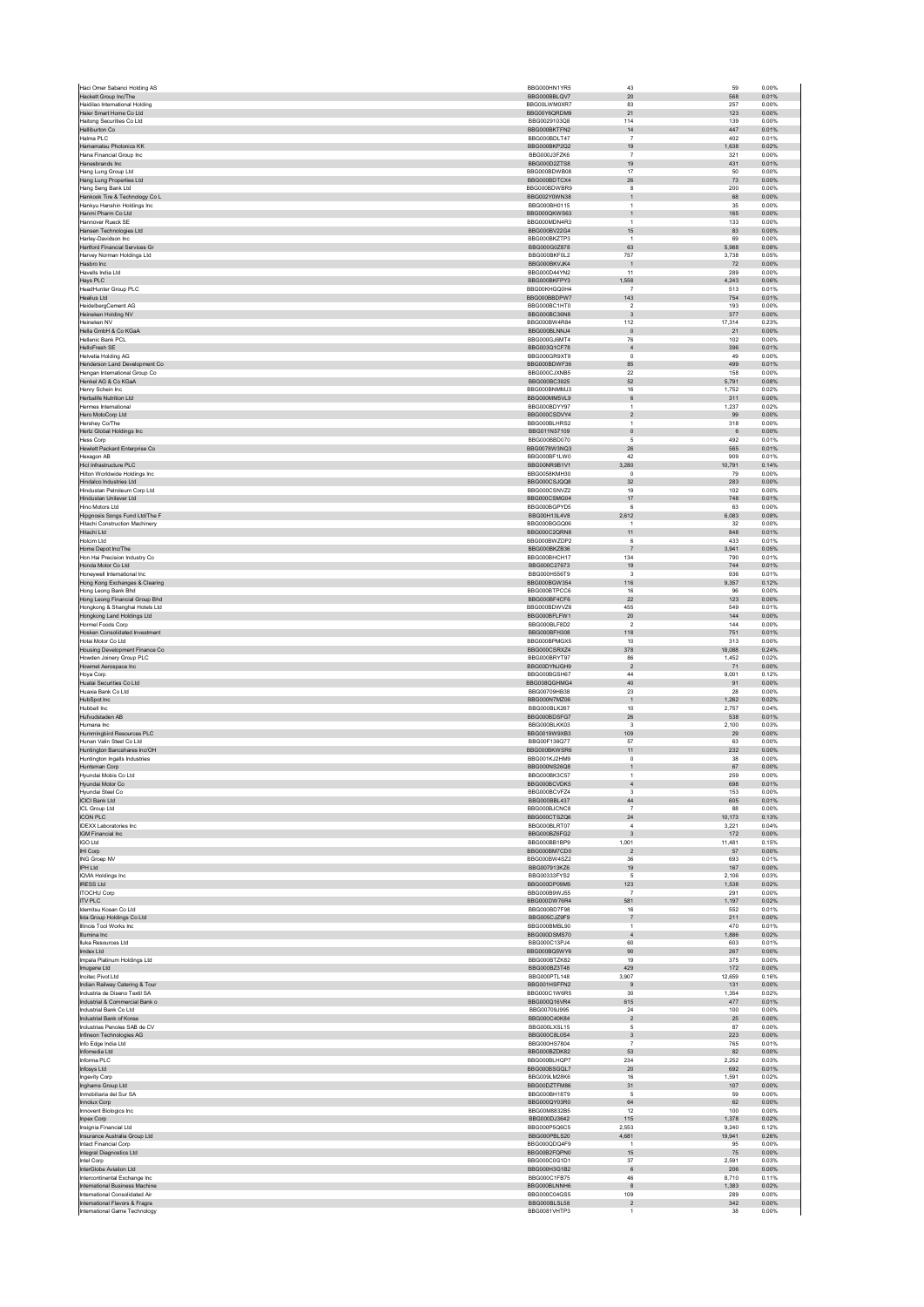| | | | | |
|---|---|---|---|---|
| Haci Omer Sabanci Holding AS | BBG000HN1YR5 | 43 | 59 | 0.00% |
| Hackett Group Inc/The | BBG000BBLQV7 | 20 | 568 | 0.01% |
| Haidilao International Holding | BBG00LWM0XR7 | 83 | 257 | 0.00% |
| Haier Smart Home Co Ltd | BBG00Y6QRDM9 | 21 | 123 | 0.00% |
| Haitong Securities Co Ltd | BBG0029103Q8 | 114 | 139 | 0.00% |
| Halliburton Co | BBG000BKTFN2 | 14 | 447 | 0.01% |
| Halma PLC | BBG000BDLT47 | 7 | 402 | 0.01% |
| Hamamatsu Photonics KK | BBG000BKP2Q2 | 19 | 1,638 | 0.02% |
| Hana Financial Group Inc | BBG000J3FZK6 | 7 | 321 | 0.00% |
| Hanesbrands Inc | BBG000D2ZTS8 | 19 | 431 | 0.01% |
| Hang Lung Group Ltd | BBG000BDWB08 | 17 | 50 | 0.00% |
| Hang Lung Properties Ltd | BBG000BDTCX4 | 26 | 73 | 0.00% |
| Hang Seng Bank Ltd | BBG000BDWBR9 | 8 | 200 | 0.00% |
| Hankook Tire & Technology Co L | BBG002Y0WN38 | 1 | 68 | 0.00% |
| Hankyu Hanshin Holdings Inc | BBG000BH0115 | 1 | 35 | 0.00% |
| Hanmi Pharm Co Ltd | BBG000QKWS63 | 1 | 165 | 0.00% |
| Hannover Rueck SE | BBG000MDN4R3 | 1 | 133 | 0.00% |
| Hansen Technologies Ltd | BBG000BV22G4 | 15 | 83 | 0.00% |
| Harley-Davidson Inc | BBG000BKZTP3 | 1 | 69 | 0.00% |
| Hartford Financial Services Gr | BBG000G0Z878 | 63 | 5,988 | 0.08% |
| Harvey Norman Holdings Ltd | BBG000BKF0L2 | 757 | 3,738 | 0.05% |
| Hasbro Inc | BBG000BKVJK4 | 1 | 72 | 0.00% |
| Havells India Ltd | BBG000D44YN2 | 11 | 289 | 0.00% |
| Hays PLC | BBG000BKFPY3 | 1,558 | 4,243 | 0.06% |
| HeadHunter Group PLC | BBG00KHGQ0H4 | 7 | 513 | 0.01% |
| Healius Ltd | BBG000BBDPW7 | 143 | 754 | 0.01% |
| HeidelbergCement AG | BBG000BC1HT0 | 2 | 193 | 0.00% |
| Heineken Holding NV | BBG000BC36N8 | 3 | 377 | 0.00% |
| Heineken NV | BBG000BW4R84 | 112 | 17,314 | 0.23% |
| Hella GmbH & Co KGaA | BBG000BLNNJ4 | 0 | 21 | 0.00% |
| Hellenic Bank PCL | BBG000GJ6MT4 | 76 | 102 | 0.00% |
| HelloFresh SE | BBG003Q1CF78 | 4 | 396 | 0.01% |
| Helvetia Holding AG | BBG000GR9XT9 | 0 | 49 | 0.00% |
| Henderson Land Development Co | BBG000BDWF36 | 85 | 499 | 0.01% |
| Hengan International Group Co | BBG000CJXNB5 | 22 | 158 | 0.00% |
| Henkel AG & Co KGaA | BBG000BC3925 | 52 | 5,791 | 0.08% |
| Henry Schein Inc | BBG000BNMMJ3 | 16 | 1,752 | 0.02% |
| Herbalife Nutrition Ltd | BBG000MM5VL9 | 6 | 311 | 0.00% |
| Hermes International | BBG000BDYY97 | 1 | 1,237 | 0.02% |
| Hero MotoCorp Ltd | BBG000CSDVY4 | 2 | 99 | 0.00% |
| Hershey Co/The | BBG000BLHRS2 | 1 | 318 | 0.00% |
| Hertz Global Holdings Inc | BBG011N57109 | 0 | 6 | 0.00% |
| Hess Corp | BBG000BBD070 | 5 | 492 | 0.01% |
| Hewlett Packard Enterprise Co | BBG0078W3NQ3 | 26 | 565 | 0.01% |
| Hexagon AB | BBG000BF1LW0 | 42 | 909 | 0.01% |
| Hicl Infrastructure PLC | BBG00NR9B1V1 | 3,280 | 10,791 | 0.14% |
| Hilton Worldwide Holdings Inc | BBG0058KMH30 | 0 | 79 | 0.00% |
| Hindalco Industries Ltd | BBG000CSJQQ8 | 32 | 283 | 0.00% |
| Hindustan Petroleum Corp Ltd | BBG000CSNVZ2 | 19 | 102 | 0.00% |
| Hindustan Unilever Ltd | BBG000CSMG04 | 17 | 748 | 0.01% |
| Hino Motors Ltd | BBG000BGPYD5 | 6 | 63 | 0.00% |
| Hipgnosis Songs Fund Ltd/The F | BBG00H13L4V8 | 2,612 | 6,083 | 0.08% |
| Hitachi Construction Machinery | BBG000BGGQ06 | 1 | 32 | 0.00% |
| Hitachi Ltd | BBG000C2QRN8 | 11 | 848 | 0.01% |
| Holcim Ltd | BBG000BWZDP2 | 6 | 433 | 0.01% |
| Home Depot Inc/The | BBG000BKZB36 | 7 | 3,941 | 0.05% |
| Hon Hai Precision Industry Co | BBG000BHCH17 | 134 | 790 | 0.01% |
| Honda Motor Co Ltd | BBG000C27673 | 19 | 744 | 0.01% |
| Honeywell International Inc | BBG000H556T9 | 3 | 936 | 0.01% |
| Hong Kong Exchanges & Clearing | BBG000BGW354 | 116 | 9,357 | 0.12% |
| Hong Leong Bank Bhd | BBG000BTPCC6 | 16 | 96 | 0.00% |
| Hong Leong Financial Group Bhd | BBG000BF4CF6 | 22 | 123 | 0.00% |
| Hongkong & Shanghai Hotels Ltd | BBG000BDWVZ6 | 455 | 549 | 0.01% |
| Hongkong Land Holdings Ltd | BBG000BFLFW1 | 20 | 144 | 0.00% |
| Hormel Foods Corp | BBG000BLF8D2 | 2 | 144 | 0.00% |
| Hosken Consolidated Investment | BBG000BFH308 | 118 | 751 | 0.01% |
| Hotai Motor Co Ltd | BBG000BPMGX5 | 10 | 313 | 0.00% |
| Housing Development Finance Co | BBG000CSRXZ4 | 378 | 18,088 | 0.24% |
| Howden Joinery Group PLC | BBG000BRYT97 | 86 | 1,452 | 0.02% |
| Howmet Aerospace Inc | BBG00DYNJGH9 | 2 | 71 | 0.00% |
| Hoya Corp | BBG000BGSH67 | 44 | 9,001 | 0.12% |
| Huatai Securities Co Ltd | BBG008QGHMG4 | 40 | 91 | 0.00% |
| Huaxia Bank Co Ltd | BBG00709HB38 | 23 | 28 | 0.00% |
| HubSpot Inc | BBG000N7MZ06 | 1 | 1,262 | 0.02% |
| Hubbell Inc | BBG000BLK267 | 10 | 2,757 | 0.04% |
| Hufvudstaden AB | BBG000BDSFG7 | 26 | 538 | 0.01% |
| Humana Inc | BBG000BLKK03 | 3 | 2,100 | 0.03% |
| Hummingbird Resources PLC | BBG0019W9XB3 | 109 | 29 | 0.00% |
| Hunan Valin Steel Co Ltd | BBG00F136Q77 | 57 | 63 | 0.00% |
| Huntington Bancshares Inc/OH | BBG000BKWSR6 | 11 | 232 | 0.00% |
| Huntington Ingalls Industries | BBG001KJ2HM9 | 0 | 38 | 0.00% |
| Huntsman Corp | BBG000NS26Q8 | 1 | 67 | 0.00% |
| Hyundai Mobis Co Ltd | BBG000BK3C57 | 1 | 259 | 0.00% |
| Hyundai Motor Co | BBG000BCVDK5 | 4 | 698 | 0.01% |
| Hyundai Steel Co | BBG000BCVFZ4 | 3 | 153 | 0.00% |
| ICICI Bank Ltd | BBG000BBL437 | 44 | 605 | 0.01% |
| ICL Group Ltd | BBG000BJCNC8 | 7 | 88 | 0.00% |
| ICON PLC | BBG000CTSZQ6 | 24 | 10,173 | 0.13% |
| IDEXX Laboratories Inc | BBG000BLRT07 | 4 | 3,221 | 0.04% |
| IGM Financial Inc | BBG000BZ6FG2 | 3 | 172 | 0.00% |
| IGO Ltd | BBG000BB1BP9 | 1,001 | 11,481 | 0.15% |
| IHI Corp | BBG000BM7CD0 | 2 | 57 | 0.00% |
| ING Groep NV | BBG000BW4SZ2 | 36 | 693 | 0.01% |
| IPH Ltd | BBG007913KZ6 | 19 | 167 | 0.00% |
| IQVIA Holdings Inc | BBG00333FYS2 | 5 | 2,106 | 0.03% |
| IRESS Ltd | BBG000DP09M5 | 123 | 1,538 | 0.02% |
| ITOCHU Corp | BBG000B9WJ55 | 7 | 291 | 0.00% |
| ITV PLC | BBG000DW76R4 | 581 | 1,197 | 0.02% |
| Idemitsu Kosan Co Ltd | BBG000BD7F98 | 16 | 552 | 0.01% |
| Iida Group Holdings Co Ltd | BBG005CJZ9F9 | 7 | 211 | 0.00% |
| Illinois Tool Works Inc | BBG000BMBL90 | 1 | 470 | 0.01% |
| Illumina Inc | BBG000DSMS70 | 4 | 1,886 | 0.02% |
| Iluka Resources Ltd | BBG000C13PJ4 | 60 | 603 | 0.01% |
| Imdex Ltd | BBG000BQ5WY6 | 90 | 267 | 0.00% |
| Impala Platinum Holdings Ltd | BBG000BTZK82 | 19 | 375 | 0.00% |
| Imugene Ltd | BBG000BZ3T48 | 429 | 172 | 0.00% |
| Incitec Pivot Ltd | BBG000PTL148 | 3,907 | 12,659 | 0.16% |
| Indian Railway Catering & Tour | BBG001HSFFN2 | 9 | 131 | 0.00% |
| Industria de Diseno Textil SA | BBG000C1W6R5 | 30 | 1,354 | 0.02% |
| Industrial & Commercial Bank o | BBG000Q16VR4 | 615 | 477 | 0.01% |
| Industrial Bank Co Ltd | BBG00709J995 | 24 | 100 | 0.00% |
| Industrial Bank of Korea | BBG000C40K84 | 2 | 25 | 0.00% |
| Industrias Penoles SAB de CV | BBG000LXSL15 | 5 | 87 | 0.00% |
| Infineon Technologies AG | BBG000C8L0S4 | 3 | 223 | 0.00% |
| Info Edge India Ltd | BBG000HS7804 | 7 | 765 | 0.01% |
| Infomedia Ltd | BBG000BZDK82 | 53 | 82 | 0.00% |
| Informa PLC | BBG000BLHQP7 | 234 | 2,252 | 0.03% |
| Infosys Ltd | BBG000BSGQL7 | 20 | 692 | 0.01% |
| Ingevity Corp | BBG009LM28K6 | 16 | 1,591 | 0.02% |
| Inghams Group Ltd | BBG00DZTFM86 | 31 | 107 | 0.00% |
| Inmobiliaria del Sur SA | BBG000BH18T9 | 5 | 59 | 0.00% |
| Innolux Corp | BBG000QY03R0 | 64 | 62 | 0.00% |
| Innovent Biologics Inc | BBG00M832B5 | 12 | 100 | 0.00% |
| Inpex Corp | BBG000DJ3642 | 115 | 1,378 | 0.02% |
| Insignia Financial Ltd | BBG000P5Q6C5 | 2,553 | 9,240 | 0.12% |
| Insurance Australia Group Ltd | BBG000PBLS20 | 4,681 | 19,941 | 0.26% |
| Intact Financial Corp | BBG000QDQ4F9 | 1 | 95 | 0.00% |
| Integral Diagnostics Ltd | BBG00B2FQPN0 | 15 | 75 | 0.00% |
| Intel Corp | BBG000C0G1D1 | 37 | 2,591 | 0.03% |
| InterGlobe Aviation Ltd | BBG000H3G1B2 | 6 | 206 | 0.00% |
| Intercontinental Exchange Inc | BBG000C1FB75 | 46 | 8,710 | 0.11% |
| International Business Machine | BBG000BLNNH6 | 8 | 1,383 | 0.02% |
| International Consolidated Air | BBG000C04G55 | 109 | 289 | 0.00% |
| International Flavors & Fragra | BBG000BLSL58 | 2 | 342 | 0.00% |
| International Game Technology | BBG0081VHTP3 | 1 | 38 | 0.00% |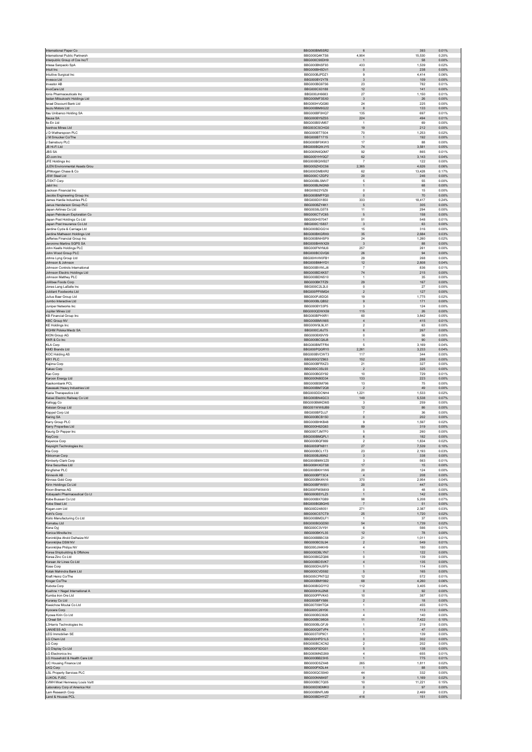| | | | | |
|---|---|---|---|---|
| International Paper Co | BBG000BM5SR2 | 6 | 393 | 0.01% |
| International Public Partnersh | BBG000Q4KTS6 | 4,904 | 15,530 | 0.20% |
| Interpublic Group of Cos Inc/T | BBG000C90DH9 | 1 | 58 | 0.00% |
| Intesa Sanpaolo SpA | BBG000BNSF93 | 433 | 1,539 | 0.02% |
| Intuit Inc | BBG000BH5DV1 | 0 | 238 | 0.00% |
| Intuitive Surgical Inc | BBG000BJPDZ1 | 9 | 4,414 | 0.06% |
| Invesco Ltd | BBG000BY2Y78 | 3 | 109 | 0.00% |
| Investor AB | BBG000BG97S6 | 23 | 782 | 0.01% |
| InvoCare Ltd | BBG000C63188 | 12 | 141 | 0.00% |
| Ionis Pharmaceuticals Inc | BBG000JH6683 | 27 | 1,150 | 0.01% |
| Isetan Mitsukoshi Holdings Ltd | BBG000MF3SX0 | 3 | 26 | 0.00% |
| Israel Discount Bank Ltd | BBG000HVQG80 | 24 | 225 | 0.00% |
| Isuzu Motors Ltd | BBG000BM8G22 | 8 | 133 | 0.00% |
| Itau Unibanco Holding SA | BBG000BF0HQ7 | 135 | 697 | 0.01% |
| Itausa SA | BBG000BY9Z55 | 224 | 494 | 0.01% |
| Ito En Ltd | BBG000BSVM57 | 1 | 69 | 0.00% |
| Ivanhoe Mines Ltd | BBG003CSCHG0 | 19 | 212 | 0.00% |
| J D Wetherspoon PLC | BBG000BT7S04 | 70 | 1,253 | 0.02% |
| J M Smucker Co/The | BBG000BT1715 | 1 | 192 | 0.00% |
| J Sainsbury PLC | BBG000BF0KW3 | 17 | 88 | 0.00% |
| JB Hi-Fi Ltd | BBG000BQWJY5 | 74 | 3,581 | 0.05% |
| JBS SA | BBG000N6Q0M7 | 92 | 865 | 0.01% |
| JD.com Inc | BBG005YHY0Q7 | 62 | 3,143 | 0.04% |
| JFE Holdings Inc | BBG000BQWB27 | 7 | 122 | 0.00% |
| JLEN Environmental Assets Grou | BBG005ZHDC56 | 2,365 | 4,626 | 0.06% |
| JPMorgan Chase & Co | BBG000DMBXR2 | 62 | 13,428 | 0.17% |
| JSW Steel Ltd | BBG000C1ZQP2 | 20 | 246 | 0.00% |
| JTEKT Corp | BBG000BLSMV7 | 5 | 55 | 0.00% |
| Jabil Inc | BBG000BJNGN9 | 1 | 68 | 0.00% |
| Jackson Financial Inc | BBG00922Y5Z6 | 0 | 15 | 0.00% |
| Jacobs Engineering Group Inc | BBG000BMFFQ0 | 0 | 70 | 0.00% |
| James Hardie Industries PLC | BBG000D01850 | 333 | 18,417 | 0.24% |
| Janus Henderson Group PLC | BBG000BZY4K1 | 5 | 305 | 0.00% |
| Japan Airlines Co Ltd | BBG0038LG5T8 | 11 | 294 | 0.00% |
| Japan Petroleum Exploration Co | BBG000CTVC65 | 5 | 158 | 0.00% |
| Japan Post Holdings Co Ltd | BBG00HS7047 | 51 | 548 | 0.01% |
| Japan Post Insurance Co Ltd | BBG000C15837 | 3 | 63 | 0.00% |
| Jardine Cycle & Carriage Ltd | BBG000BDGG14 | 15 | 316 | 0.00% |
| Jardine Matheson Holdings Ltd | BBG000BKGRX9 | 35 | 2,684 | 0.03% |
| Jefferies Financial Group Inc | BBG000BNHSP9 | 24 | 1,260 | 0.02% |
| Jeronimo Martins SGPS SA | BBG000BHWX29 | 3 | 88 | 0.00% |
| John Keells Holdings PLC | BBG000FNYMJ6 | 257 | 261 | 0.00% |
| John Wood Group PLC | BBG000BCGVQ6 | 26 | 94 | 0.00% |
| Johns Lyng Group Ltd | BBG00HVW0FB1 | 29 | 268 | 0.00% |
| Johnson & Johnson | BBG000BMHYD1 | 12 | 2,808 | 0.04% |
| Johnson Controls International | BBG000BVWLJ6 | 7 | 836 | 0.01% |
| Johnson Electric Holdings Ltd | BBG000BDXKS7 | 74 | 215 | 0.00% |
| Johnson Matthey PLC | BBG000BDNS10 | 1 | 35 | 0.00% |
| Jollibee Foods Corp | BBG000BKTFZ9 | 29 | 167 | 0.00% |
| Jones Lang LaSalle Inc | BBG000C2L2L0 | 0 | 27 | 0.00% |
| Jubilant Foodworks Ltd | BBG000PPXMG4 | 2 | 127 | 0.00% |
| Julius Baer Group Ltd | BBG000PJ8DQ5 | 19 | 1,775 | 0.02% |
| Jumbo Interactive Ltd | BBG000BLQB52 | 9 | 171 | 0.00% |
| Juniper Networks Inc | BBG000BY33P5 | 3 | 124 | 0.00% |
| Jupiter Mines Ltd | BBG000QDWX59 | 115 | 26 | 0.00% |
| KB Financial Group Inc | BBG000BPHXR1 | 60 | 3,842 | 0.05% |
| KBC Group NV | BBG000BMVX65 | 4 | 415 | 0.01% |
| KE Holdings Inc | BBG00W9L9LX1 | 2 | 63 | 0.00% |
| KGHM Polska Miedz SA | BBG000CJ6JT5 | 6 | 267 | 0.00% |
| KION Group AG | BBG000BX9VY9 | 0 | 56 | 0.00% |
| KKR & Co Inc | BBG000BCQ6J8 | 1 | 90 | 0.00% |
| KLA Corp | BBG000BMTFR4 | 5 | 3,169 | 0.04% |
| KMD Brands Ltd | BBG000PQGRY0 | 2,261 | 3,233 | 0.04% |
| KOC Holding AS | BBG000BVCWT3 | 117 | 344 | 0.00% |
| KR1 PLC | BBG000Q7Z863 | 152 | 288 | 0.00% |
| Kajima Corp | BBG000BFRXZ3 | 21 | 327 | 0.00% |
| Kakao Corp | BBG000C35L93 | 2 | 325 | 0.00% |
| Kao Corp | BBG000BG5Y92 | 10 | 729 | 0.01% |
| Karoon Energy Ltd | BBG000N80D34 | 133 | 223 | 0.00% |
| Kasikornbank PCL | BBG000BSM796 | 13 | 75 | 0.00% |
| Kawasaki Heavy Industries Ltd | BBG000BM72Q8 | 2 | 49 | 0.00% |
| Kazia Therapeutics Ltd | BBG000DDCNH4 | 1,221 | 1,533 | 0.02% |
| Keisei Electric Railway Co Ltd | BBG000BN4GC3 | 149 | 5,538 | 0.07% |
| Kellogg Co | BBG000BMKDM3 | 3 | 259 | 0.00% |
| Kelsian Group Ltd | BBG001WW8JB9 | 12 | 86 | 0.00% |
| Keppel Corp Ltd | BBG000BFDJJ7 | 7 | 36 | 0.00% |
| Kering SA | BBG000BCB150 | 0 | 202 | 0.00% |
| Kerry Group PLC | BBG000BHKB48 | 9 | 1,597 | 0.02% |
| Kerry Properties Ltd | BBG000H62G83 | 89 | 319 | 0.00% |
| Keurig Dr Pepper Inc | BBG000TJM7F0 | 5 | 260 | 0.00% |
| KeyCorp | BBG000BMQPL1 | 6 | 182 | 0.00% |
| Keyence Corp | BBG000BQF869 | 2 | 1,834 | 0.02% |
| Keysight Technologies Inc | BBG0059FN811 | 27 | 7,539 | 0.10% |
| Kia Corp | BBG000BCL1T3 | 23 | 2,193 | 0.03% |
| Kikkoman Corp | BBG000BJ89N2 | 3 | 338 | 0.00% |
| Kimberly-Clark Corp | BBG000BMW2Z0 | 3 | 563 | 0.01% |
| Kina Securities Ltd | BBG009HXGTS8 | 17 | 15 | 0.00% |
| Kingfisher PLC | BBG000BKH1W6 | 20 | 124 | 0.00% |
| Kinnevik AB | BBG000BP73C4 | 4 | 208 | 0.00% |
| Kinross Gold Corp | BBG000BK4N16 | 370 | 2,954 | 0.04% |
| Kirin Holdings Co Ltd | BBG000BFWS51 | 20 | 447 | 0.01% |
| Knorr-Bremse AG | BBG000FMSMX9 | 0 | 48 | 0.00% |
| Kobayashi Pharmaceutical Co Lt | BBG000BSYLZ3 | 1 | 142 | 0.00% |
| Kobe Bussan Co Ltd | BBG000BX7QB9 | 98 | 5,208 | 0.07% |
| Kobe Steel Ltd | BBG000BGBGH5 | 7 | 51 | 0.00% |
| Kogan.com Ltd | BBG00D2480S1 | 271 | 2,387 | 0.03% |
| Kohl's Corp | BBG000CS7CT9 | 25 | 1,720 | 0.02% |
| Koito Manufacturing Co Ltd | BBG000BMDLF1 | 1 | 37 | 0.00% |
| Komatsu Ltd | BBG000BGGD50 | 54 | 1,739 | 0.02% |
| Kone Oyj | BBG000C3VY91 | 6 | 566 | 0.01% |
| Konica Minolta Inc | BBG000BKYL35 | 12 | 78 | 0.00% |
| Koninklijke Ahold Delhaize NV | BBG000BBBC58 | 21 | 1,011 | 0.01% |
| Koninklijke DSM NV | BBG000BC0L94 | 2 | 549 | 0.01% |
| Koninklijke Philips NV | BBG000JX4KH9 | 4 | 180 | 0.00% |
| Korea Shipbuilding & Offshore | BBG000DBLYN7 | 1 | 122 | 0.00% |
| Korea Zinc Co Ltd | BBG000BGZQ96 | 0 | 139 | 0.00% |
| Korean Air Lines Co Ltd | BBG000BDSVK7 | 4 | 135 | 0.00% |
| Kose Corp | BBG000DHJ5F9 | 1 | 114 | 0.00% |
| Kotak Mahindra Bank Ltd | BBG000CVD592 | 5 | 165 | 0.00% |
| Kraft Heinz Co/The | BBG005CPNTQ2 | 12 | 572 | 0.01% |
| Kroger Co/The | BBG000BMY992 | 68 | 4,260 | 0.06% |
| Kubota Corp | BBG000BGGYY2 | 112 | 3,405 | 0.04% |
| Kuehne + Nagel International A | BBG000HXJ2N8 | 0 | 92 | 0.00% |
| Kumba Iron Ore Ltd | BBG000PPVK43 | 10 | 387 | 0.01% |
| Kuraray Co Ltd | BBG000BFY586 | 2 | 18 | 0.00% |
| Kweichow Moutai Co Ltd | BBG00709HTQ4 | 1 | 455 | 0.01% |
| Kyocera Corp | BBG000C26Y00 | 1 | 113 | 0.00% |
| Kyowa Kirin Co Ltd | BBG000BG3926 | 4 | 140 | 0.00% |
| L'Oreal SA | BBG000BC98G6 | 11 | 7,422 | 0.10% |
| L3Harris Technologies Inc | BBG000BLGFJ9 | 1 | 219 | 0.00% |
| LANXESS AG | BBG000Q9TVP4 | 1 | 47 | 0.00% |
| LEG Immobilien SE | BBG003T0P9C1 | 1 | 139 | 0.00% |
| LG Chem Ltd | BBG000HPD1L5 | 0 | 302 | 0.00% |
| LG Corp | BBG000BCXCN2 | 2 | 202 | 0.00% |
| LG Display Co Ltd | BBG000F5DG01 | 5 | 138 | 0.00% |
| LG Electronics Inc | BBG000MND269 | 4 | 655 | 0.01% |
| LG Household & Health Care Ltd | BBG000BB23H5 | 1 | 775 | 0.01% |
| LIC Housing Finance Ltd | BBG000DSZX48 | 265 | 1,811 | 0.02% |
| LKQ Corp | BBG000PXDL44 | 1 | 88 | 0.00% |
| LSL Property Services PLC | BBG000QCS940 | 44 | 332 | 0.00% |
| LUKOIL PJSC | BBG000NN8497 | 9 | 1,169 | 0.02% |
| LVMH Moet Hennessy Louis Vuitt | BBG000BC7Q05 | 10 | 11,221 | 0.15% |
| Laboratory Corp of America Hol | BBG000D9DMK0 | 0 | 97 | 0.00% |
| Lam Research Corp | BBG000BNFLM9 | 2 | 2,469 | 0.03% |
| Land & Houses PCL | BBG000BDHYZ7 | 416 | 151 | 0.00% |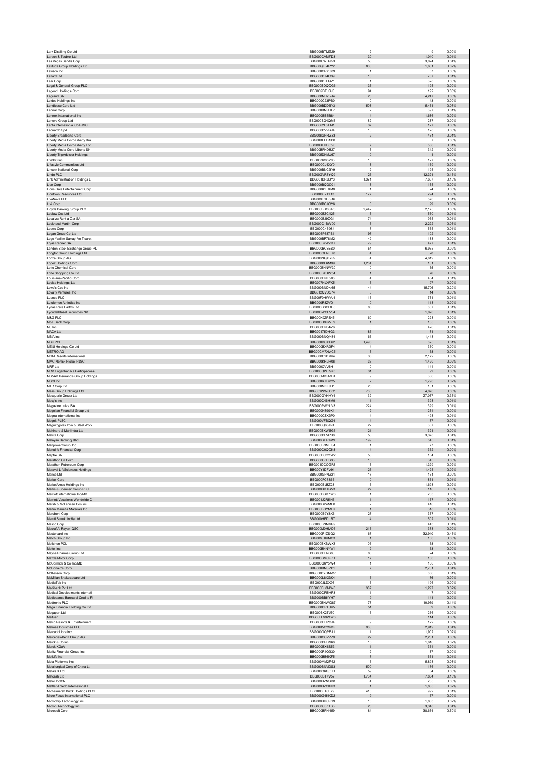| | | | | |
|---|---|---|---|---|
| Lark Distilling Co Ltd | BBG00BTMZ29 | 2 | 9 | 0.00% |
| Larsen & Toubro Ltd | BBG000CVM7D3 | 30 | 1,040 | 0.01% |
| Las Vegas Sands Corp | BBG000JWD753 | 58 | 3,024 | 0.04% |
| Latitude Group Holdings Ltd | BBG00QFL4PY2 | 800 | 1,601 | 0.02% |
| Lawson Inc | BBG000CRYS89 | 1 | 57 | 0.00% |
| Lazard Ltd | BBG000BT4C39 | 13 | 767 | 0.01% |
| Lear Corp | BBG000PTLGZ1 | 1 | 328 | 0.00% |
| Legal & General Group PLC | BBG000BDQCG6 | 35 | 195 | 0.00% |
| Legend Holdings Corp | BBG009DTJSJ0 | 94 | 192 | 0.00% |
| Legrand SA | BBG000NH2RJ4 | 26 | 4,247 | 0.06% |
| Leidos Holdings Inc | BBG000C23PB0 | 0 | 43 | 0.00% |
| Lendlease Corp Ltd | BBG000BDD6Y3 | 508 | 5,431 | 0.07% |
| Lennar Corp | BBG000BN5HF7 | 2 | 397 | 0.01% |
| Lennox International Inc | BBG000BB5B84 | 4 | 1,686 | 0.02% |
| Lenovo Group Ltd | BBG000BG4QM5 | 182 | 287 | 0.00% |
| Lenta International Co PJSC | BBG0062L8TM1 | 37 | 127 | 0.00% |
| Leonardo SpA | BBG000BVVRJ4 | 13 | 128 | 0.00% |
| Liberty Broadband Corp | BBG006GNRZ83 | 2 | 434 | 0.01% |
| Liberty Media Corp-Liberty Bra | BBG00BFHD1D0 | 0 | 7 | 0.00% |
| Liberty Media Corp-Liberty For | BBG00BFHDCV6 | 7 | 566 | 0.01% |
| Liberty Media Corp-Liberty Sir | BBG00BFHD827 | 5 | 342 | 0.00% |
| Liberty TripAdvisor Holdings I | BBG005DKMJ67 | 0 | 1 | 0.00% |
| Life360 Inc | BBG00NV88703 | 13 | 127 | 0.00% |
| Lifestyle Communities Ltd | BBG000CJ4XY0 | 8 | 169 | 0.00% |
| Lincoln National Corp | BBG000BNC3Y9 | 2 | 195 | 0.00% |
| Linde PLC | BBG00GVR8YQ9 | 26 | 12,321 | 0.16% |
| Link Administration Holdings L | BBG001BRJBY3 | 1,371 | 7,637 | 0.10% |
| Lion Corp | BBG000BQG001 | 8 | 155 | 0.00% |
| Lions Gate Entertainment Corp | BBG000K1T0M8 | 1 | 24 | 0.00% |
| Liontown Resources Ltd | BBG000F21113 | 177 | 294 | 0.00% |
| LivaNova PLC | BBG00(6GHG16 | 5 | 570 | 0.01% |
| Lixil Corp | BBG000BCJCY6 | 3 | 99 | 0.00% |
| Lloyds Banking Group PLC | BBG000BDQGR5 | 2,442 | 2,175 | 0.03% |
| Loblaw Cos Ltd | BBG000BZC425 | 5 | 560 | 0.01% |
| Localiza Rent a Car SA | BBG000BJ9ZG1 | 74 | 965 | 0.01% |
| Lockheed Martin Corp | BBG000C1BW00 | 5 | 2,222 | 0.03% |
| Loews Corp | BBG000C45984 | 7 | 535 | 0.01% |
| Logan Group Co Ltd | BBG005P687B1 | 97 | 102 | 0.00% |
| Logo Yazilim Sanayi Ve Ticaret | BBG000BP78M2 | 42 | 183 | 0.00% |
| Lojas Renner SA | BBG000BYWZK7 | 79 | 477 | 0.01% |
| London Stock Exchange Group PL | BBG000BC85S0 | 54 | 6,965 | 0.09% |
| Longfor Group Holdings Ltd | BBG000CHNH78 | 4 | 28 | 0.00% |
| Lonza Group AG | BBG000NQXR55 | 4 | 4,619 | 0.06% |
| Lopez Holdings Corp | BBG000BF6M99 | 1,284 | 101 | 0.00% |
| Lotte Chemical Corp | BBG000BHNW30 | 0 | 65 | 0.00% |
| Lotte Shopping Co Ltd | BBG000BXDW54 | 1 | 76 | 0.00% |
| Louisiana-Pacific Corp | BBG000BNF508 | 4 | 464 | 0.01% |
| Lovisa Holdings Ltd | BBG007NJXFK5 | 5 | 97 | 0.00% |
| Lowe's Cos Inc | BBG000BNDN65 | 44 | 15,706 | 0.20% |
| Loyalty Ventures Inc | BBG012QVD574 | 0 | 14 | 0.00% |
| Luceco PLC | BBG00F0HWVJ4 | 116 | 751 | 0.01% |
| Lululemon Athletica Inc | BBG000R8ZVD1 | 0 | 118 | 0.00% |
| Lynas Rare Earths Ltd | BBG000BSCDH5 | 85 | 867 | 0.01% |
| LyondellBasell Industries NV | BBG000WCFV84 | 8 | 1,020 | 0.01% |
| M&G PLC | BBG00K9ZPS45 | 60 | 223 | 0.00% |
| M&T Bank Corp | BBG000D9KWL9 | 1 | 185 | 0.00% |
| M3 Inc | BBG000BN34Z6 | 6 | 426 | 0.01% |
| MACA Ltd | BBG001750HG3 | 86 | 71 | 0.00% |
| MBIA Inc | BBG000BNQN34 | 66 | 1,443 | 0.02% |
| MBK PCL | BBG000DCXT62 | 1,495 | 825 | 0.01% |
| MEIJI Holdings Co Ltd | BBG000BXR2F4 | 4 | 330 | 0.00% |
| METRO AG | BBG00CM7XMC5 | 5 | 68 | 0.00% |
| MGM Resorts International | BBG000C2BXK4 | 35 | 2,172 | 0.03% |
| MMC Norilsk Nickel PJSC | BBG000KRLH06 | 33 | 1,420 | 0.02% |
| MRF Ltd | BBG000CVV6H1 | 0 | 144 | 0.00% |
| MRV Engenharia e Participacoes | BBG000QWT9X3 | 31 | 92 | 0.00% |
| MS&AD Insurance Group Holdings | BBG000MD5MH4 | 9 | 366 | 0.00% |
| MSCI Inc | BBG000RTDY25 | 2 | 1,790 | 0.02% |
| MTR Corp Ltd | BBG000MKLJD1 | 25 | 181 | 0.00% |
| Maas Group Holdings Ltd | BBG01WW60C1 | 768 | 4,070 | 0.05% |
| Macquarie Group Ltd | BBG000GYHHY4 | 132 | 27,057 | 0.35% |
| Macy's Inc | BBG000C46HM9 | 11 | 398 | 0.01% |
| Magazine Luiza SA | BBG000PWYLV3 | 224 | 399 | 0.01% |
| Magellan Financial Group Ltd | BBG000N890K4 | 12 | 254 | 0.00% |
| Magna International Inc | BBG000CZX2P0 | 4 | 498 | 0.01% |
| Magnit PJSC | BBG000VFBQG4 | 4 | 77 | 0.00% |
| Magnitogorsk Iron & Steel Work | BBG000Q63JZ4 | 22 | 367 | 0.00% |
| Mahindra & Mahindra Ltd | BBG000BKW6G6 | 21 | 321 | 0.00% |
| Makita Corp | BBG000BLVPB8 | 58 | 3,378 | 0.04% |
| Malayan Banking Bhd | BBG000BF4GM9 | 199 | 545 | 0.01% |
| ManpowerGroup Inc | BBG000BNMHS4 | 1 | 77 | 0.00% |
| Manulife Financial Corp | BBG000C9QCK8 | 14 | 362 | 0.00% |
| Mapfre SA | BBG000BCQ2W2 | 58 | 164 | 0.00% |
| Marathon Oil Corp | BBG000C8H633 | 15 | 345 | 0.00% |
| Marathon Petroleum Corp | BBG001DCCGR8 | 15 | 1,329 | 0.02% |
| Maravai LifeSciences Holdings | BBG00Y1DFV91 | 25 | 1,425 | 0.02% |
| Marico Ltd | BBG000GPNZ21 | 17 | 161 | 0.00% |
| Markel Corp | BBG000FC7366 | 0 | 831 | 0.01% |
| MarketAxess Holdings Inc | BBG000BJBZ23 | 3 | 1,693 | 0.02% |
| Marks & Spencer Group PLC | BBG000BDTRV3 | 27 | 116 | 0.00% |
| Marriott International Inc/MD | BBG000BGD7W6 | 1 | 283 | 0.00% |
| Marriott Vacations Worldwide C | BBG001J2R5H3 | 1 | 167 | 0.00% |
| Marsh & McLennan Cos Inc | BBG000BP4MH0 | 2 | 416 | 0.01% |
| Martin Marietta Materials Inc | BBG000BGYMH7 | 1 | 318 | 0.00% |
| Marubeni Corp | BBG000B9Y8X6 | 27 | 357 | 0.00% |
| Maruti Suzuki India Ltd | BBG000HFDLR7 | 4 | 502 | 0.01% |
| Masco Corp | BBG000BNNKG9 | 5 | 443 | 0.01% |
| Masraf Al Rayan QSC | BBG000M0HMD3 | 213 | 373 | 0.00% |
| Mastercard Inc | BBG000F1ZSQ2 | 67 | 32,940 | 0.43% |
| Match Group Inc | BBG00VT0KNC3 | 1 | 160 | 0.00% |
| Matichon PCL | BBG000BKBWX3 | 103 | 38 | 0.00% |
| Mattel Inc | BBG000BNNYW1 | 2 | 63 | 0.00% |
| Mayne Pharma Group Ltd | BBG000BLN683 | 83 | 24 | 0.00% |
| Mazda Motor Corp | BBG000BMCPZ1 | 17 | 180 | 0.00% |
| McCormick & Co Inc/MD | BBG000G6Y5W4 | 1 | 136 | 0.00% |
| McDonald's Corp | BBG000BNSZP1 | 7 | 2,701 | 0.04% |
| McKesson Corp | BBG000DYGNW7 | 3 | 856 | 0.01% |
| McMillan Shakespeare Ltd | BBG000L8XGK4 | 6 | 76 | 0.00% |
| MediaTek Inc | BBG000JLDX96 | 3 | 196 | 0.00% |
| Medibank Pvt Ltd | BBG00BL8MW8 | 387 | 1,297 | 0.02% |
| Medical Developments Internati | BBG000CP8HP3 | 1 | 7 | 0.00% |
| Mediobanca Banca di Credito Fi | BBG000BBKYH7 | 9 | 141 | 0.00% |
| Medtronic PLC | BBG000BNWG87 | 77 | 10,959 | 0.14% |
| Mega Financial Holding Co Ltd | BBG000DPT0K5 | 51 | 89 | 0.00% |
| Megaport Ltd | BBG00BK2TJ50 | 13 | 236 | 0.00% |
| Meituan | BBG00LLV9WW6 | 3 | 114 | 0.00% |
| Melco Resorts & Entertainment | BBG000BHP8J4 | 9 | 122 | 0.00% |
| Melrose Industries PLC | BBG00B5C2SM5 | 980 | 2,919 | 0.04% |
| MercadoLibre Inc | BBG000GQPB11 | 1 | 1,902 | 0.02% |
| Mercedes-Benz Group AG | BBG000CCVZZ9 | 22 | 2,281 | 0.03% |
| Merck & Co Inc | BBG000BPD168 | 15 | 1,616 | 0.02% |
| Merck KGaA | BBG000BX4S53 | 1 | 364 | 0.00% |
| Meritz Financial Group Inc | BBG000R4Q930 | 2 | 87 | 0.00% |
| MetLife Inc | BBG000BB6KF5 | 7 | 631 | 0.01% |
| Meta Platforms Inc | BBG000MM2P62 | 13 | 5,898 | 0.08% |
| Metallurgical Corp of China Lt | BBG000BNVDS3 | 500 | 176 | 0.00% |
| Metals X Ltd | BBG000Q6QCT1 | 59 | 34 | 0.00% |
| Metcash Ltd | BBG000BT7V52 | 1,734 | 7,804 | 0.10% |
| Metro Inc/CN | BBG000BZNSD8 | 4 | 285 | 0.00% |
| Mettler-Toledo International I | BBG000BZCKH3 | 1 | 1,835 | 0.02% |
| Michelmersh Brick Holdings PLC | BBG000FT6L79 | 416 | 992 | 0.01% |
| Micro Focus International PLC | BBG000G4KKD2 | 9 | 67 | 0.00% |
| Microchip Technology Inc | BBG000BHCP19 | 16 | 1,883 | 0.02% |
| Micron Technology Inc | BBG000C5Z1S3 | 26 | 3,348 | 0.04% |
| Microsoft Corp | BBG000BPH459 | 84 | 38,654 | 0.50% |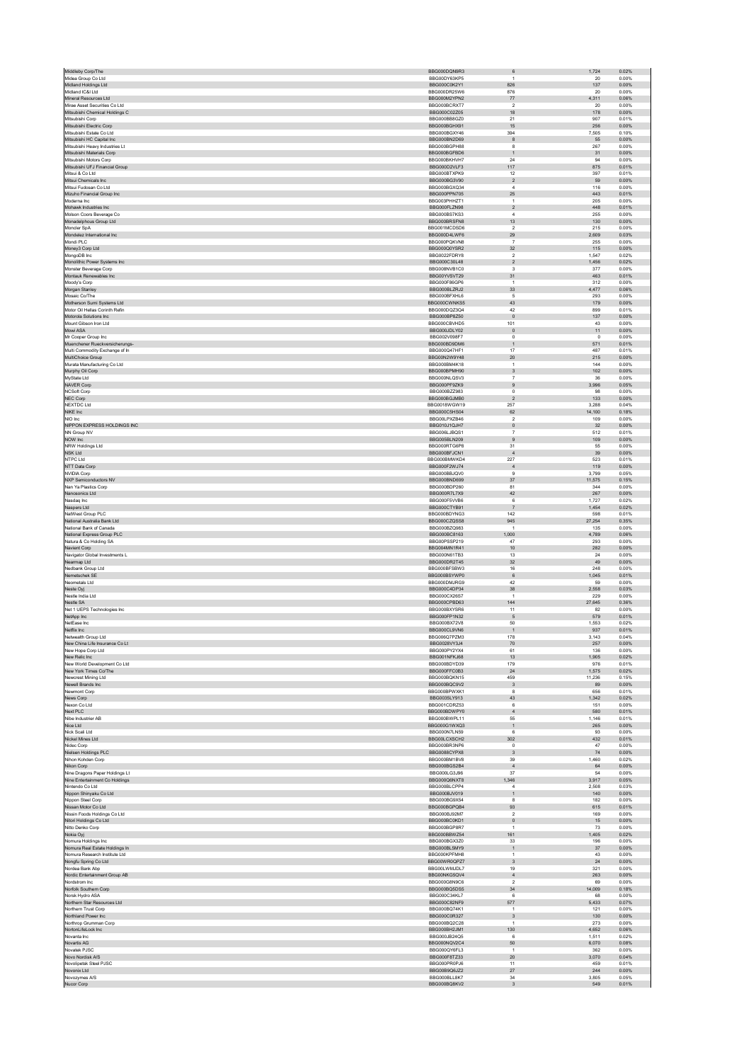| | | | | |
|---|---|---|---|---|
| Middleby Corp/The | BBG000DQN9R3 | 6 | 1,724 | 0.02% |
| Midea Group Co Ltd | BBG00DY63KP5 | 1 | 20 | 0.00% |
| Midland Holdings Ltd | BBG000C0KZY1 | 826 | 137 | 0.00% |
| Midland IC&I Ltd | BBG000DR25W6 | 876 | 20 | 0.00% |
| Mineral Resources Ltd | BBG000M2VPN2 | 77 | 4,311 | 0.06% |
| Mirae Asset Securities Co Ltd | BBG000BCRXT7 | 2 | 20 | 0.00% |
| Mitsubishi Chemical Holdings C | BBG000C02Z05 | 18 | 178 | 0.00% |
| Mitsubishi Corp | BBG000BB8GZ0 | 21 | 907 | 0.01% |
| Mitsubishi Electric Corp | BBG000BGHX91 | 15 | 256 | 0.00% |
| Mitsubishi Estate Co Ltd | BBG000BGXY46 | 394 | 7,505 | 0.10% |
| Mitsubishi HC Capital Inc | BBG000BN2D69 | 8 | 55 | 0.00% |
| Mitsubishi Heavy Industries Lt | BBG000BGPH88 | 8 | 267 | 0.00% |
| Mitsubishi Materials Corp | BBG000BGFBD6 | 1 | 31 | 0.00% |
| Mitsubishi Motors Corp | BBG000BKHVH7 | 24 | 94 | 0.00% |
| Mitsubishi UFJ Financial Group | BBG000D2VLF3 | 117 | 875 | 0.01% |
| Mitsui & Co Ltd | BBG000BTXPK9 | 12 | 397 | 0.01% |
| Mitsui Chemicals Inc | BBG000BG3V90 | 2 | 59 | 0.00% |
| Mitsui Fudosan Co Ltd | BBG000BGXQ34 | 4 | 116 | 0.00% |
| Mizuho Financial Group Inc | BBG000PPN705 | 25 | 443 | 0.01% |
| Moderna Inc | BBG003PHHZT1 | 1 | 205 | 0.00% |
| Mohawk Industries Inc | BBG000FLZN98 | 2 | 448 | 0.01% |
| Molson Coors Beverage Co | BBG000BS7KS3 | 4 | 255 | 0.00% |
| Monadelphous Group Ltd | BBG000BRSFN8 | 13 | 130 | 0.00% |
| Moncler SpA | BBG001MCDSD6 | 2 | 215 | 0.00% |
| Mondelez International Inc | BBG000D4LWF6 | 29 | 2,609 | 0.03% |
| Mondi PLC | BBG000PQKVN8 | 7 | 255 | 0.00% |
| Money3 Corp Ltd | BBG000Q0YSR2 | 32 | 115 | 0.00% |
| MongoDB Inc | BBG0022FDRY8 | 2 | 1,547 | 0.02% |
| Monolithic Power Systems Inc | BBG000C30L48 | 2 | 1,456 | 0.02% |
| Monster Beverage Corp | BBG008NVB1C0 | 3 | 377 | 0.00% |
| Montauk Renewables Inc | BBG00YVSVT29 | 31 | 463 | 0.01% |
| Moody's Corp | BBG000F86GP6 | 1 | 312 | 0.00% |
| Morgan Stanley | BBG000BLZRJ2 | 33 | 4,477 | 0.06% |
| Mosaic Co/The | BBG000BFXHL6 | 5 | 293 | 0.00% |
| Motherson Sumi Systems Ltd | BBG000CWNKS5 | 43 | 179 | 0.00% |
| Motor Oil Hellas Corinth Refin | BBG000DQZ3Q4 | 42 | 899 | 0.01% |
| Motorola Solutions Inc | BBG000BP8Z50 | 0 | 137 | 0.00% |
| Mount Gibson Iron Ltd | BBG000CBVHD5 | 101 | 43 | 0.00% |
| Mowi ASA | BBG000JDLY02 | 0 | 11 | 0.00% |
| Mr Cooper Group Inc | BBG002V098F7 | 0 | 0 | 0.00% |
| Muenchener Rueckversicherungs- | BBG000BD9DM6 | 1 | 571 | 0.01% |
| Multi Commodity Exchange of In | BBG000Q47HF1 | 17 | 487 | 0.01% |
| MultiChoice Group | BBG00N2W9Y48 | 20 | 215 | 0.00% |
| Murata Manufacturing Co Ltd | BBG000BM4K18 | 1 | 144 | 0.00% |
| Murphy Oil Corp | BBG000BPMH90 | 3 | 102 | 0.00% |
| MyState Ltd | BBG000NLQ8V3 | 7 | 36 | 0.00% |
| NAVER Corp | BBG000PF9ZK9 | 9 | 3,996 | 0.05% |
| NCSoft Corp | BBG000BZZ983 | 0 | 98 | 0.00% |
| NEC Corp | BBG000BGJMB0 | 2 | 133 | 0.00% |
| NEXTDC Ltd | BBG0018WGW19 | 257 | 3,288 | 0.04% |
| NIKE Inc | BBG000C5HS04 | 62 | 14,100 | 0.18% |
| NIO Inc | BBG00LPXZB46 | 2 | 109 | 0.00% |
| NIPPON EXPRESS HOLDINGS INC | BBG010J1QJH7 | 0 | 32 | 0.00% |
| NN Group NV | BBG006LJBQS1 | 7 | 512 | 0.01% |
| NOW Inc | BBG005BLN209 | 9 | 109 | 0.00% |
| NRW Holdings Ltd | BBG000RTG6P8 | 31 | 55 | 0.00% |
| NSK Ltd | BBG000BFJCN1 | 4 | 39 | 0.00% |
| NTPC Ltd | BBG000BMWKD4 | 227 | 523 | 0.01% |
| NTT Data Corp | BBG000F2WJ74 | 4 | 119 | 0.00% |
| NVIDIA Corp | BBG000BBJQV0 | 9 | 3,799 | 0.05% |
| NXP Semiconductors NV | BBG000BND699 | 37 | 11,575 | 0.15% |
| Nan Ya Plastics Corp | BBG000BDP260 | 81 | 344 | 0.00% |
| Nanosonics Ltd | BBG000R7L7X9 | 42 | 267 | 0.00% |
| Nasdaq Inc | BBG000F5VVB6 | 6 | 1,727 | 0.02% |
| Naspers Ltd | BBG000CTYB91 | 7 | 1,454 | 0.02% |
| NatWest Group PLC | BBG000BDYNG3 | 142 | 598 | 0.01% |
| National Australia Bank Ltd | BBG000CZQSS8 | 945 | 27,254 | 0.35% |
| National Bank of Canada | BBG000BZQ983 | 1 | 135 | 0.00% |
| National Express Group PLC | BBG000BC8163 | 1,000 | 4,789 | 0.06% |
| Natura & Co Holding SA | BBG00PSSP219 | 47 | 293 | 0.00% |
| Navient Corp | BBG004MN1R41 | 10 | 282 | 0.00% |
| Navigator Global Investments L | BBG000N61TB3 | 13 | 24 | 0.00% |
| Nearmap Ltd | BBG000DR2T45 | 32 | 49 | 0.00% |
| Nedbank Group Ltd | BBG000BFSBW3 | 16 | 248 | 0.00% |
| Nemetschek SE | BBG000BSYWP0 | 6 | 1,045 | 0.01% |
| Neometals Ltd | BBG000DMJRG9 | 42 | 59 | 0.00% |
| Neste Oyj | BBG000C4DP34 | 38 | 2,558 | 0.03% |
| Nestle India Ltd | BBG000CX26S7 | 1 | 229 | 0.00% |
| Nestle SA | BBG000CP8D63 | 144 | 27,645 | 0.36% |
| Net 1 UEPS Technologies Inc | BBG000BXYSR6 | 11 | 82 | 0.00% |
| NetApp Inc | BBG000FP1N32 | 5 | 579 | 0.01% |
| NetEase Inc | BBG000BX72V8 | 50 | 1,553 | 0.02% |
| Netflix Inc | BBG000CL9VN6 | 1 | 937 | 0.01% |
| Netwealth Group Ltd | BBG006Q7PZM3 | 178 | 3,143 | 0.04% |
| New China Life Insurance Co Lt | BBG0028VY3J4 | 70 | 257 | 0.00% |
| New Hope Corp Ltd | BBG000PY2YX4 | 61 | 136 | 0.00% |
| New Relic Inc | BBG001NFKJ68 | 13 | 1,905 | 0.02% |
| New World Development Co Ltd | BBG000BDYD39 | 179 | 976 | 0.01% |
| New York Times Co/The | BBG000FFC0B3 | 24 | 1,575 | 0.02% |
| Newcrest Mining Ltd | BBG000BQKN15 | 459 | 11,236 | 0.15% |
| Newell Brands Inc | BBG000BQC9V2 | 3 | 89 | 0.00% |
| Newmont Corp | BBG000BPWXK1 | 8 | 656 | 0.01% |
| News Corp | BBG0035LY913 | 43 | 1,342 | 0.02% |
| Nexon Co Ltd | BBG001CDRZ53 | 6 | 151 | 0.00% |
| Next PLC | BBG000BDWPY0 | 4 | 580 | 0.01% |
| Nibe Industrier AB | BBG000BWPL11 | 55 | 1,146 | 0.01% |
| Nice Ltd | BBG000G1WXQ3 | 1 | 265 | 0.00% |
| Nick Scali Ltd | BBG000N7LN59 | 6 | 93 | 0.00% |
| Nickel Mines Ltd | BBG00LCXSCH2 | 302 | 432 | 0.01% |
| Nidec Corp | BBG000BR3NP6 | 0 | 47 | 0.00% |
| Nielsen Holdings PLC | BBG008CYPX8 | 3 | 74 | 0.00% |
| Nihon Kohden Corp | BBG000BM1BV8 | 39 | 1,460 | 0.02% |
| Nikon Corp | BBG000BGS2B4 | 4 | 64 | 0.00% |
| Nine Dragons Paper Holdings Lt | BBG000LG3J96 | 37 | 54 | 0.00% |
| Nine Entertainment Co Holdings | BBG000Q6NXT8 | 1,346 | 3,917 | 0.05% |
| Nintendo Co Ltd | BBG000BLCPP4 | 4 | 2,508 | 0.03% |
| Nippon Shinyaku Co Ltd | BBG000BJV019 | 1 | 140 | 0.00% |
| Nippon Steel Corp | BBG000BG9X54 | 8 | 182 | 0.00% |
| Nissan Motor Co Ltd | BBG000BGPQB4 | 93 | 615 | 0.01% |
| Nissin Foods Holdings Co Ltd | BBG000BJ92M7 | 2 | 169 | 0.00% |
| Nitori Holdings Co Ltd | BBG000BC0KD1 | 0 | 15 | 0.00% |
| Nitto Denko Corp | BBG000BGP8R7 | 1 | 73 | 0.00% |
| Nokia Oyj | BBG000BBWZ54 | 161 | 1,405 | 0.02% |
| Nomura Holdings Inc | BBG000BGX3Z0 | 33 | 196 | 0.00% |
| Nomura Real Estate Holdings In | BBG000BL5MY9 | 1 | 37 | 0.00% |
| Nomura Research Institute Ltd | BBG000KPFMH8 | 1 | 43 | 0.00% |
| Nongfu Spring Co Ltd | BBG00WR0QPZ7 | 3 | 24 | 0.00% |
| Nordea Bank Abp | BBG00LWMJDL7 | 19 | 321 | 0.00% |
| Nordic Entertainment Group AB | BBG00NKG5QV4 | 4 | 263 | 0.00% |
| Nordstrom Inc | BBG000G8N9C6 | 2 | 69 | 0.00% |
| Norfolk Southern Corp | BBG000BQ5DS5 | 34 | 14,009 | 0.18% |
| Norsk Hydro ASA | BBG000C34KL7 | 6 | 68 | 0.00% |
| Northern Star Resources Ltd | BBG000C82NF9 | 577 | 5,433 | 0.07% |
| Northern Trust Corp | BBG000BQ74K1 | 1 | 121 | 0.00% |
| Northland Power Inc | BBG000C0R327 | 3 | 130 | 0.00% |
| Northrop Grumman Corp | BBG000BQ2C28 | 1 | 273 | 0.00% |
| NortonLifeLock Inc | BBG000BH2JM1 | 130 | 4,652 | 0.06% |
| Novanta Inc | BBG000JB24Q5 | 6 | 1,511 | 0.02% |
| Novartis AG | BBG000NQV2C4 | 50 | 6,070 | 0.08% |
| Novatek PJSC | BBG000QY6FL3 | 1 | 362 | 0.00% |
| Novo Nordisk A/S | BBG000F8TZ33 | 20 | 3,070 | 0.04% |
| Novolipetsk Steel PJSC | BBG000PR0PJ6 | 11 | 459 | 0.01% |
| Novonix Ltd | BBG00B9Q6JZ2 | 27 | 244 | 0.00% |
| Novozymes A/S | BBG000BLL8K7 | 34 | 3,805 | 0.05% |
| Nucor Corp | BBG000BQ8KV2 | 3 | 549 | 0.01% |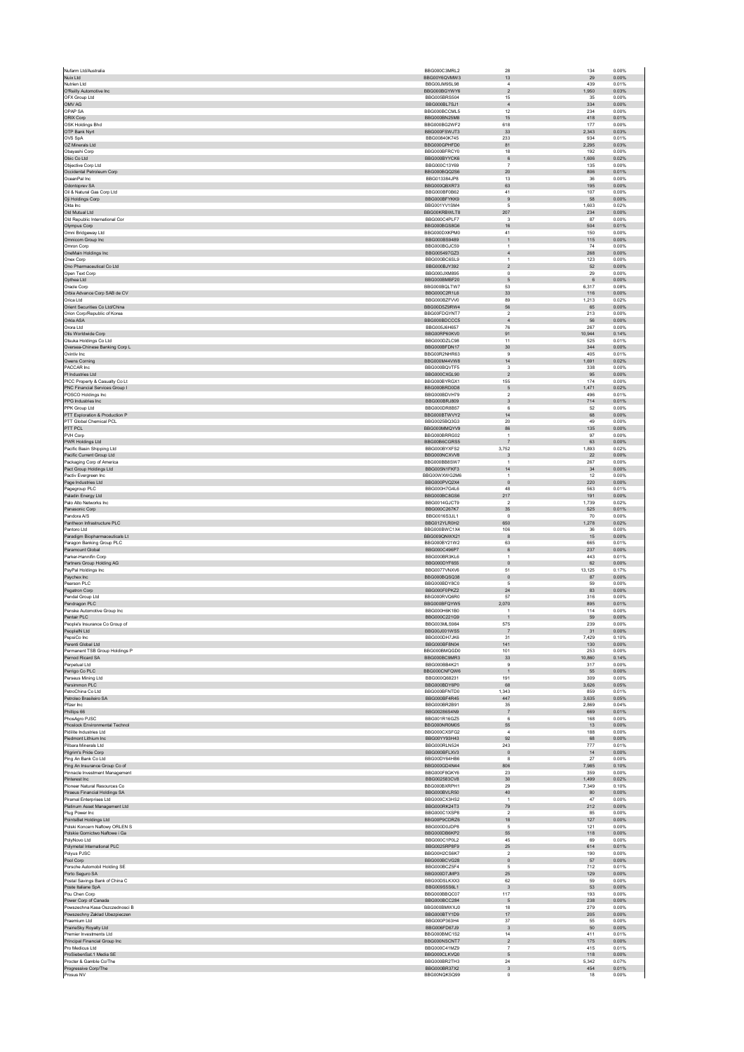| | | | | |
|---|---|---|---|---|
| Nufarm Ltd/Australia | BBG000C3MRL2 | 28 | 134 | 0.00% |
| Nuix Ltd | BBG00Y6QVMW3 | 13 | 29 | 0.00% |
| Nutrien Ltd | BBG00JM9SL98 | 4 | 439 | 0.01% |
| O'Reilly Automotive Inc | BBG000BGYWY6 | 2 | 1,950 | 0.03% |
| OFX Group Ltd | BBG005BRS504 | 15 | 35 | 0.00% |
| OMV AG | BBG000BL7SJ1 | 4 | 334 | 0.00% |
| OPAP SA | BBG000BCCML5 | 12 | 234 | 0.00% |
| ORIX Corp | BBG000BN25M8 | 15 | 418 | 0.01% |
| OSK Holdings Bhd | BBG000BG2WF2 | 618 | 177 | 0.00% |
| OTP Bank Nyrt | BBG000FSWJT3 | 33 | 2,343 | 0.03% |
| OVS SpA | BBG0084OK745 | 233 | 934 | 0.01% |
| OZ Minerals Ltd | BBG000GPHFD0 | 81 | 2,295 | 0.03% |
| Obayashi Corp | BBG000BFRCY0 | 18 | 192 | 0.00% |
| Obic Co Ltd | BBG000BYYCK6 | 6 | 1,606 | 0.02% |
| Objective Corp Ltd | BBG000C13Y69 | 7 | 135 | 0.00% |
| Occidental Petroleum Corp | BBG000BQQ2S6 | 20 | 806 | 0.01% |
| OceanPal Inc | BBG013384JP8 | 13 | 36 | 0.00% |
| Odontoprev SA | BBG000QBXR73 | 63 | 195 | 0.00% |
| Oil & Natural Gas Corp Ltd | BBG000BF0B62 | 41 | 107 | 0.00% |
| Oji Holdings Corp | BBG000BFYKK9 | 9 | 58 | 0.00% |
| Okta Inc | BBG001YV1SM4 | 5 | 1,603 | 0.02% |
| Old Mutual Ltd | BBG00KRBWLT8 | 207 | 234 | 0.00% |
| Old Republic International Cor | BBG000C4PLF7 | 3 | 87 | 0.00% |
| Olympus Corp | BBG000BGS8G6 | 16 | 504 | 0.01% |
| Omni Bridgeway Ltd | BBG000DXKPM0 | 41 | 150 | 0.00% |
| Omnicom Group Inc | BBG000BS9489 | 1 | 115 | 0.00% |
| Omron Corp | BBG000BGJC59 | 1 | 74 | 0.00% |
| OneMain Holdings Inc | BBG005497GZ3 | 4 | 268 | 0.00% |
| Onex Corp | BBG000BC6SL9 | 1 | 123 | 0.00% |
| Ono Pharmaceutical Co Ltd | BBG000BJY392 | 2 | 52 | 0.00% |
| Open Text Corp | BBG000JXM895 | 0 | 29 | 0.00% |
| Opthea Ltd | BBG000BMBF20 | 5 | 6 | 0.00% |
| Oracle Corp | BBG000BQLTW7 | 53 | 6,317 | 0.08% |
| Orbia Advance Corp SAB de CV | BBG000C2R1L6 | 33 | 116 | 0.00% |
| Orica Ltd | BBG000BZFVV0 | 89 | 1,213 | 0.02% |
| Orient Securities Co Ltd/China | BBG00D5Z9RW4 | 56 | 65 | 0.00% |
| Orion Corp/Republic of Korea | BBG00FDGYNT7 | 2 | 213 | 0.00% |
| Orkla ASA | BBG000BDCCC5 | 4 | 56 | 0.00% |
| Orora Ltd | BBG005J6H657 | 76 | 267 | 0.00% |
| Otis Worldwide Corp | BBG00RP60KV0 | 91 | 10,944 | 0.14% |
| Otsuka Holdings Co Ltd | BBG000DZLC98 | 11 | 525 | 0.01% |
| Oversea-Chinese Banking Corp L | BBG000BFDN17 | 30 | 344 | 0.00% |
| Ovintiv Inc | BBG00R2NHR63 | 9 | 405 | 0.01% |
| Owens Corning | BBG000M44VW8 | 14 | 1,691 | 0.02% |
| PACCAR Inc | BBG000BQVTF5 | 3 | 338 | 0.00% |
| PI Industries Ltd | BBG000CXGL90 | 2 | 95 | 0.00% |
| PICC Property & Casualty Co Lt | BBG000BYRGX1 | 155 | 174 | 0.00% |
| PNC Financial Services Group I | BBG000BRD0D8 | 5 | 1,471 | 0.02% |
| POSCO Holdings Inc | BBG000BDVH79 | 2 | 496 | 0.01% |
| PPG Industries Inc | BBG000BRJ809 | 3 | 714 | 0.01% |
| PPK Group Ltd | BBG000DR8B57 | 6 | 52 | 0.00% |
| PTT Exploration & Production P | BBG000BTWVY2 | 14 | 68 | 0.00% |
| PTT Global Chemical PCL | BBG0025BQ3G3 | 20 | 49 | 0.00% |
| PTT PCL | BBG000MMQYV9 | 86 | 135 | 0.00% |
| PVH Corp | BBG000BRRG02 | 1 | 97 | 0.00% |
| PWR Holdings Ltd | BBG00B6CGRS5 | 7 | 63 | 0.00% |
| Pacific Basin Shipping Ltd | BBG000BYXFS2 | 3,752 | 1,893 | 0.02% |
| Pacific Current Group Ltd | BBG000NCXVV8 | 3 | 22 | 0.00% |
| Packaging Corp of America | BBG000BB8SW7 | 1 | 267 | 0.00% |
| Pact Group Holdings Ltd | BBG005N1FKF3 | 14 | 34 | 0.00% |
| Pactiv Evergreen Inc | BBG00WXWG2M6 | 1 | 12 | 0.00% |
| Page Industries Ltd | BBG000PVQ2X4 | 0 | 220 | 0.00% |
| Pagegroup PLC | BBG000H7G4L6 | 48 | 563 | 0.01% |
| Paladin Energy Ltd | BBG000BC8GS6 | 217 | 191 | 0.00% |
| Palo Alto Networks Inc | BBG0014GJCT9 | 2 | 1,739 | 0.02% |
| Panasonic Corp | BBG000C267K7 | 35 | 525 | 0.01% |
| Pandora A/S | BBG0016S3JL1 | 0 | 70 | 0.00% |
| Pantheon Infrastructure PLC | BBG012YLR0H2 | 650 | 1,278 | 0.02% |
| Pantoro Ltd | BBG000BWC1X4 | 106 | 36 | 0.00% |
| Paradigm Biopharmaceuticals Lt | BBG009QNWX21 | 8 | 15 | 0.00% |
| Paragon Banking Group PLC | BBG000BY21W2 | 63 | 665 | 0.01% |
| Paramount Global | BBG000C496P7 | 6 | 237 | 0.00% |
| Parker-Hannifin Corp | BBG000BR3KL6 | 1 | 443 | 0.01% |
| Partners Group Holding AG | BBG000DYF655 | 0 | 62 | 0.00% |
| PayPal Holdings Inc | BBG0077VNXV6 | 51 | 13,125 | 0.17% |
| Paychex Inc | BBG000BQSQ38 | 0 | 87 | 0.00% |
| Pearson PLC | BBG000BDY8C0 | 5 | 59 | 0.00% |
| Pegatron Corp | BBG000F0PKZ2 | 24 | 83 | 0.00% |
| Pendal Group Ltd | BBG000RVQ6R0 | 57 | 316 | 0.00% |
| Pendragon PLC | BBG000BFQYW5 | 2,070 | 895 | 0.01% |
| Penske Automotive Group Inc | BBG000H6K1B0 | 1 | 114 | 0.00% |
| Pentair PLC | BBG000C221G9 | 1 | 59 | 0.00% |
| People's Insurance Co Group of | BBG003ML5984 | 575 | 239 | 0.00% |
| PeopleIN Ltd | BBG00J001WS5 | 7 | 31 | 0.00% |
| PepsiCo Inc | BBG000DH7JK6 | 31 | 7,429 | 0.10% |
| Perenti Global Ltd | BBG000BF8N04 | 141 | 130 | 0.00% |
| Permanent TSB Group Holdings P | BBG000BMQGD0 | 101 | 253 | 0.00% |
| Pernod Ricard SA | BBG000BC9MR3 | 33 | 10,860 | 0.14% |
| Perpetual Ltd | BBG000BB4K21 | 9 | 317 | 0.00% |
| Perrigo Co PLC | BBG000CNFQW6 | 1 | 55 | 0.00% |
| Perseus Mining Ltd | BBG000Q68231 | 191 | 309 | 0.00% |
| Persimmon PLC | BBG000BDY6P0 | 68 | 3,626 | 0.05% |
| PetroChina Co Ltd | BBG000BFNTD0 | 1,343 | 859 | 0.01% |
| Petroleo Brasileiro SA | BBG000BF4R45 | 447 | 3,635 | 0.05% |
| Pfizer Inc | BBG000BR2B91 | 35 | 2,869 | 0.04% |
| Phillips 66 | BBG00286S4N9 | 7 | 669 | 0.01% |
| PhosAgro PJSC | BBG001R16GZ5 | 6 | 168 | 0.00% |
| Phoslock Environmental Technol | BBG000NR0M05 | 55 | 13 | 0.00% |
| Pidilite Industries Ltd | BBG000CXSFG2 | 4 | 188 | 0.00% |
| Piedmont Lithium Inc | BBG00YY93H43 | 92 | 68 | 0.00% |
| Pilbara Minerals Ltd | BBG000RLN524 | 243 | 777 | 0.01% |
| Pilgrim's Pride Corp | BBG000BFLXV3 | 0 | 14 | 0.00% |
| Ping An Bank Co Ltd | BBG00DY64HB6 | 8 | 27 | 0.00% |
| Ping An Insurance Group Co of | BBG000GD4N44 | 806 | 7,985 | 0.10% |
| Pinnacle Investment Management | BBG000F8GKY6 | 23 | 359 | 0.00% |
| Pinterest Inc | BBG002583CV8 | 30 | 1,499 | 0.02% |
| Pioneer Natural Resources Co | BBG000BXRPH1 | 29 | 7,349 | 0.10% |
| Piraeus Financial Holdings SA | BBG000BVLR50 | 40 | 80 | 0.00% |
| Piramal Enterprises Ltd | BBG000CX3HS2 | 1 | 47 | 0.00% |
| Platinum Asset Management Ltd | BBG000RK24T3 | 79 | 212 | 0.00% |
| Plug Power Inc | BBG000C1XSP8 | 2 | 85 | 0.00% |
| PointsBet Holdings Ltd | BBG00P9CDRZ6 | 18 | 127 | 0.00% |
| Polski Koncern Naftowy ORLEN S | BBG000D0JDP8 | 5 | 121 | 0.00% |
| Polskie Gornictwo Naftowe i Ga | BBG000D86KP2 | 55 | 118 | 0.00% |
| PolyNovo Ltd | BBG000C1P0L2 | 45 | 69 | 0.00% |
| Polymetal International PLC | BBG0025RP8F9 | 25 | 614 | 0.01% |
| Polyus PJSC | BBG00H2CS6K7 | 2 | 190 | 0.00% |
| Pool Corp | BBG000BCVG28 | 0 | 57 | 0.00% |
| Porsche Automobil Holding SE | BBG000BCZ5F4 | 5 | 712 | 0.01% |
| Porto Seguro SA | BBG000D7JMP3 | 25 | 129 | 0.00% |
| Postal Savings Bank of China C | BBG00DSLKXX3 | 62 | 59 | 0.00% |
| Poste Italiane SpA | BBG009S5S6L1 | 3 | 53 | 0.00% |
| Pou Chen Corp | BBG000BBQC07 | 117 | 193 | 0.00% |
| Power Corp of Canada | BBG000BCC284 | 5 | 238 | 0.00% |
| Powszechna Kasa Oszczednosci B | BBG000BMWXJ0 | 18 | 279 | 0.00% |
| Powszechny Zaklad Ubezpieczen | BBG000BTY1D9 | 17 | 205 | 0.00% |
| Praemium Ltd | BBG000P363H4 | 37 | 55 | 0.00% |
| PrairieSky Royalty Ltd | BBG006FD67J9 | 3 | 50 | 0.00% |
| Premier Investments Ltd | BBG000BMC1S2 | 14 | 411 | 0.01% |
| Principal Financial Group Inc | BBG000NSCNT7 | 2 | 175 | 0.00% |
| Pro Medicus Ltd | BBG000C41MZ9 | 7 | 415 | 0.01% |
| ProSiebenSat.1 Media SE | BBG000CLKVQ0 | 5 | 118 | 0.00% |
| Procter & Gamble Co/The | BBG000BR2TH3 | 24 | 5,342 | 0.07% |
| Progressive Corp/The | BBG000BR37X2 | 3 | 454 | 0.01% |
| Prosus NV | BBG00NQKSQ99 | 0 | 18 | 0.00% |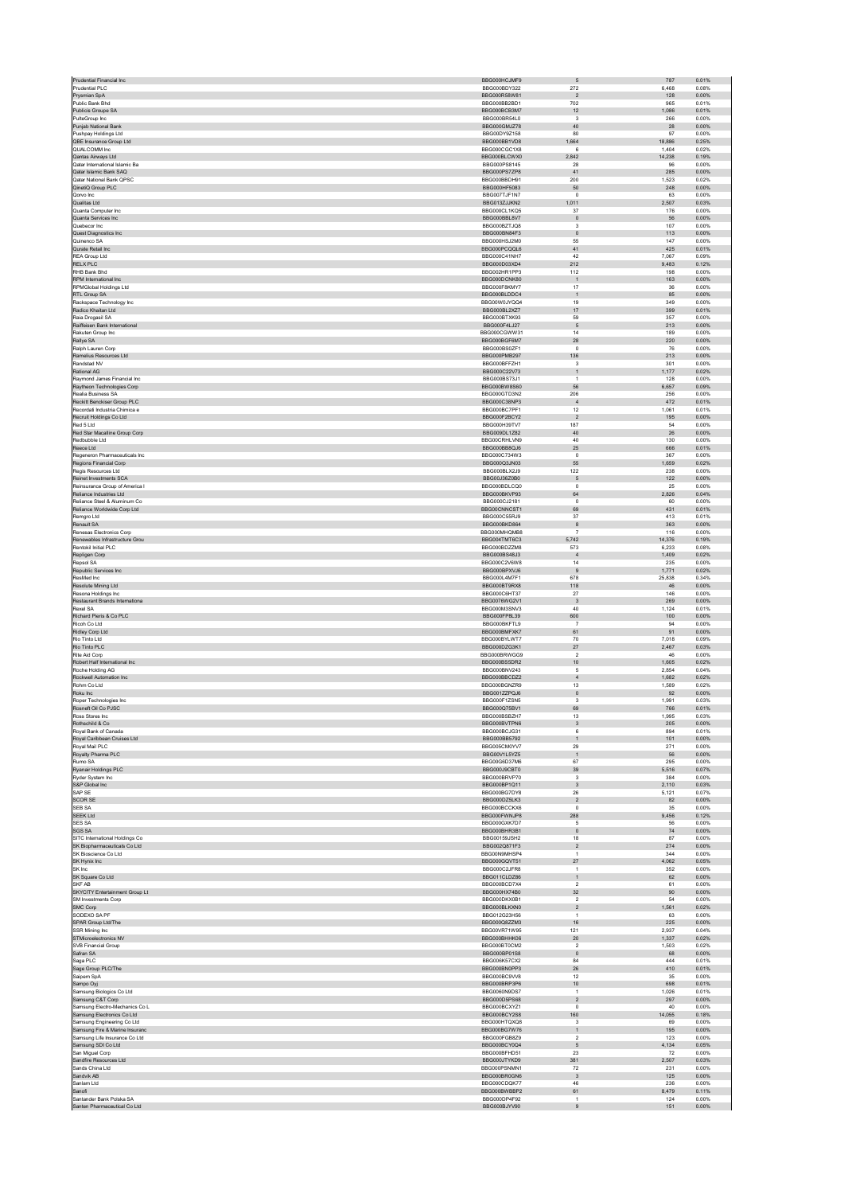| | | | | |
|---|---|---|---|---|
| Prudential Financial Inc | BBG000HCJMF9 | 5 | 787 | 0.01% |
| Prudential PLC | BBG000BDY322 | 272 | 6,468 | 0.08% |
| Prysmian SpA | BBG000RS8W81 | 2 | 128 | 0.00% |
| Public Bank Bhd | BBG000BB2BD1 | 702 | 965 | 0.01% |
| Publicis Groupe SA | BBG000BCB3M7 | 12 | 1,086 | 0.01% |
| PulteGroup Inc | BBG000BR54L0 | 3 | 266 | 0.00% |
| Punjab National Bank | BBG000GMJZ78 | 40 | 28 | 0.00% |
| Pushpay Holdings Ltd | BBG00DY9Z158 | 80 | 97 | 0.00% |
| QBE Insurance Group Ltd | BBG000BB1VD8 | 1,664 | 18,886 | 0.25% |
| QUALCOMM Inc | BBG000CGC1X8 | 6 | 1,404 | 0.02% |
| Qantas Airways Ltd | BBG000BLCWX0 | 2,842 | 14,238 | 0.19% |
| Qatar International Islamic Ba | BBG000PS8145 | 28 | 96 | 0.00% |
| Qatar Islamic Bank SAQ | BBG000PS7ZP8 | 41 | 285 | 0.00% |
| Qatar National Bank QPSC | BBG000BBDH91 | 200 | 1,523 | 0.02% |
| QinetiQ Group PLC | BBG000HF5083 | 50 | 248 | 0.00% |
| Qorvo Inc | BBG007TJF1N7 | 0 | 63 | 0.00% |
| Qualitas Ltd | BBG013ZJJKN2 | 1,011 | 2,507 | 0.03% |
| Quanta Computer Inc | BBG000CL1KQ5 | 37 | 176 | 0.00% |
| Quanta Services Inc | BBG000BBL8V7 | 0 | 56 | 0.00% |
| Quebecor Inc | BBG000BZTJQ8 | 3 | 107 | 0.00% |
| Quest Diagnostics Inc | BBG000BN84F3 | 0 | 113 | 0.00% |
| Quinenco SA | BBG000HSJ2M0 | 55 | 147 | 0.00% |
| Qurate Retail Inc | BBG000PCQQL6 | 41 | 425 | 0.01% |
| REA Group Ltd | BBG000C41NH7 | 42 | 7,067 | 0.09% |
| RELX PLC | BBG000D03XD4 | 212 | 9,483 | 0.12% |
| RHB Bank Bhd | BBG002HR1PP3 | 112 | 198 | 0.00% |
| RPM International Inc | BBG000DCNK80 | 1 | 163 | 0.00% |
| RPMGlobal Holdings Ltd | BBG000F8KMY7 | 17 | 36 | 0.00% |
| RTL Group SA | BBG000BLDDC4 | 1 | 85 | 0.00% |
| Rackspace Technology Inc | BBG00W0JYQQ4 | 19 | 349 | 0.00% |
| Radico Khaitan Ltd | BBG000BL2XZ7 | 17 | 399 | 0.01% |
| Raia Drogasil SA | BBG000BTXK93 | 59 | 357 | 0.00% |
| Raiffeisen Bank International | BBG000F4LJ27 | 5 | 213 | 0.00% |
| Rakuten Group Inc | BBG000CGWW31 | 14 | 189 | 0.00% |
| Rallye SA | BBG000BGF6M7 | 28 | 220 | 0.00% |
| Ralph Lauren Corp | BBG000BS0ZF1 | 0 | 76 | 0.00% |
| Ramelius Resources Ltd | BBG000PMB297 | 136 | 213 | 0.00% |
| Randstad NV | BBG000BFFZH1 | 3 | 301 | 0.00% |
| Rational AG | BBG000C22V73 | 1 | 1,177 | 0.02% |
| Raymond James Financial Inc | BBG000BS73J1 | 1 | 128 | 0.00% |
| Raytheon Technologies Corp | BBG000BW8S60 | 56 | 6,657 | 0.09% |
| Realia Business SA | BBG000GTD3N2 | 206 | 256 | 0.00% |
| Reckitt Benckiser Group PLC | BBG000C38NP3 | 4 | 472 | 0.01% |
| Recordati Industria Chimica e | BBG000BC7PF1 | 12 | 1,061 | 0.01% |
| Recruit Holdings Co Ltd | BBG000F2BCY2 | 2 | 195 | 0.00% |
| Red 5 Ltd | BBG000H39TV7 | 187 | 54 | 0.00% |
| Red Star Macalline Group Corp | BBG009DL1Z82 | 40 | 26 | 0.00% |
| Redbubble Ltd | BBG00CRHLVN9 | 40 | 130 | 0.00% |
| Reece Ltd | BBG000BB8QJ6 | 25 | 666 | 0.01% |
| Regeneron Pharmaceuticals Inc | BBG000C734W3 | 0 | 367 | 0.00% |
| Regions Financial Corp | BBG000Q3JN03 | 55 | 1,659 | 0.02% |
| Regis Resources Ltd | BBG000BLX2J9 | 122 | 238 | 0.00% |
| Reinet Investments SCA | BBG00J36Z0B0 | 5 | 122 | 0.00% |
| Reinsurance Group of America I | BBG000BDLCQ0 | 0 | 25 | 0.00% |
| Reliance Industries Ltd | BBG000BKVP93 | 64 | 2,826 | 0.04% |
| Reliance Steel & Aluminum Co | BBG000CJ2181 | 0 | 60 | 0.00% |
| Reliance Worldwide Corp Ltd | BBG00CNNCST1 | 69 | 431 | 0.01% |
| Remgro Ltd | BBG000C55RJ9 | 37 | 413 | 0.01% |
| Renault SA | BBG000BKD864 | 8 | 363 | 0.00% |
| Renesas Electronics Corp | BBG000MHQMB8 | 7 | 116 | 0.00% |
| Renewables Infrastructure Grou | BBG004TMT8C3 | 5,742 | 14,376 | 0.19% |
| Rentokil Initial PLC | BBG000BDZZM8 | 573 | 6,233 | 0.08% |
| Repligen Corp | BBG000BS48J3 | 4 | 1,409 | 0.02% |
| Repsol SA | BBG000C2V6W8 | 14 | 235 | 0.00% |
| Republic Services Inc | BBG000BPXVJ6 | 9 | 1,771 | 0.02% |
| ResMed Inc | BBG00L4M7F1 | 678 | 25,838 | 0.34% |
| Resolute Mining Ltd | BBG000BT9RX8 | 118 | 46 | 0.00% |
| Resona Holdings Inc | BBG000C6HT37 | 27 | 146 | 0.00% |
| Restaurant Brands Internationa | BBG0076WG2V1 | 3 | 269 | 0.00% |
| Rexel SA | BBG000M3SNV3 | 40 | 1,124 | 0.01% |
| Richard Pieris & Co PLC | BBG000FP8L39 | 600 | 100 | 0.00% |
| Ricoh Co Ltd | BBG000BKFTL9 | 7 | 94 | 0.00% |
| Ridley Corp Ltd | BBG000BMFXK7 | 61 | 91 | 0.00% |
| Rio Tinto Ltd | BBG000BYLWT7 | 70 | 7,018 | 0.09% |
| Rio Tinto PLC | BBG000DZG3K1 | 27 | 2,467 | 0.03% |
| Rite Aid Corp | BBG000BRWGG9 | 2 | 46 | 0.00% |
| Robert Half International Inc | BBG000BS5DR2 | 10 | 1,605 | 0.02% |
| Roche Holding AG | BBG000BNV243 | 5 | 2,854 | 0.04% |
| Rockwell Automation Inc | BBG000BBCDZ2 | 4 | 1,682 | 0.02% |
| Rohm Co Ltd | BBG000BGNZR9 | 13 | 1,589 | 0.02% |
| Roku Inc | BBG001ZZPQJ6 | 0 | 92 | 0.00% |
| Roper Technologies Inc | BBG000F1ZSN5 | 3 | 1,991 | 0.03% |
| Rosneft Oil Co PJSC | BBG000Q75BV1 | 69 | 766 | 0.01% |
| Ross Stores Inc | BBG000BSBZH7 | 13 | 1,995 | 0.03% |
| Rothschild & Co | BBG000BVTPN6 | 3 | 205 | 0.00% |
| Royal Bank of Canada | BBG000BCJG31 | 6 | 894 | 0.01% |
| Royal Caribbean Cruises Ltd | BBG000BB5792 | 1 | 101 | 0.00% |
| Royal Mail PLC | BBG005CM0YV7 | 29 | 271 | 0.00% |
| Royalty Pharma PLC | BBG00V1L5YZ5 | 1 | 56 | 0.00% |
| Rumo SA | BBG00G6D37M6 | 67 | 295 | 0.00% |
| Ryanair Holdings PLC | BBG000J9CBT0 | 39 | 5,516 | 0.07% |
| Ryder System Inc | BBG000BRVP70 | 3 | 384 | 0.00% |
| S&P Global Inc | BBG000BP1Q11 | 3 | 2,110 | 0.03% |
| SAP SE | BBG000BG7DY8 | 26 | 5,121 | 0.07% |
| SCOR SE | BBG000DZ5LK3 | 2 | 82 | 0.00% |
| SEB SA | BBG000BCCKX6 | 0 | 35 | 0.00% |
| SEEK Ltd | BBG000FWNJP8 | 288 | 9,456 | 0.12% |
| SES SA | BBG000GXK7D7 | 5 | 56 | 0.00% |
| SGS SA | BBG000BHR3B1 | 0 | 74 | 0.00% |
| SITC International Holdings Co | BBG00159JSH2 | 18 | 87 | 0.00% |
| SK Biopharmaceuticals Co Ltd | BBG002Q871F3 | 2 | 274 | 0.00% |
| SK Bioscience Co Ltd | BBG00N9MHSP4 | 1 | 344 | 0.00% |
| SK Hynix Inc | BBG000GQVT51 | 27 | 4,062 | 0.05% |
| SK Inc | BBG00C2JFR8 | 1 | 352 | 0.00% |
| SK Square Co Ltd | BBG011CLDZ86 | 1 | 62 | 0.00% |
| SKF AB | BBG000BCD7X4 | 2 | 61 | 0.00% |
| SKYCITY Entertainment Group Lt | BBG000HX74B0 | 32 | 90 | 0.00% |
| SM Investments Corp | BBG000DKX0B1 | 2 | 54 | 0.00% |
| SMC Corp | BBG000BLKXN0 | 2 | 1,561 | 0.02% |
| SODEXO SA PF | BBG012G23H56 | 1 | 63 | 0.00% |
| SPAR Group Ltd/The | BBG000Q8ZZM3 | 16 | 225 | 0.00% |
| SSR Mining Inc | BBG00VR71W95 | 121 | 2,937 | 0.04% |
| STMicroelectronics NV | BBG000BHHK06 | 20 | 1,337 | 0.02% |
| SVB Financial Group | BBG000BT0CM2 | 2 | 1,503 | 0.02% |
| Safran SA | BBG000BP01S8 | 0 | 68 | 0.00% |
| Saga PLC | BBG006K57CX2 | 84 | 444 | 0.01% |
| Sage Group PLC/The | BBG000BN0PP3 | 26 | 410 | 0.01% |
| Saipem SpA | BBG000BC9VV8 | 12 | 35 | 0.00% |
| Sampo Oyj | BBG000BRP3P6 | 10 | 698 | 0.01% |
| Samsung Biologics Co Ltd | BBG0060N9DS7 | 1 | 1,026 | 0.01% |
| Samsung C&T Corp | BBG000D5PS68 | 2 | 297 | 0.00% |
| Samsung Electro-Mechanics Co L | BBG000BCXYZ1 | 0 | 40 | 0.00% |
| Samsung Electronics Co Ltd | BBG000BCY2S8 | 160 | 14,055 | 0.18% |
| Samsung Engineering Co Ltd | BBG000HTQXQ8 | 3 | 69 | 0.00% |
| Samsung Fire & Marine Insuranc | BBG000BG7W76 | 1 | 195 | 0.00% |
| Samsung Life Insurance Co Ltd | BBG000FGB8Z9 | 2 | 123 | 0.00% |
| Samsung SDI Co Ltd | BBG000BCY0Q4 | 5 | 4,134 | 0.05% |
| San Miguel Corp | BBG000BFHD51 | 23 | 72 | 0.00% |
| Sandfire Resources Ltd | BBG000JTYKD9 | 381 | 2,507 | 0.03% |
| Sands China Ltd | BBG000PSNMN1 | 72 | 231 | 0.00% |
| Sandvik AB | BBG000BR0GN6 | 3 | 125 | 0.00% |
| Sanlam Ltd | BBG000CDQK77 | 46 | 236 | 0.00% |
| Sanofi | BBG000BWBBP2 | 61 | 8,479 | 0.11% |
| Santander Bank Polska SA | BBG000DP4F92 | 1 | 124 | 0.00% |
| Santen Pharmaceutical Co Ltd | BBG000BJYV90 | 9 | 151 | 0.00% |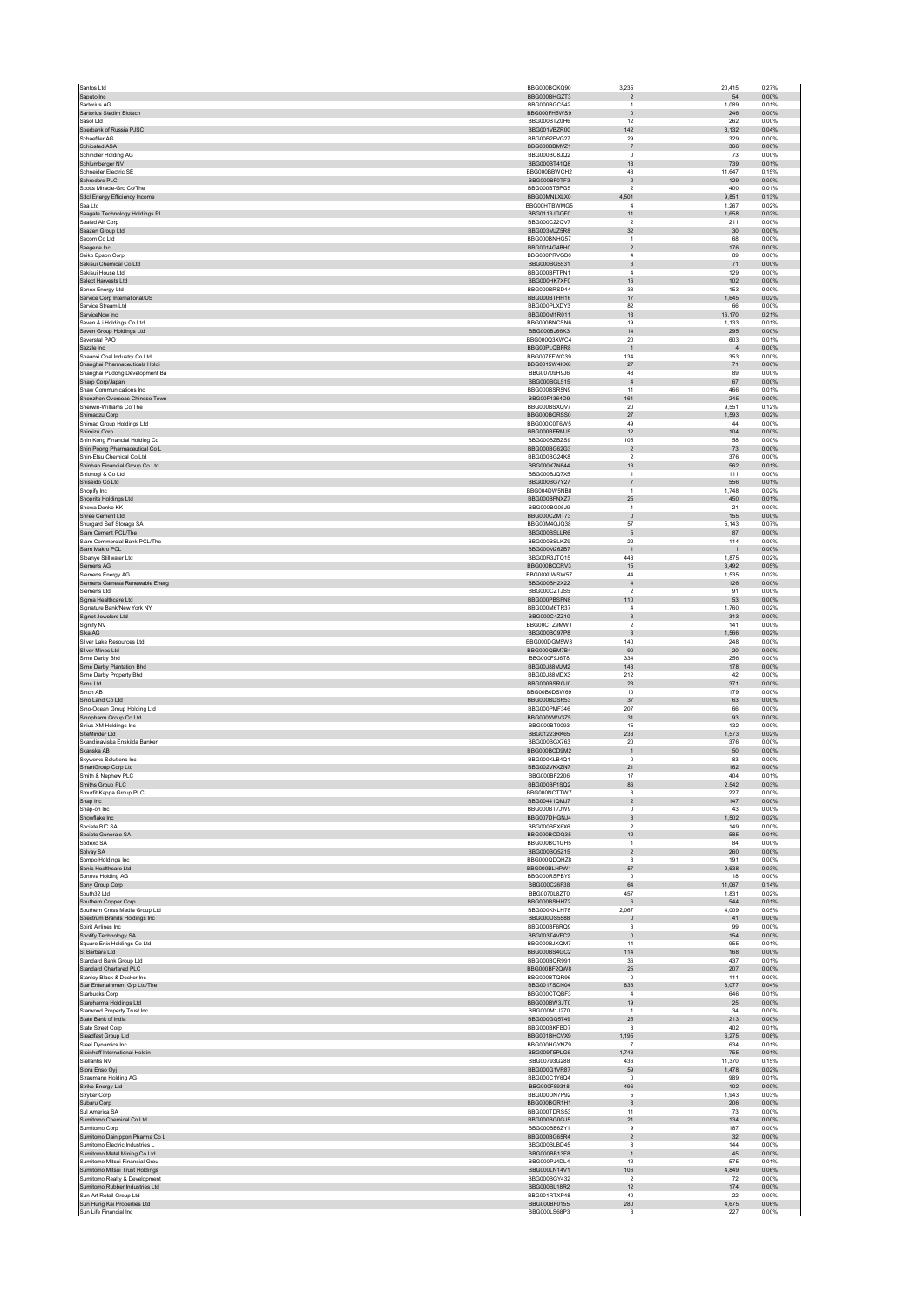| | | | | |
|---|---|---|---|---|
| Santos Ltd | BBG000BQKQ90 | 3,235 | 20,415 | 0.27% |
| Saputo Inc | BBG000BHGZT3 | 2 | 54 | 0.00% |
| Sartorius AG | BBG000BGC542 | 1 | 1,089 | 0.01% |
| Sartorius Stedim Biotech | BBG000FH5WS9 | 0 | 246 | 0.00% |
| Sasol Ltd | BBG000BTZ0H6 | 12 | 262 | 0.00% |
| Sberbank of Russia PJSC | BBG001VBZR00 | 142 | 3,132 | 0.04% |
| Schaeffler AG | BBG00B2FVG27 | 29 | 329 | 0.00% |
| Schibsted ASA | BBG000BBMVZ1 | 7 | 366 | 0.00% |
| Schindler Holding AG | BBG000BC8JQ2 | 0 | 73 | 0.00% |
| Schlumberger NV | BBG000BT41Q8 | 18 | 739 | 0.01% |
| Schneider Electric SE | BBG000BBWCH2 | 43 | 11,647 | 0.15% |
| Schroders PLC | BBG000BF07F3 | 2 | 129 | 0.00% |
| Scotts Miracle-Gro Co/The | BBG000BT5PG5 | 2 | 400 | 0.01% |
| Sdcl Energy Efficiency Income | BBG00MNLXLX0 | 4,501 | 9,851 | 0.13% |
| Sea Ltd | BBG00HTBWMG5 | 4 | 1,267 | 0.02% |
| Seagate Technology Holdings PL | BBG0113JGQF0 | 11 | 1,658 | 0.02% |
| Sealed Air Corp | BBG000C22QV7 | 2 | 211 | 0.00% |
| Seazen Group Ltd | BBG003MJZ5R8 | 32 | 30 | 0.00% |
| Secom Co Ltd | BBG000BNHG57 | 1 | 68 | 0.00% |
| Seagenic Inc | BBG0014G4BH0 | 2 | 176 | 0.00% |
| Seiko Epson Corp | BBG000PRVGB0 | 4 | 89 | 0.00% |
| Sekisui Chemical Co Ltd | BBG000BG5531 | 3 | 71 | 0.00% |
| Sekisui House Ltd | BBG000BFTPN1 | 4 | 129 | 0.00% |
| Select Harvests Ltd | BBG000HK7XF0 | 16 | 102 | 0.00% |
| Senex Energy Ltd | BBG000BRSD44 | 33 | 153 | 0.00% |
| Service Corp International/US | BBG000BTHH16 | 17 | 1,645 | 0.02% |
| Service Stream Ltd | BBG000PLXDY3 | 82 | 66 | 0.00% |
| ServiceNow Inc | BBG000M1R011 | 18 | 16,170 | 0.21% |
| Seven & i Holdings Co Ltd | BBG000BNCSN6 | 19 | 1,133 | 0.01% |
| Seven Group Holdings Ltd | BBG000BJ66K3 | 14 | 295 | 0.00% |
| Severstal PAO | BBG000Q3XWC4 | 20 | 603 | 0.01% |
| Sezzle Inc | BBG00PLQBFR8 | 1 | 4 | 0.00% |
| Shaanxi Coal Industry Co Ltd | BBG007FFWC39 | 134 | 353 | 0.00% |
| Shanghai Pharmaceuticals Holdi | BBG0015W4KX6 | 27 | 71 | 0.00% |
| Shanghai Pudong Development Ba | BBG00709H9J6 | 48 | 89 | 0.00% |
| Sharp Corp/Japan | BBG000BGL515 | 4 | 67 | 0.00% |
| Shaw Communications Inc | BBG000BSR5N9 | 11 | 466 | 0.01% |
| Shenzhen Overseas Chinese Town | BBG00F1364D9 | 161 | 245 | 0.00% |
| Sherwin-Williams Co/The | BBG000BSXQV7 | 20 | 9,551 | 0.12% |
| Shimadzu Corp | BBG000BGRS50 | 27 | 1,593 | 0.02% |
| Shimao Group Holdings Ltd | BBG000C0T6W5 | 49 | 44 | 0.00% |
| Shimizu Corp | BBG000BFRMJ5 | 12 | 104 | 0.00% |
| Shin Kong Financial Holding Co | BBG000BZBZS9 | 105 | 58 | 0.00% |
| Shin Poong Pharmaceutical Co L | BBG000BG62G3 | 2 | 73 | 0.00% |
| Shin-Etsu Chemical Co Ltd | BBG000BG24K8 | 2 | 376 | 0.00% |
| Shinhan Financial Group Co Ltd | BBG000K7N844 | 13 | 562 | 0.01% |
| Shionogi & Co Ltd | BBG000BJQ7X5 | 1 | 111 | 0.00% |
| Shiseido Co Ltd | BBG000BG7Y27 | 7 | 556 | 0.01% |
| Shopify Inc | BBG004DW5NB8 | 1 | 1,748 | 0.02% |
| Shoprite Holdings Ltd | BBG000BFNXZ7 | 25 | 450 | 0.01% |
| Showa Denko KK | BBG000BG05J9 | 1 | 21 | 0.00% |
| Shree Cement Ltd | BBG000CZMT73 | 0 | 155 | 0.00% |
| Shurgard Self Storage SA | BBG00M4QJG38 | 57 | 5,143 | 0.07% |
| Siam Cement PCL/The | BBG000BSLLR6 | 5 | 87 | 0.00% |
| Siam Commercial Bank PCL/The | BBG000BSLKZ9 | 22 | 114 | 0.00% |
| Siam Makro PCL | BBG000MD62B7 | 1 | 1 | 0.00% |
| Sibanye Stillwater Ltd | BBG00R3JTQ15 | 443 | 1,875 | 0.02% |
| Siemens AG | BBG000BCCRV3 | 15 | 3,492 | 0.05% |
| Siemens Energy AG | BBG00XLWSWS7 | 44 | 1,535 | 0.02% |
| Siemens Gamesa Renewable Energ | BBG000BH2X22 | 4 | 126 | 0.00% |
| Siemens Ltd | BBG000CZTJS5 | 2 | 91 | 0.00% |
| Sigma Healthcare Ltd | BBG000PBSFN8 | 110 | 53 | 0.00% |
| Signature Bank/New York NY | BBG000M6TR37 | 4 | 1,760 | 0.02% |
| Signet Jewelers Ltd | BBG000C4ZZ10 | 3 | 313 | 0.00% |
| Signify NV | BBG00CTZ9MW1 | 2 | 141 | 0.00% |
| Sika AG | BBG000BC97P8 | 3 | 1,566 | 0.02% |
| Silver Lake Resources Ltd | BBG000DGM5W8 | 140 | 248 | 0.00% |
| Silver Mines Ltd | BBG000Q8M7B4 | 90 | 20 | 0.00% |
| Sime Darby Bhd | BBG000F9J6T8 | 334 | 256 | 0.00% |
| Sime Darby Plantation Bhd | BBG00J88MJM2 | 143 | 178 | 0.00% |
| Sime Darby Property Bhd | BBG00J88MDX3 | 212 | 42 | 0.00% |
| Sims Ltd | BBG000BSRGJ0 | 23 | 371 | 0.00% |
| Sinch AB | BBG000B0DSW69 | 10 | 179 | 0.00% |
| Sino Land Co Ltd | BBG000BDSR53 | 37 | 63 | 0.00% |
| Sino-Ocean Group Holding Ltd | BBG000PMF346 | 207 | 66 | 0.00% |
| Sinopharm Group Co Ltd | BBG000VWVSZ5 | 31 | 93 | 0.00% |
| Sirius XM Holdings Inc | BBG000BT0093 | 15 | 132 | 0.00% |
| SiteMinder Ltd | BBG01223RK65 | 233 | 1,573 | 0.02% |
| Skandinaviska Enskilda Banken | BBG000BGX763 | 20 | 376 | 0.00% |
| Skanska AB | BBG000BCD9M2 | 1 | 50 | 0.00% |
| Skyworks Solutions Inc | BBG000KLB4Q1 | 0 | 83 | 0.00% |
| SmartGroup Corp Ltd | BBG002VKXZN7 | 21 | 162 | 0.00% |
| Smith & Nephew PLC | BBG000BF2206 | 17 | 404 | 0.01% |
| Smiths Group PLC | BBG000BF18Q2 | 86 | 2,542 | 0.03% |
| Smurfit Kappa Group PLC | BBG000NCTTW7 | 3 | 227 | 0.00% |
| Snap Inc | BBG00441QMJ7 | 2 | 147 | 0.00% |
| Snap-on Inc | BBG000BT7JW9 | 0 | 43 | 0.00% |
| Snowflake Inc | BBG007DHGNJ4 | 3 | 1,502 | 0.02% |
| Societe BIC SA | BBG000BBX6X6 | 2 | 149 | 0.00% |
| Societe Generale SA | BBG000BCDQ35 | 12 | 585 | 0.01% |
| Sodexo SA | BBG000BC1QH5 | 1 | 84 | 0.00% |
| Solvay SA | BBG000BQ5Z15 | 2 | 260 | 0.00% |
| Sompo Holdings Inc | BBG000QDQHZ8 | 3 | 191 | 0.00% |
| Sonic Healthcare Ltd | BBG000BLHPW1 | 57 | 2,638 | 0.03% |
| Sonova Holding AG | BBG000RSPBY9 | 0 | 18 | 0.00% |
| Sony Group Corp | BBG000C26F38 | 64 | 11,067 | 0.14% |
| South32 Ltd | BBG0070L8ZT0 | 457 | 1,831 | 0.02% |
| Southern Copper Corp | BBG000BSHH72 | 6 | 544 | 0.01% |
| Southern Cross Media Group Ltd | BBG000KNLH78 | 2,067 | 4,009 | 0.05% |
| Spectrum Brands Holdings Inc | BBG000DS5588 | 0 | 41 | 0.00% |
| Spirit Airlines Inc | BBG000BF6RQ9 | 3 | 99 | 0.00% |
| Spotify Technology SA | BBG003T4VFC2 | 0 | 154 | 0.00% |
| Square Enix Holdings Co Ltd | BBG000BJXQM7 | 14 | 955 | 0.01% |
| St Barbara Ltd | BBG000BS4GC2 | 114 | 168 | 0.00% |
| Standard Bank Group Ltd | BBG000BQR991 | 36 | 437 | 0.01% |
| Standard Chartered PLC | BBG000BF2QW8 | 25 | 207 | 0.00% |
| Stanley Black & Decker Inc | BBG000BTQR96 | 0 | 111 | 0.00% |
| Star Entertainment Grp Ltd/The | BBG0017SCN04 | 836 | 3,077 | 0.04% |
| Starbucks Corp | BBG000CTQBF3 | 4 | 646 | 0.01% |
| Starpharma Holdings Ltd | BBG000BW3JT0 | 19 | 25 | 0.00% |
| Starwood Property Trust Inc | BBG000M1J270 | 1 | 34 | 0.00% |
| State Bank of India | BBG000GQ5749 | 25 | 213 | 0.00% |
| State Street Corp | BBG000BKFBD7 | 3 | 402 | 0.01% |
| Steadfast Group Ltd | BBG001BHCVX9 | 1,195 | 6,275 | 0.08% |
| Steel Dynamics Inc | BBG000HGYNZ9 | 7 | 634 | 0.01% |
| Steinhoff International Holdin | BBG009T5PLG6 | 1,743 | 755 | 0.01% |
| Stellantis NV | BBG00793G288 | 436 | 11,370 | 0.15% |
| Stora Enso Oyj | BBG000G1VR87 | 59 | 1,478 | 0.02% |
| Straumann Holding AG | BBG000C1Y6Q4 | 0 | 989 | 0.01% |
| Strike Energy Ltd | BBG000F89318 | 496 | 102 | 0.00% |
| Stryker Corp | BBG000DN7P92 | 5 | 1,943 | 0.03% |
| Subaru Corp | BBG000BGR1H1 | 8 | 206 | 0.00% |
| Sul America SA | BBG000TDRS53 | 11 | 73 | 0.00% |
| Sumitomo Chemical Co Ltd | BBG000BG0GJ5 | 21 | 134 | 0.00% |
| Sumitomo Corp | BBG000BB6ZY1 | 9 | 187 | 0.00% |
| Sumitomo Dainippon Pharma Co L | BBG000BG65R4 | 2 | 32 | 0.00% |
| Sumitomo Electric Industries L | BBG000BLBD45 | 8 | 144 | 0.00% |
| Sumitomo Metal Mining Co Ltd | BBG000BB13F8 | 1 | 45 | 0.00% |
| Sumitomo Mitsui Financial Grou | BBG000PJ4DL4 | 12 | 575 | 0.01% |
| Sumitomo Mitsui Trust Holdings | BBG000LN14V1 | 106 | 4,849 | 0.06% |
| Sumitomo Realty & Development | BBG000BGY432 | 2 | 72 | 0.00% |
| Sumitomo Rubber Industries Ltd | BBG000BL18R2 | 12 | 174 | 0.00% |
| Sun Art Retail Group Ltd | BBG001RTXP48 | 40 | 22 | 0.00% |
| Sun Hung Kai Properties Ltd | BBG000BF0155 | 280 | 4,675 | 0.06% |
| Sun Life Financial Inc | BBG000LS68P3 | 3 | 227 | 0.00% |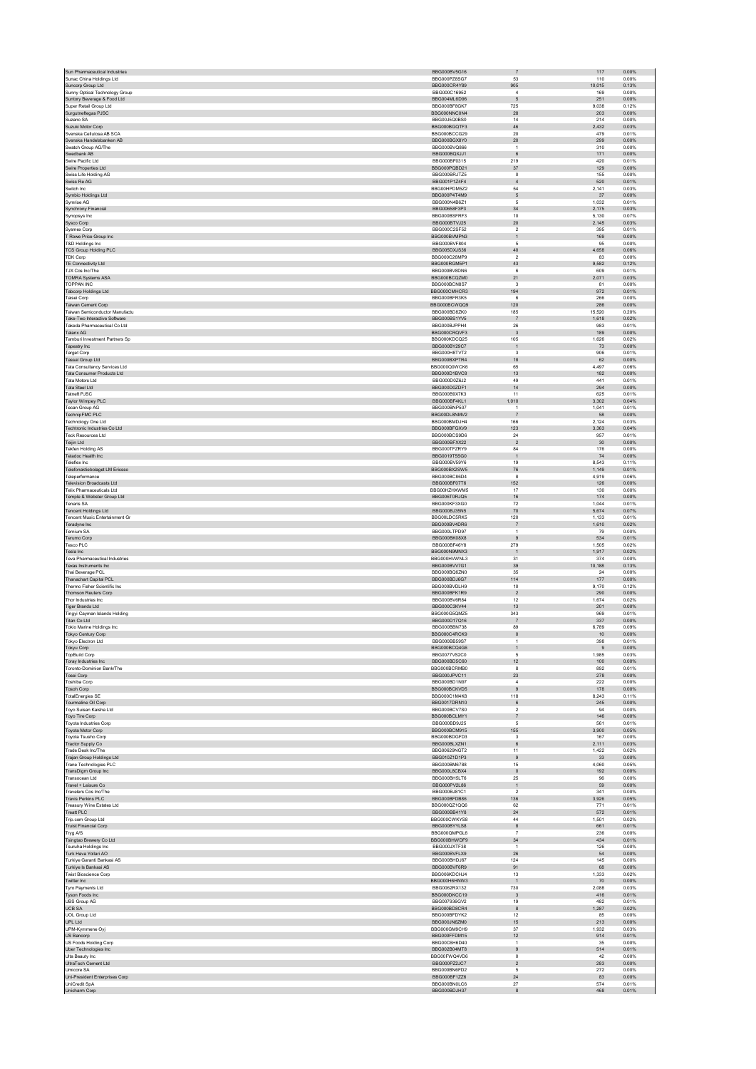| | | | | |
|---|---|---|---|---|
| Sun Pharmaceutical Industries | BBG000BV5G16 | 7 | 117 | 0.00% |
| Sunac China Holdings Ltd | BBG000PZ8SG7 | 53 | 110 | 0.00% |
| Suncorp Group Ltd | BBG000CR4Y89 | 905 | 10,015 | 0.13% |
| Sunny Optical Technology Group | BBG000C16952 | 4 | 169 | 0.00% |
| Suntory Beverage & Food Ltd | BBG004ML6D96 | 5 | 251 | 0.00% |
| Super Retail Group Ltd | BBG000BF8GK7 | 725 | 9,038 | 0.12% |
| Surgutneftegas PJSC | BBG000NNC0N4 | 28 | 203 | 0.00% |
| Suzano SA | BBG00J5Q0BS0 | 14 | 214 | 0.00% |
| Suzuki Motor Corp | BBG000BGQTF3 | 46 | 2,432 | 0.03% |
| Svenska Cellulosa AB SCA | BBG000BCCG29 | 20 | 479 | 0.01% |
| Svenska Handelsbanken AB | BBG000BQX8Y0 | 20 | 299 | 0.00% |
| Swatch Group AG/The | BBG000BVQ866 | 1 | 310 | 0.00% |
| Swedbank AB | BBG000BQXJJ1 | 6 | 171 | 0.00% |
| Swire Pacific Ltd | BBG000BF0315 | 219 | 420 | 0.01% |
| Swire Properties Ltd | BBG000PQBD21 | 37 | 129 | 0.00% |
| Swiss Life Holding AG | BBG000BRJTZ5 | 0 | 155 | 0.00% |
| Swiss Re AG | BBG001P1Z4F4 | 4 | 520 | 0.01% |
| Switch Inc | BBG00HPDM5Z2 | 54 | 2,141 | 0.03% |
| Symbio Holdings Ltd | BBG000P4T4M9 | 5 | 37 | 0.00% |
| Symrise AG | BBG000N4B6Z1 | 5 | 1,032 | 0.01% |
| Synchrony Financial | BBG00658F3P3 | 34 | 2,175 | 0.03% |
| Synopsys Inc | BBG000BSFRF3 | 10 | 5,130 | 0.07% |
| Sysco Corp | BBG000BTVJ25 | 20 | 2,145 | 0.03% |
| Sysmex Corp | BBG000C2SF52 | 2 | 395 | 0.01% |
| T Rowe Price Group Inc | BBG000BVMPN3 | 1 | 169 | 0.00% |
| T&D Holdings Inc | BBG000BVF804 | 5 | 95 | 0.00% |
| TCS Group Holding PLC | BBG005DXJS36 | 40 | 4,658 | 0.06% |
| TDK Corp | BBG000C26MP9 | 2 | 83 | 0.00% |
| TE Connectivity Ltd | BBG000RGM5P1 | 43 | 9,582 | 0.12% |
| TJX Cos Inc/The | BBG000BV8DN6 | 6 | 609 | 0.01% |
| TOMRA Systems ASA | BBG000BCQZM0 | 21 | 2,071 | 0.03% |
| TOPPAN INC | BBG000BCN8S7 | 3 | 81 | 0.00% |
| Tabcorp Holdings Ltd | BBG000CMHCR3 | 194 | 972 | 0.01% |
| Taisei Corp | BBG000BFR3K5 | 6 | 266 | 0.00% |
| Taiwan Cement Corp | BBG000BCWQQ9 | 120 | 286 | 0.00% |
| Taiwan Semiconductor Manufactu | BBG000BD8ZK0 | 185 | 15,520 | 0.20% |
| Take-Two Interactive Software | BBG000BS1YV5 | 7 | 1,618 | 0.02% |
| Takeda Pharmaceutical Co Ltd | BBG000BJPPH4 | 26 | 983 | 0.01% |
| Talanx AG | BBG000CRQVF3 | 3 | 189 | 0.00% |
| Tamburi Investment Partners Sp | BBG000KDCQ25 | 105 | 1,626 | 0.02% |
| Tapestry Inc | BBG000BY29C7 | 1 | 73 | 0.00% |
| Target Corp | BBG000H8TVT2 | 3 | 906 | 0.01% |
| Tassal Group Ltd | BBG000BXPTR4 | 18 | 62 | 0.00% |
| Tata Consultancy Services Ltd | BBG000Q0WCK6 | 65 | 4,497 | 0.06% |
| Tata Consumer Products Ltd | BBG000D1BVC8 | 13 | 182 | 0.00% |
| Tata Motors Ltd | BBG000D0Z6J2 | 49 | 441 | 0.01% |
| Tata Steel Ltd | BBG000D0ZDF1 | 14 | 294 | 0.00% |
| Tatneft PJSC | BBG000B9X7K3 | 11 | 625 | 0.01% |
| Taylor Wimpey PLC | BBG000BF4KL1 | 1,010 | 3,302 | 0.04% |
| Tecan Group AG | BBG000BNP507 | 1 | 1,041 | 0.01% |
| TechnipFMC PLC | BBG00DL8NMV2 | 7 | 58 | 0.00% |
| Technology One Ltd | BBG000BMDJH4 | 166 | 2,124 | 0.03% |
| Techtronic Industries Co Ltd | BBG000BFGXV9 | 123 | 3,363 | 0.04% |
| Teck Resources Ltd | BBG000BCS9D6 | 24 | 957 | 0.01% |
| Teijin Ltd | BBG000BFXX22 | 2 | 30 | 0.00% |
| Tekfen Holding AS | BBG000TFZRY9 | 84 | 176 | 0.00% |
| Teladoc Health Inc | BBG0019T5SG0 | 1 | 74 | 0.00% |
| Teleflex Inc | BBG000BV59Y6 | 19 | 8,543 | 0.11% |
| Telefonaktiebolaget LM Ericsso | BBG000BX2SW5 | 76 | 1,149 | 0.01% |
| Teleperformance | BBG000BC86D4 | 8 | 4,919 | 0.06% |
| Television Broadcasts Ltd | BBG000BF07T6 | 152 | 126 | 0.00% |
| Telix Pharmaceuticals Ltd | BBG00HZHXWM5 | 17 | 130 | 0.00% |
| Temple & Webster Group Ltd | BBG006T0RJQ5 | 16 | 174 | 0.00% |
| Tenaris SA | BBG000KF3XG0 | 72 | 1,044 | 0.01% |
| Tencent Holdings Ltd | BBG000BJ35N5 | 70 | 5,674 | 0.07% |
| Tencent Music Entertainment Gr | BBG00LDC5RK5 | 120 | 1,133 | 0.01% |
| Teradyne Inc | BBG000BV4DR6 | 7 | 1,610 | 0.02% |
| Ternium SA | BBG000LTPD97 | 1 | 79 | 0.00% |
| Terumo Corp | BBG000BK08X8 | 9 | 534 | 0.01% |
| Tesco PLC | BBG000BF46Y8 | 279 | 1,505 | 0.02% |
| Tesla Inc | BBG000N9MNX3 | 1 | 1,917 | 0.02% |
| Teva Pharmaceutical Industries | BBG000HVWNL3 | 31 | 374 | 0.00% |
| Texas Instruments Inc | BBG000BVV7G1 | 39 | 10,188 | 0.13% |
| Thai Beverage PCL | BBG000BQ6ZN0 | 35 | 24 | 0.00% |
| Thanachart Capital PCL | BBG000BDJ6G7 | 114 | 177 | 0.00% |
| Thermo Fisher Scientific Inc | BBG000BVDLH9 | 10 | 9,170 | 0.12% |
| Thomson Reuters Corp | BBG000BFK1R9 | 2 | 290 | 0.00% |
| Thor Industries Inc | BBG000BV6R84 | 12 | 1,674 | 0.02% |
| Tiger Brands Ltd | BBG000C3KV44 | 13 | 201 | 0.00% |
| Tingyi Cayman Islands Holding | BBG000G5QMZ5 | 343 | 969 | 0.01% |
| Titan Co Ltd | BBG000D17Q16 | 7 | 337 | 0.00% |
| Tokio Marine Holdings Inc | BBG000BBN738 | 89 | 6,789 | 0.09% |
| Tokyo Century Corp | BBG000C4RCK9 | 0 | 10 | 0.00% |
| Tokyo Electron Ltd | BBG000BB59S7 | 1 | 398 | 0.01% |
| Tokyu Corp | BBG000BCQ4G6 | 1 | 9 | 0.00% |
| TopBuild Corp | BBG0077VS2C0 | 5 | 1,985 | 0.03% |
| Toray Industries Inc | BBG000BD5C60 | 12 | 100 | 0.00% |
| Toronto-Dominion Bank/The | BBG000BCRMB0 | 8 | 892 | 0.01% |
| Tosei Corp | BBG000JPVC11 | 23 | 278 | 0.00% |
| Toshiba Corp | BBG000BD1N97 | 4 | 222 | 0.00% |
| Tosoh Corp | BBG000BCKVD5 | 9 | 178 | 0.00% |
| TotalEnergies SE | BBG000C1M4K8 | 118 | 8,243 | 0.11% |
| Tourmaline Oil Corp | BBG0017DRN10 | 6 | 245 | 0.00% |
| Toyo Suisan Kaisha Ltd | BBG000BCV7S0 | 2 | 94 | 0.00% |
| Toyo Tire Corp | BBG000BCLMY1 | 7 | 146 | 0.00% |
| Toyota Industries Corp | BBG000BD9J25 | 5 | 561 | 0.01% |
| Toyota Motor Corp | BBG000BCM915 | 155 | 3,900 | 0.05% |
| Toyota Tsusho Corp | BBG000BDGFD3 | 3 | 167 | 0.00% |
| Tractor Supply Co | BBG000BLXZN1 | 6 | 2,111 | 0.03% |
| Trade Desk Inc/The | BBG00629NGT2 | 11 | 1,422 | 0.02% |
| Trajan Group Holdings Ltd | BBG010Z1D1P3 | 9 | 33 | 0.00% |
| Trane Technologies PLC | BBG000BM6788 | 15 | 4,060 | 0.05% |
| TransDigm Group Inc | BBG000L8CBX4 | 0 | 192 | 0.00% |
| Transocean Ltd | BBG000BH5LT6 | 25 | 96 | 0.00% |
| Travel + Leisure Co | BBG000PV2L86 | 1 | 59 | 0.00% |
| Travelers Cos Inc/The | BBG000BJ81C1 | 2 | 341 | 0.00% |
| Travis Perkins PLC | BBG000BFDB86 | 136 | 3,926 | 0.05% |
| Treasury Wine Estates Ltd | BBG000QZ1QQ6 | 62 | 771 | 0.01% |
| Treatt PLC | BBG000BB41Y8 | 24 | 572 | 0.01% |
| Trip.com Group Ltd | BBG000CWKYS8 | 44 | 1,501 | 0.02% |
| Truist Financial Corp | BBG000BYYLS8 | 8 | 661 | 0.01% |
| Tryg A/S | BBG000QMPGL6 | 7 | 236 | 0.00% |
| Tsingtao Brewery Co Ltd | BBG000BHWDF9 | 34 | 434 | 0.01% |
| Tsuruha Holdings Inc | BBG000JXTF38 | 1 | 126 | 0.00% |
| Turk Hava Yollari AO | BBG000BVFLX9 | 26 | 54 | 0.00% |
| Turkiye Garanti Bankasi AS | BBG000BHDJ67 | 124 | 145 | 0.00% |
| Turkiye Is Bankasi AS | BBG000BVF6R9 | 91 | 68 | 0.00% |
| Twist Bioscience Corp | BBG006KDCHJ4 | 13 | 1,333 | 0.02% |
| Twitter Inc | BBG000H6HNW3 | 1 | 70 | 0.00% |
| Tyro Payments Ltd | BBG0062RX132 | 730 | 2,088 | 0.03% |
| Tyson Foods Inc | BBG000DKCC19 | 3 | 416 | 0.01% |
| UBS Group AG | BBG007936GV2 | 19 | 482 | 0.01% |
| UCB SA | BBG000BD8CR4 | 8 | 1,287 | 0.02% |
| UOL Group Ltd | BBG000BFDYK2 | 12 | 85 | 0.00% |
| UPL Ltd | BBG000JN6ZM0 | 15 | 213 | 0.00% |
| UPM-Kymmene Oyj | BBG000GM9CH9 | 37 | 1,932 | 0.03% |
| US Bancorp | BBG000FFDM15 | 12 | 914 | 0.01% |
| US Foods Holding Corp | BBG00C6H6D40 | 1 | 35 | 0.00% |
| Uber Technologies Inc | BBG002B04MT8 | 9 | 514 | 0.01% |
| Ulta Beauty Inc | BBG00FWQ4VD6 | 0 | 42 | 0.00% |
| UltraTech Cement Ltd | BBG000PZ2JC7 | 2 | 283 | 0.00% |
| Umicore SA | BBG000BN6FD2 | 5 | 272 | 0.00% |
| Uni-President Enterprises Corp | BBG000BF1ZZ6 | 24 | 83 | 0.00% |
| UniCredit SpA | BBG000BN0LC6 | 27 | 574 | 0.01% |
| Unicharm Corp | BBG000BDJH37 | 8 | 468 | 0.01% |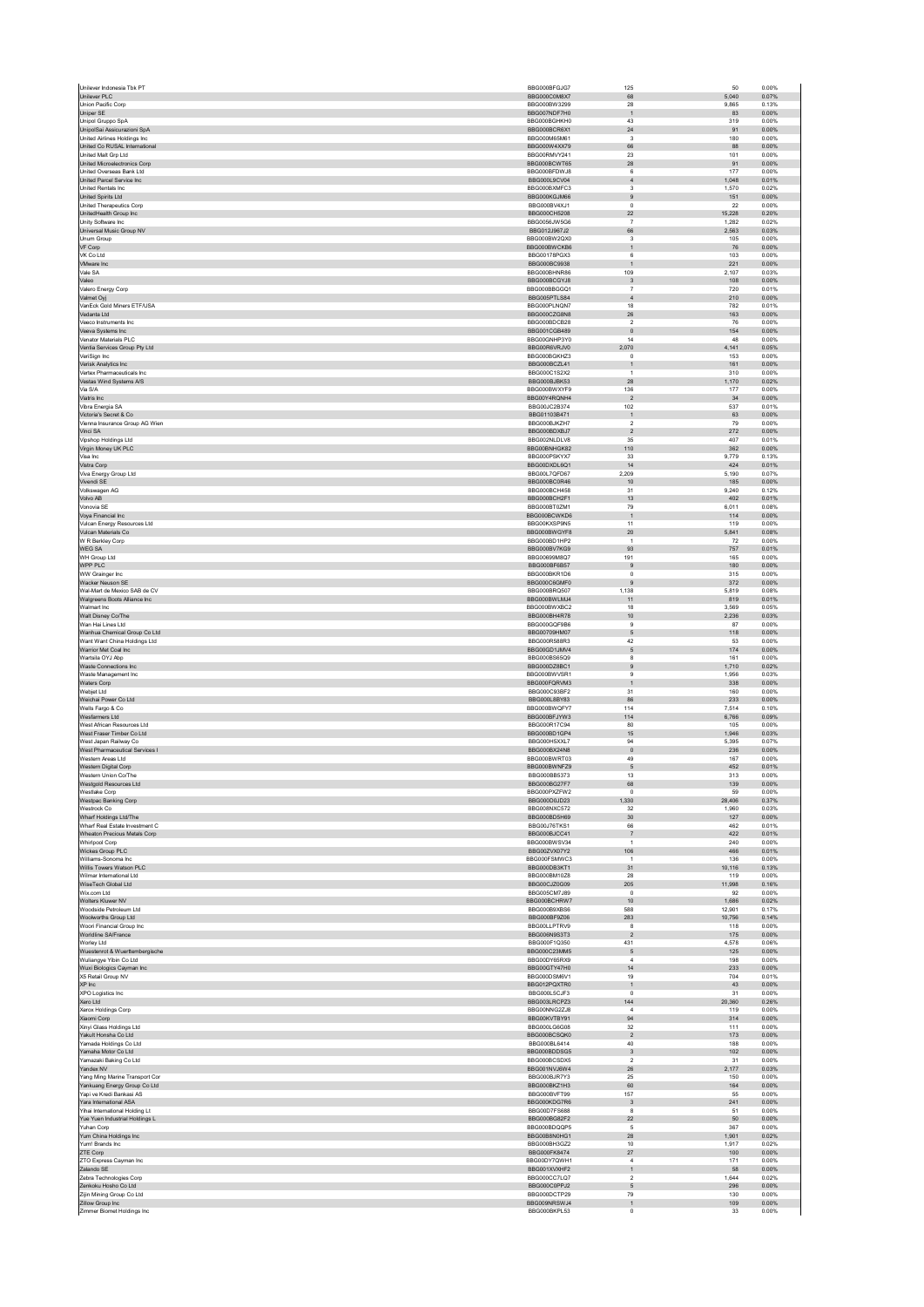| | | | | |
|---|---|---|---|---|
| Unilever Indonesia Tbk PT | BBG000BFGJG7 | 125 | 50 | 0.00% |
| Unilever PLC | BBG000C0M8X7 | 68 | 5,040 | 0.07% |
| Union Pacific Corp | BBG000BW3299 | 28 | 9,865 | 0.13% |
| Uniper SE | BBG007NDF7H0 | 1 | 83 | 0.00% |
| Unipol Gruppo SpA | BBG000BGHKH0 | 43 | 319 | 0.00% |
| UnipolSai Assicurazioni SpA | BBG000BCR6X1 | 24 | 91 | 0.00% |
| United Airlines Holdings Inc | BBG000M65M61 | 3 | 180 | 0.00% |
| United Co RUSAL International | BBG000W4XX79 | 66 | 88 | 0.00% |
| United Malt Grp Ltd | BBG00RMVY241 | 23 | 101 | 0.00% |
| United Microelectronics Corp | BBG000BCWT65 | 28 | 91 | 0.00% |
| United Overseas Bank Ltd | BBG000BFDWJ8 | 6 | 177 | 0.00% |
| United Parcel Service Inc | BBG000L9CV04 | 4 | 1,048 | 0.01% |
| United Rentals Inc | BBG000BXMFC3 | 3 | 1,570 | 0.02% |
| United Spirits Ltd | BBG000KGJM66 | 9 | 151 | 0.00% |
| United Therapeutics Corp | BBG000BV4XJ1 | 0 | 22 | 0.00% |
| UnitedHealth Group Inc | BBG000CH5208 | 22 | 15,228 | 0.20% |
| Unity Software Inc | BBG0056JW5G6 | 7 | 1,282 | 0.02% |
| Universal Music Group NV | BBG012J967J2 | 66 | 2,563 | 0.03% |
| Unum Group | BBG000BW2QX0 | 3 | 105 | 0.00% |
| VF Corp | BBG000BWCKB6 | 1 | 76 | 0.00% |
| VK Co Ltd | BBG00178PGX3 | 6 | 103 | 0.00% |
| VMware Inc | BBG000BC9938 | 1 | 221 | 0.00% |
| Vale SA | BBG000BHNR86 | 109 | 2,107 | 0.03% |
| Valeo | BBG000BCGYJ8 | 3 | 108 | 0.00% |
| Valero Energy Corp | BBG000BBGGQ1 | 7 | 720 | 0.01% |
| Valmet Oyj | BBG005PTLS84 | 4 | 210 | 0.00% |
| VanEck Gold Miners ETF/USA | BBG000PLNQN7 | 18 | 782 | 0.01% |
| Vedanta Ltd | BBG000CZG8N8 | 26 | 163 | 0.00% |
| Veeco Instruments Inc | BBG000BDCB28 | 2 | 76 | 0.00% |
| Veeva Systems Inc | BBG001CGB489 | 0 | 154 | 0.00% |
| Venator Materials PLC | BBG00GNHP3Y0 | 14 | 48 | 0.00% |
| Ventia Services Group Pty Ltd | BBG00R8VRJV0 | 2,070 | 4,141 | 0.05% |
| VeriSign Inc | BBG000BGKHZ3 | 0 | 153 | 0.00% |
| Verisk Analytics Inc | BBG000BCZL41 | 1 | 161 | 0.00% |
| Vertex Pharmaceuticals Inc | BBG000C1S2X2 | 1 | 310 | 0.00% |
| Vestas Wind Systems A/S | BBG000BJBK53 | 28 | 1,170 | 0.02% |
| Via S/A | BBG000BWXYF9 | 136 | 177 | 0.00% |
| Viatris Inc | BBG00Y4RQNH4 | 2 | 34 | 0.00% |
| Vibra Energia SA | BBG00JC2B374 | 102 | 537 | 0.01% |
| Victoria's Secret & Co | BBG01103B471 | 1 | 63 | 0.00% |
| Vienna Insurance Group AG Wien | BBG000BJKZH7 | 2 | 79 | 0.00% |
| Vinci SA | BBG000BDXBJ7 | 2 | 272 | 0.00% |
| Vipshop Holdings Ltd | BBG002NLDLV8 | 35 | 407 | 0.01% |
| Virgin Money UK PLC | BBG00BNHGK82 | 110 | 362 | 0.00% |
| Visa Inc | BBG000PSKYX7 | 33 | 9,779 | 0.13% |
| Vistra Corp | BBG00DXDL6Q1 | 14 | 424 | 0.01% |
| Viva Energy Group Ltd | BBG00L7QFD67 | 2,209 | 5,190 | 0.07% |
| Vivendi SE | BBG000BC0R46 | 10 | 185 | 0.00% |
| Volkswagen AG | BBG000BCH458 | 31 | 9,240 | 0.12% |
| Volvo AB | BBG000BCH2F1 | 13 | 402 | 0.01% |
| Vonovia SE | BBG000BT0ZM1 | 79 | 6,011 | 0.08% |
| Voya Financial Inc | BBG000BCWKD6 | 1 | 114 | 0.00% |
| Vulcan Energy Resources Ltd | BBG00KXSP9N5 | 11 | 119 | 0.00% |
| Vulcan Materials Co | BBG000BWGYF8 | 20 | 5,841 | 0.08% |
| W R Berkley Corp | BBG000BD1HP2 | 1 | 72 | 0.00% |
| WEG SA | BBG000BV7KG9 | 93 | 757 | 0.01% |
| WH Group Ltd | BBG00699M8Q7 | 191 | 165 | 0.00% |
| WPP PLC | BBG000BF6B57 | 9 | 180 | 0.00% |
| WW Grainger Inc | BBG000BKR1D6 | 0 | 315 | 0.00% |
| Wacker Neuson SE | BBG000C6GMF0 | 9 | 372 | 0.00% |
| Wal-Mart de Mexico SAB de CV | BBG000BRQ507 | 1,138 | 5,819 | 0.08% |
| Walgreens Boots Alliance Inc | BBG000BWLMJ4 | 11 | 819 | 0.01% |
| Walmart Inc | BBG000BWXBC2 | 18 | 3,569 | 0.05% |
| Walt Disney Co/The | BBG000BH4R78 | 10 | 2,236 | 0.03% |
| Wan Hai Lines Ltd | BBG000GQF9B6 | 9 | 87 | 0.00% |
| Wanhua Chemical Group Co Ltd | BBG00709HM07 | 5 | 118 | 0.00% |
| Want Want China Holdings Ltd | BBG000R588R3 | 42 | 53 | 0.00% |
| Warrior Met Coal Inc | BBG00GD1JMV4 | 5 | 174 | 0.00% |
| Wartsila OYJ Abp | BBG000BS65Q9 | 8 | 161 | 0.00% |
| Waste Connections Inc | BBG000DZ8BC1 | 9 | 1,710 | 0.02% |
| Waste Management Inc | BBG000BWVSR1 | 9 | 1,956 | 0.03% |
| Waters Corp | BBG000FQRVM3 | 1 | 338 | 0.00% |
| Webjet Ltd | BBG000C93BF2 | 31 | 160 | 0.00% |
| Weichai Power Co Ltd | BBG000L8BY83 | 86 | 233 | 0.00% |
| Wells Fargo & Co | BBG000BWQFY7 | 114 | 7,514 | 0.10% |
| Wesfarmers Ltd | BBG000BFJYW3 | 114 | 6,768 | 0.09% |
| West African Resources Ltd | BBG000R17C94 | 80 | 105 | 0.00% |
| West Fraser Timber Co Ltd | BBG000BD1GP4 | 15 | 1,946 | 0.03% |
| West Japan Railway Co | BBG000HSXXL7 | 94 | 5,395 | 0.07% |
| West Pharmaceutical Services I | BBG000BX24N8 | 0 | 236 | 0.00% |
| Western Areas Ltd | BBG000BWRT03 | 49 | 167 | 0.00% |
| Western Digital Corp | BBG000BWNFZ9 | 5 | 452 | 0.01% |
| Western Union Co/The | BBG000BB5373 | 13 | 313 | 0.00% |
| Westgold Resources Ltd | BBG000BG27F7 | 68 | 139 | 0.00% |
| Westlake Corp | BBG000PXZFW2 | 0 | 59 | 0.00% |
| Westpac Banking Corp | BBG000D0JD23 | 1,330 | 28,406 | 0.37% |
| Westrock Co | BBG008NXC572 | 32 | 1,960 | 0.03% |
| Wharf Holdings Ltd/The | BBG000BD5H69 | 30 | 127 | 0.00% |
| Wharf Real Estate Investment C | BBG00J76TKS1 | 66 | 462 | 0.01% |
| Wheaton Precious Metals Corp | BBG000BJCC41 | 7 | 422 | 0.01% |
| Whirlpool Corp | BBG000BWSV34 | 1 | 240 | 0.00% |
| Wickes Group PLC | BBG00ZVX07Y2 | 106 | 466 | 0.01% |
| Williams-Sonoma Inc | BBG000FSMWC3 | 1 | 136 | 0.00% |
| Willis Towers Watson PLC | BBG000DB3KT1 | 31 | 10,116 | 0.13% |
| Wilmar International Ltd | BBG000BM10Z8 | 28 | 119 | 0.00% |
| WiseTech Global Ltd | BBG00CJZ0G09 | 205 | 11,998 | 0.16% |
| Wix.com Ltd | BBG005CM7J89 | 0 | 92 | 0.00% |
| Wolters Kluwer NV | BBG000BCHRW7 | 10 | 1,686 | 0.02% |
| Woodside Petroleum Ltd | BBG000B9XBS6 | 588 | 12,901 | 0.17% |
| Woolworths Group Ltd | BBG000BF9Z06 | 283 | 10,756 | 0.14% |
| Woori Financial Group Inc | BBG00LLPTRV9 | 8 | 118 | 0.00% |
| Worldline SA/France | BBG006N9S3T3 | 2 | 175 | 0.00% |
| Worley Ltd | BBG000F1Q350 | 431 | 4,578 | 0.06% |
| Wuestenrot & Wuerttembergische | BBG000C23MM5 | 5 | 125 | 0.00% |
| Wuliangye Yibin Co Ltd | BBG00DY65RX9 | 4 | 198 | 0.00% |
| Wuxi Biologics Cayman Inc | BBG00GTY47H0 | 14 | 233 | 0.00% |
| X5 Retail Group NV | BBG000DSM6V1 | 19 | 704 | 0.01% |
| XP Inc | BBG012PQXTR0 | 1 | 43 | 0.00% |
| XPO Logistics Inc | BBG000L5CJF3 | 0 | 31 | 0.00% |
| Xero Ltd | BBG003LRCPZ3 | 144 | 20,360 | 0.26% |
| Xerox Holdings Corp | BBG00NNG2ZJ8 | 4 | 119 | 0.00% |
| Xiaomi Corp | BBG00KVTBY91 | 94 | 314 | 0.00% |
| Xinyi Glass Holdings Ltd | BBG000LG6G08 | 32 | 111 | 0.00% |
| Yakult Honsha Co Ltd | BBG000BCSQK0 | 2 | 173 | 0.00% |
| Yamada Holdings Co Ltd | BBG000BL6414 | 40 | 188 | 0.00% |
| Yamaha Motor Co Ltd | BBG000BDDSG5 | 3 | 102 | 0.00% |
| Yamazaki Baking Co Ltd | BBG000BCSDX5 | 2 | 31 | 0.00% |
| Yandex NV | BBG001NVJ6W4 | 26 | 2,177 | 0.03% |
| Yang Ming Marine Transport Cor | BBG000BJR7Y3 | 25 | 150 | 0.00% |
| Yankuang Energy Group Co Ltd | BBG000BKZ1H3 | 60 | 164 | 0.00% |
| Yapi ve Kredi Bankasi AS | BBG000BVFT99 | 157 | 55 | 0.00% |
| Yara International ASA | BBG000KDG7R6 | 3 | 241 | 0.00% |
| Yihai International Holding Lt | BBG00D7FS688 | 8 | 51 | 0.00% |
| Yue Yuen Industrial Holdings L | BBG000BG82F2 | 22 | 50 | 0.00% |
| Yuhan Corp | BBG000BDQQP5 | 5 | 367 | 0.00% |
| Yum China Holdings Inc | BBG00B8N0HG1 | 28 | 1,901 | 0.02% |
| Yum! Brands Inc | BBG000BH3GZ2 | 10 | 1,917 | 0.02% |
| ZTE Corp | BBG000FK8474 | 27 | 100 | 0.00% |
| ZTO Express Cayman Inc | BBG00DY7QWH1 | 4 | 171 | 0.00% |
| Zalando SE | BBG001XVXHF2 | 1 | 58 | 0.00% |
| Zebra Technologies Corp | BBG000CC7LQ7 | 2 | 1,644 | 0.02% |
| Zenkoku Hosho Co Ltd | BBG000C0PPJ2 | 5 | 296 | 0.00% |
| Zijin Mining Group Co Ltd | BBG000DCTP29 | 79 | 130 | 0.00% |
| Zillow Group Inc | BBG009NRSWJ4 | 1 | 109 | 0.00% |
| Zimmer Biomet Holdings Inc | BBG000BKPL53 | 0 | 33 | 0.00% |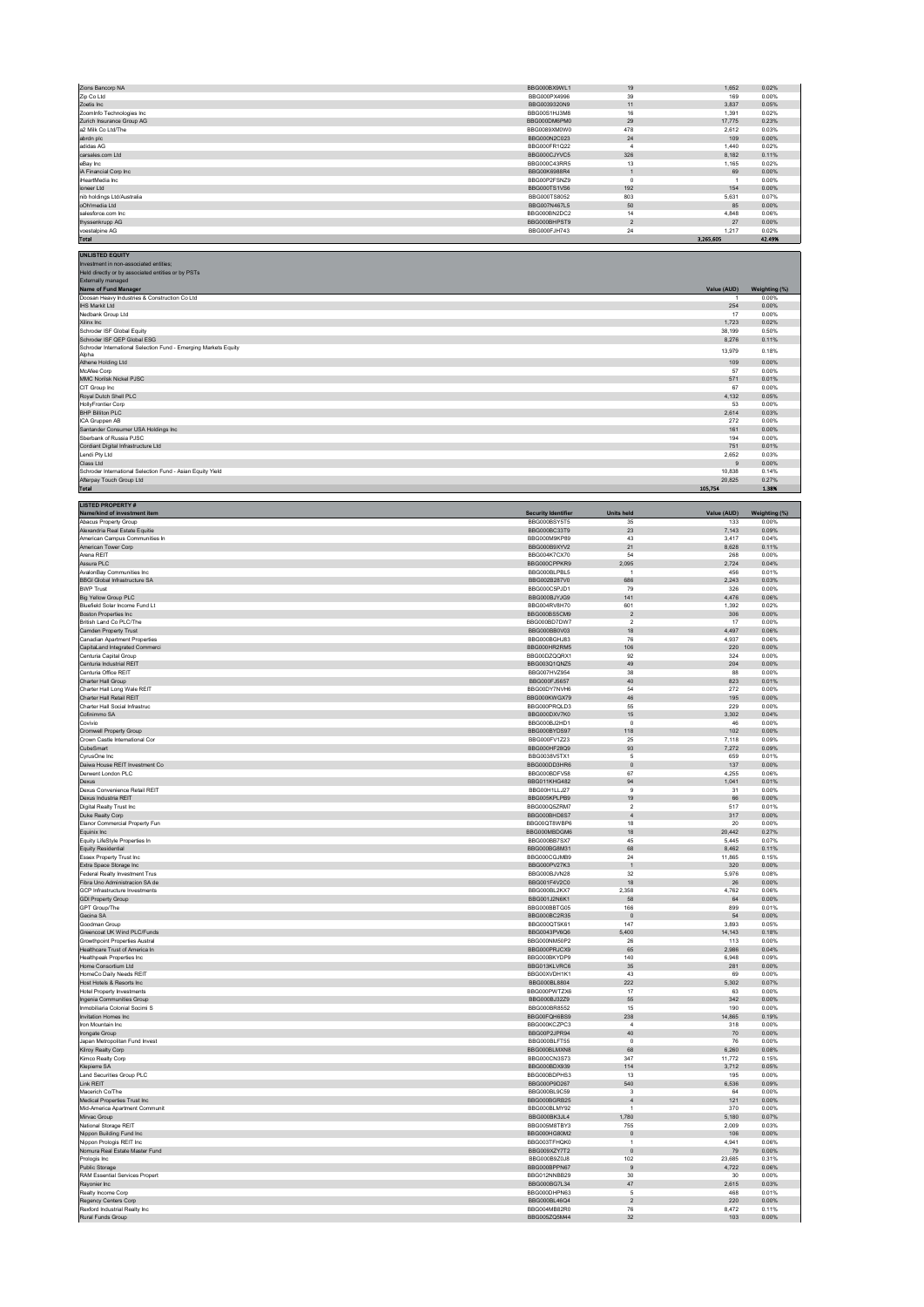| | | | | |
|---|---|---|---|---|
| Zions Bancorp NA | BBG000BX9WL1 | 19 | 1,652 | 0.02% |
| Zip Co Ltd | BBG000PX4996 | 39 | 169 | 0.00% |
| Zoetis Inc | BBG0039320N9 | 11 | 3,837 | 0.05% |
| ZoomInfo Technologies Inc | BBG00S1HJ3M8 | 16 | 1,391 | 0.02% |
| Zurich Insurance Group AG | BBG000DM6PM0 | 29 | 17,775 | 0.23% |
| a2 Milk Co Ltd/The | BBG0089XM0W0 | 478 | 2,612 | 0.03% |
| abrdn plc | BBG000N2C023 | 24 | 109 | 0.00% |
| adidas AG | BBG000FR1Q22 | 4 | 1,440 | 0.02% |
| carsales.com Ltd | BBG000CJYVC5 | 326 | 8,182 | 0.11% |
| eBay Inc | BBG000C43RR5 | 13 | 1,165 | 0.02% |
| iA Financial Corp Inc | BBG00K6988R4 | 1 | 69 | 0.00% |
| iHeartMedia Inc | BBG00P2FSNZ9 | 0 | 1 | 0.00% |
| ioneer Ltd | BBG000TS1VS6 | 192 | 154 | 0.00% |
| nib holdings Ltd/Australia | BBG000TS8052 | 803 | 5,631 | 0.07% |
| oOh!media Ltd | BBG007N467L5 | 50 | 85 | 0.00% |
| salesforce.com Inc | BBG000BN2DC2 | 14 | 4,848 | 0.06% |
| thyssenkrupp AG | BBG000BHP8T9 | 2 | 27 | 0.00% |
| voestalpine AG | BBG000FJH743 | 24 | 1,217 | 0.02% |
| **Total** | | | **3,265,605** | **42.49%** |

**UNLISTED EQUITY**

Investment in non-associated entities;
Held directly or by associated entities or by PSTs
Externally managed

| Name of Fund Manager | Value (AUD) | Weighting (%) |
|---|---|---|
| Doosan Heavy Industries & Construction Co Ltd | 1 | 0.00% |
| IHS Markit Ltd | 254 | 0.00% |
| Nedbank Group Ltd | 17 | 0.00% |
| Xilinx Inc | 1,723 | 0.02% |
| Schroder ISF Global Equity | 38,199 | 0.50% |
| Schroder ISF QEP Global ESG | 8,276 | 0.11% |
| Schroder International Selection Fund - Emerging Markets Equity Alpha | 13,979 | 0.18% |
| Athene Holding Ltd | 109 | 0.00% |
| McAfee Corp | 57 | 0.00% |
| MMC Norilsk Nickel PJSC | 571 | 0.01% |
| CIT Group Inc | 67 | 0.00% |
| Royal Dutch Shell PLC | 4,132 | 0.05% |
| HollyFrontier Corp | 53 | 0.00% |
| BHP Billiton PLC | 2,614 | 0.03% |
| ICA Gruppen AB | 272 | 0.00% |
| Santander Consumer USA Holdings Inc | 161 | 0.00% |
| Sberbank of Russia PJSC | 194 | 0.00% |
| Cordiant Digital Infrastructure Ltd | 751 | 0.01% |
| Lendi Pty Ltd | 2,652 | 0.03% |
| Class Ltd | 9 | 0.00% |
| Schroder International Selection Fund - Asian Equity Yield | 10,838 | 0.14% |
| Afterpay Touch Group Ltd | 20,825 | 0.27% |
| **Total** | **105,754** | **1.38%** |

**LISTED PROPERTY #**

| Name/kind of investment item | Security Identifier | Units held | Value (AUD) | Weighting (%) |
|---|---|---|---|---|
| Abacus Property Group | BBG000BSY5T5 | 35 | 133 | 0.00% |
| Alexandria Real Estate Equitie | BBG000BC33T9 | 23 | 7,143 | 0.09% |
| American Campus Communities In | BBG000M9KP89 | 43 | 3,417 | 0.04% |
| American Tower Corp | BBG000B9XYV2 | 21 | 8,628 | 0.11% |
| Arena REIT | BBG004K7CX70 | 54 | 268 | 0.00% |
| Assura PLC | BBG000CPPKR9 | 2,095 | 2,724 | 0.04% |
| AvalonBay Communities Inc | BBG000BLPBL5 | 1 | 456 | 0.01% |
| BBGI Global Infrastructure SA | BBG002B287V0 | 686 | 2,243 | 0.03% |
| BWP Trust | BBG000C5PJD1 | 79 | 326 | 0.00% |
| Big Yellow Group PLC | BBG000BJYJG9 | 141 | 4,476 | 0.06% |
| Bluefield Solar Income Fund Lt | BBG004RV8H70 | 601 | 1,392 | 0.02% |
| Boston Properties Inc | BBG000BS5CM9 | 2 | 306 | 0.00% |
| British Land Co PLC/The | BBG000BD7DW7 | 2 | 17 | 0.00% |
| Camden Property Trust | BBG000BB0V03 | 18 | 4,497 | 0.06% |
| Canadian Apartment Properties | BBG000BGHJ83 | 76 | 4,937 | 0.06% |
| CapitaLand Integrated Commerci | BBG000HR2RM5 | 106 | 220 | 0.00% |
| Centuria Capital Group | BBG00DZQQRX1 | 92 | 324 | 0.00% |
| Centuria Industrial REIT | BBG003Q1QNZ5 | 49 | 204 | 0.00% |
| Centuria Office REIT | BBG007HVZ954 | 38 | 88 | 0.00% |
| Charter Hall Group | BBG000FJ5657 | 40 | 823 | 0.01% |
| Charter Hall Long Wale REIT | BBG00DY7NVH6 | 54 | 272 | 0.00% |
| Charter Hall Retail REIT | BBG000KWGX79 | 46 | 195 | 0.00% |
| Charter Hall Social Infrastruc | BBG000PRQLD3 | 55 | 229 | 0.00% |
| Cofinimmo SA | BBG000DXV7K0 | 15 | 3,302 | 0.04% |
| Covivio | BBG000BJ2HD1 | 0 | 46 | 0.00% |
| Cromwell Property Group | BBG000BYDS97 | 118 | 102 | 0.00% |
| Crown Castle International Cor | BBG000FV1Z23 | 25 | 7,118 | 0.09% |
| CubeSmart | BBG000HF28Q9 | 93 | 7,272 | 0.09% |
| CyrusOne Inc | BBG0038V5TX1 | 5 | 659 | 0.01% |
| Daiwa House REIT Investment Co | BBG000DD3HR6 | 0 | 137 | 0.00% |
| Derwent London PLC | BBG000BDFV58 | 67 | 4,255 | 0.06% |
| Dexus | BBG011KHG482 | 94 | 1,041 | 0.01% |
| Dexus Convenience Retail REIT | BBG00H1LLJ27 | 9 | 31 | 0.00% |
| Dexus Industria REIT | BBG005KPLPB9 | 19 | 66 | 0.00% |
| Digital Realty Trust Inc | BBG000Q5ZRM7 | 2 | 517 | 0.01% |
| Duke Realty Corp | BBG000BHD8S7 | 4 | 317 | 0.00% |
| Elanor Commercial Property Fun | BBG00QT8WBP6 | 18 | 20 | 0.00% |
| Equinix Inc | BBG000MBDGM6 | 18 | 20,442 | 0.27% |
| Equity LifeStyle Properties In | BBG000BB7SX7 | 45 | 5,445 | 0.07% |
| Equity Residential | BBG000BG8M31 | 68 | 8,462 | 0.11% |
| Essex Property Trust Inc | BBG000CGJMB9 | 24 | 11,865 | 0.15% |
| Extra Space Storage Inc | BBG000PV27K3 | 1 | 320 | 0.00% |
| Federal Realty Investment Trus | BBG000BJVN28 | 32 | 5,976 | 0.08% |
| Fibra Uno Administracion SA de | BBG001F4V2C0 | 18 | 26 | 0.00% |
| GCP Infrastructure Investments | BBG000BL2KX7 | 2,358 | 4,762 | 0.06% |
| GDI Property Group | BBG001J2N6K1 | 58 | 64 | 0.00% |
| GPT Group/The | BBG000BBTG05 | 166 | 899 | 0.01% |
| Gecina SA | BBG000BC2R35 | 0 | 54 | 0.00% |
| Goodman Group | BBG000QT5K61 | 147 | 3,893 | 0.05% |
| Greencoat UK Wind PLC/Funds | BBG0043PV6Q6 | 5,400 | 14,143 | 0.18% |
| Growthpoint Properties Austral | BBG000NM50P2 | 26 | 113 | 0.00% |
| Healthcare Trust of America In | BBG000PRJCX9 | 65 | 2,986 | 0.04% |
| Healthpeak Properties Inc | BBG000BKYDP9 | 140 | 6,948 | 0.09% |
| Home Consortium Ltd | BBG013KLVRC6 | 35 | 281 | 0.00% |
| HomeCo Daily Needs REIT | BBG00XVDH1K1 | 43 | 69 | 0.00% |
| Host Hotels & Resorts Inc | BBG000BL8804 | 222 | 5,302 | 0.07% |
| Hotel Property Investments | BBG00PWTZX6 | 17 | 63 | 0.00% |
| Ingenia Communities Group | BBG000BJ32Z9 | 55 | 342 | 0.00% |
| Inmobiliaria Colonial Socimi S | BBG000BR8552 | 15 | 190 | 0.00% |
| Invitation Homes Inc | BBG00FQH6BS9 | 238 | 14,865 | 0.19% |
| Iron Mountain Inc | BBG000KCZPC3 | 4 | 318 | 0.00% |
| Irongate Group | BBG00P2JPR94 | 40 | 70 | 0.00% |
| Japan Metropolitan Fund Invest | BBG000BLFT55 | 0 | 76 | 0.00% |
| Kilroy Realty Corp | BBG000BLMXN8 | 68 | 6,260 | 0.08% |
| Kimco Realty Corp | BBG000CN3S73 | 347 | 11,772 | 0.15% |
| Klepierre SA | BBG000BDX939 | 114 | 3,712 | 0.05% |
| Land Securities Group PLC | BBG000BDPHS3 | 13 | 195 | 0.00% |
| Link REIT | BBG000P9D267 | 540 | 6,536 | 0.09% |
| Macerich Co/The | BBG000BL9C59 | 3 | 64 | 0.00% |
| Medical Properties Trust Inc | BBG000BGRB25 | 4 | 121 | 0.00% |
| Mid-America Apartment Communit | BBG000BLMY92 | 1 | 370 | 0.00% |
| Mirvac Group | BBG000BK3JL4 | 1,780 | 5,180 | 0.07% |
| National Storage REIT | BBG005M8TBY3 | 755 | 2,009 | 0.03% |
| Nippon Building Fund Inc | BBG000HG80M2 | 0 | 106 | 0.00% |
| Nippon Prologis REIT Inc | BBG003TFHQK0 | 1 | 4,941 | 0.06% |
| Nomura Real Estate Master Fund | BBG009XZY7T2 | 0 | 79 | 0.00% |
| Prologis Inc | BBG000B9Z0J8 | 102 | 23,685 | 0.31% |
| Public Storage | BBG000BPPN67 | 9 | 4,722 | 0.06% |
| RAM Essential Services Propert | BBG012NNBB29 | 30 | 30 | 0.00% |
| Rayonier Inc | BBG000BG7L34 | 47 | 2,615 | 0.03% |
| Realty Income Corp | BBG000DHPN63 | 5 | 468 | 0.01% |
| Regency Centers Corp | BBG000BL46Q4 | 2 | 220 | 0.00% |
| Rexford Industrial Realty Inc | BBG004MB82R0 | 76 | 8,472 | 0.11% |
| Rural Funds Group | BBG005ZQ5M44 | 32 | 103 | 0.00% |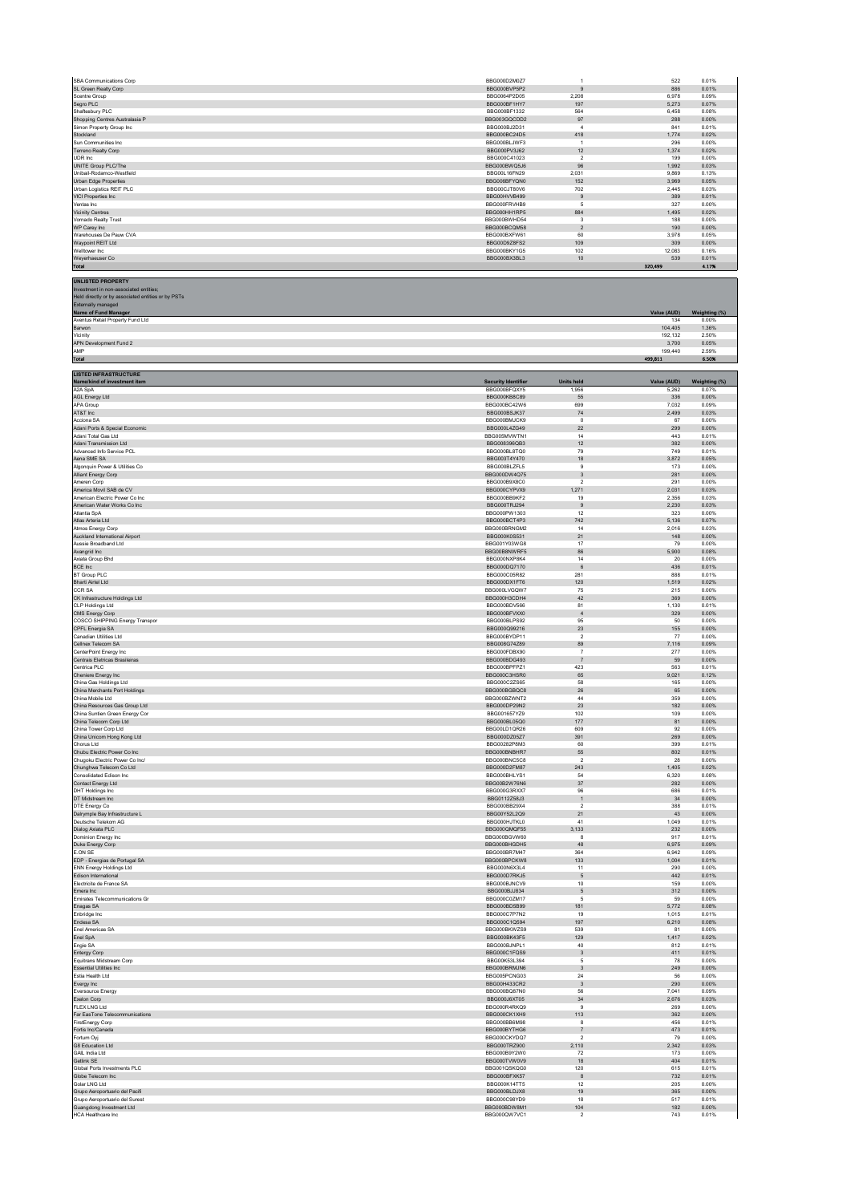| | | | | |
|---|---|---|---|---|
| SBA Communications Corp | BBG000D2M0Z7 | 1 | 522 | 0.01% |
| SL Green Realty Corp | BBG000BVP5P2 | 9 | 886 | 0.01% |
| Scentre Group | BBG0064P2D05 | 2,208 | 6,978 | 0.09% |
| Segro PLC | BBG000BF1HY7 | 197 | 5,273 | 0.07% |
| Shaftesbury PLC | BBG000BF1332 | 564 | 6,458 | 0.08% |
| Shopping Centres Australasia P | BBG003GQCDD2 | 97 | 288 | 0.00% |
| Simon Property Group Inc | BBG000BJ2D31 | 4 | 841 | 0.01% |
| Stockland | BBG000BC24D5 | 418 | 1,774 | 0.02% |
| Sun Communities Inc | BBG000BLJWF3 | 1 | 296 | 0.00% |
| Terreno Realty Corp | BBG000PV3J62 | 12 | 1,374 | 0.02% |
| UDR Inc | BBG000C41023 | 2 | 199 | 0.00% |
| UNITE Group PLC/The | BBG000BWQ5J6 | 96 | 1,992 | 0.03% |
| Unibail-Rodamco-Westfield | BBG00L16FN29 | 2,031 | 9,869 | 0.13% |
| Urban Edge Properties | BBG006BFYQN0 | 152 | 3,969 | 0.05% |
| Urban Logistics REIT PLC | BBG00CJT80V6 | 702 | 2,445 | 0.03% |
| VICI Properties Inc | BBG00HVVB499 | 9 | 389 | 0.01% |
| Ventas Inc | BBG000FRVHB9 | 5 | 327 | 0.00% |
| Vicinity Centres | BBG000HH1RP5 | 884 | 1,495 | 0.02% |
| Vornado Realty Trust | BBG000BWHD54 | 3 | 188 | 0.00% |
| WP Carey Inc | BBG000BCQM58 | 2 | 190 | 0.00% |
| Warehouses De Pauw CVA | BBG000BXFW61 | 60 | 3,978 | 0.05% |
| Waypoint REIT Ltd | BBG00D9Z8FS2 | 109 | 309 | 0.00% |
| Welltower Inc | BBG000BKY1G5 | 102 | 12,083 | 0.16% |
| Weyerhaeuser Co | BBG000BX3BL3 | 10 | 539 | 0.01% |
| **Total** | | | **320,499** | **4.17%** |

**UNLISTED PROPERTY**
Investment in non-associated entities;
Held directly or by associated entities or by PSTs
Externally managed

| Name of Fund Manager | Value (AUD) | Weighting (%) |
|---|---|---|
| Aventus Retail Property Fund Ltd | 134 | 0.00% |
| Barwon | 104,405 | 1.36% |
| Vicinity | 192,132 | 2.50% |
| APN Development Fund 2 | 3,700 | 0.05% |
| AMP | 199,440 | 2.59% |
| **Total** | **499,811** | **6.50%** |

**LISTED INFRASTRUCTURE**

| Name/kind of investment item | Security Identifier | Units held | Value (AUD) | Weighting (%) |
|---|---|---|---|---|
| A2A SpA | BBG000BFQXY5 | 1,956 | 5,262 | 0.07% |
| AGL Energy Ltd | BBG000KB8C89 | 55 | 336 | 0.00% |
| APA Group | BBG000BC42W6 | 699 | 7,032 | 0.09% |
| AT&T Inc | BBG000BSJK37 | 74 | 2,499 | 0.03% |
| Acciona SA | BBG000BMJCK9 | 0 | 67 | 0.00% |
| Adani Ports & Special Economic | BBG000L4ZG49 | 22 | 299 | 0.00% |
| Adani Total Gas Ltd | BBG005MVWTN1 | 14 | 443 | 0.01% |
| Adani Transmission Ltd | BBG008396QB3 | 12 | 382 | 0.00% |
| Advanced Info Service PCL | BBG000BL8TQ0 | 79 | 749 | 0.01% |
| Aena SME SA | BBG003T4Y470 | 18 | 3,872 | 0.05% |
| Algonquin Power & Utilities Co | BBG000BLZFL5 | 9 | 173 | 0.00% |
| Alliant Energy Corp | BBG000DW4Q75 | 3 | 281 | 0.00% |
| Ameren Corp | BBG000B9X8C0 | 2 | 291 | 0.00% |
| America Movil SAB de CV | BBG000CYPVX9 | 1,271 | 2,031 | 0.03% |
| American Electric Power Co Inc | BBG000BB9KF2 | 19 | 2,356 | 0.03% |
| American Water Works Co Inc | BBG000TRJ294 | 9 | 2,230 | 0.03% |
| Atlantia SpA | BBG000PW1303 | 12 | 323 | 0.00% |
| Atlas Arteria Ltd | BBG000BCT4P3 | 742 | 5,136 | 0.07% |
| Atmos Energy Corp | BBG000BRNGM2 | 14 | 2,016 | 0.03% |
| Auckland International Airport | BBG000K0S531 | 21 | 148 | 0.00% |
| Aussie Broadband Ltd | BBG001Y03WG8 | 17 | 79 | 0.00% |
| Avangrid Inc | BBG00B8NWRF5 | 86 | 5,900 | 0.08% |
| Axiata Group Bhd | BBG000NXP8K4 | 14 | 20 | 0.00% |
| BCE Inc | BBG000DQ7170 | 6 | 436 | 0.01% |
| BT Group PLC | BBG000C05R82 | 281 | 888 | 0.01% |
| Bharti Airtel Ltd | BBG000DX1FT6 | 120 | 1,519 | 0.02% |
| CCR SA | BBG000LVGQW7 | 75 | 215 | 0.00% |
| CK Infrastructure Holdings Ltd | BBG000H3CDH4 | 42 | 369 | 0.00% |
| CLP Holdings Ltd | BBG000BDV566 | 81 | 1,130 | 0.01% |
| CMS Energy Corp | BBG000BFVXX0 | 4 | 329 | 0.00% |
| COSCO SHIPPING Energy Transpor | BBG000BLPS92 | 95 | 50 | 0.00% |
| CPFL Energia SA | BBG000Q99216 | 23 | 155 | 0.00% |
| Canadian Utilities Ltd | BBG000BYDP11 | 2 | 77 | 0.00% |
| Cellnex Telecom SA | BBG008G74Z89 | 89 | 7,116 | 0.09% |
| CenterPoint Energy Inc | BBG000FDBX90 | 7 | 277 | 0.00% |
| Centrais Eletricas Brasileiras | BBG000BDG493 | 7 | 59 | 0.00% |
| Centrica PLC | BBG000BPFPZ1 | 423 | 563 | 0.01% |
| Cheniere Energy Inc | BBG000C3HSR0 | 65 | 9,021 | 0.12% |
| China Gas Holdings Ltd | BBG000C2ZS65 | 58 | 165 | 0.00% |
| China Merchants Port Holdings | BBG000BGBQC8 | 26 | 65 | 0.00% |
| China Mobile Ltd | BBG000BZWNT2 | 44 | 359 | 0.00% |
| China Resources Gas Group Ltd | BBG000DP29N2 | 23 | 182 | 0.00% |
| China Suntien Green Energy Cor | BBG001657YZ9 | 102 | 109 | 0.00% |
| China Telecom Corp Ltd | BBG000BL05Q0 | 177 | 81 | 0.00% |
| China Tower Corp Ltd | BBG00LD1QR26 | 609 | 92 | 0.00% |
| China Unicom Hong Kong Ltd | BBG000DZ05Z7 | 391 | 269 | 0.00% |
| Chorus Ltd | BBG00282P8M3 | 60 | 399 | 0.01% |
| Chubu Electric Power Co Inc | BBG000BN8HR7 | 55 | 802 | 0.01% |
| Chugoku Electric Power Co Inc/ | BBG000BNC5C8 | 2 | 28 | 0.00% |
| Chunghwa Telecom Co Ltd | BBG000D2FM87 | 243 | 1,405 | 0.02% |
| Consolidated Edison Inc | BBG000BHLYS1 | 54 | 6,320 | 0.08% |
| Contact Energy Ltd | BBG00B2W76N6 | 37 | 282 | 0.00% |
| DHT Holdings Inc | BBG000G3RXX7 | 96 | 686 | 0.01% |
| DT Midstream Inc | BBG0112Z58J3 | 1 | 34 | 0.00% |
| DTE Energy Co | BBG000BB29X4 | 2 | 388 | 0.01% |
| Dalrymple Bay Infrastructure L | BBG00Y52L2Q9 | 21 | 43 | 0.00% |
| Deutsche Telekom AG | BBG000HJTKL0 | 41 | 1,049 | 0.01% |
| Dialog Axiata PLC | BBG000QMQF55 | 3,133 | 232 | 0.00% |
| Dominion Energy Inc | BBG000BGVW60 | 8 | 917 | 0.01% |
| Duke Energy Corp | BBG000BHGDH5 | 48 | 6,975 | 0.09% |
| E.ON SE | BBG000BR7M47 | 364 | 6,942 | 0.09% |
| EDP - Energias de Portugal SA | BBG000BPCKW8 | 133 | 1,004 | 0.01% |
| ENN Energy Holdings Ltd | BBG000N6X3L4 | 11 | 290 | 0.00% |
| Edison International | BBG000D7RKJ5 | 5 | 442 | 0.01% |
| Electricite de France SA | BBG000BJNCV9 | 10 | 159 | 0.00% |
| Emera Inc | BBG000BJJ834 | 5 | 312 | 0.00% |
| Emirates Telecommunications Gr | BBG000C0ZM17 | 5 | 59 | 0.00% |
| Enagas SA | BBG000BD5B99 | 181 | 5,772 | 0.08% |
| Enbridge Inc | BBG000C7P7N2 | 19 | 1,015 | 0.01% |
| Endesa SA | BBG000C1Q594 | 197 | 6,210 | 0.08% |
| Enel Americas SA | BBG000BKWZS9 | 539 | 81 | 0.00% |
| Enel SpA | BBG000BK43F5 | 129 | 1,417 | 0.02% |
| Engie SA | BBG000BJNPL1 | 40 | 812 | 0.01% |
| Entergy Corp | BBG000C1FQS9 | 3 | 411 | 0.01% |
| Equitrans Midstream Corp | BBG00K53L394 | 5 | 78 | 0.00% |
| Essential Utilities Inc | BBG000BRMJN6 | 3 | 249 | 0.00% |
| Estia Health Ltd | BBG005PCNG03 | 24 | 56 | 0.00% |
| Evergy Inc | BBG00H433CR2 | 3 | 290 | 0.00% |
| Eversource Energy | BBG000BQ87N0 | 56 | 7,041 | 0.09% |
| Exelon Corp | BBG000J6XT05 | 34 | 2,676 | 0.03% |
| FLEX LNG Ltd | BBG000R4RKQ9 | 9 | 269 | 0.00% |
| Far EasTone Telecommunications | BBG000CK1XH9 | 113 | 362 | 0.00% |
| FirstEnergy Corp | BBG000BB6M98 | 8 | 456 | 0.01% |
| Fortis Inc/Canada | BBG000BYTHG6 | 7 | 473 | 0.01% |
| Fortum Oyj | BBG000CKYDQ7 | 2 | 79 | 0.00% |
| G8 Education Ltd | BBG000TRZ900 | 2,110 | 2,342 | 0.03% |
| GAIL India Ltd | BBG000B9Y2W0 | 72 | 173 | 0.00% |
| Getlink SE | BBG000TVW0V9 | 18 | 404 | 0.01% |
| Global Ports Investments PLC | BBG001QSKQG0 | 120 | 615 | 0.01% |
| Globe Telecom Inc | BBG000BFXK57 | 8 | 732 | 0.01% |
| Golar LNG Ltd | BBG000K14TT5 | 12 | 205 | 0.00% |
| Grupo Aeroportuario del Pacifi | BBG000BLDJX8 | 19 | 365 | 0.00% |
| Grupo Aeroportuario del Surest | BBG000C98YD9 | 18 | 517 | 0.01% |
| Guangdong Investment Ltd | BBG000BDW8M1 | 104 | 182 | 0.00% |
| HCA Healthcare Inc | BBG000QW7VC1 | 2 | 743 | 0.01% |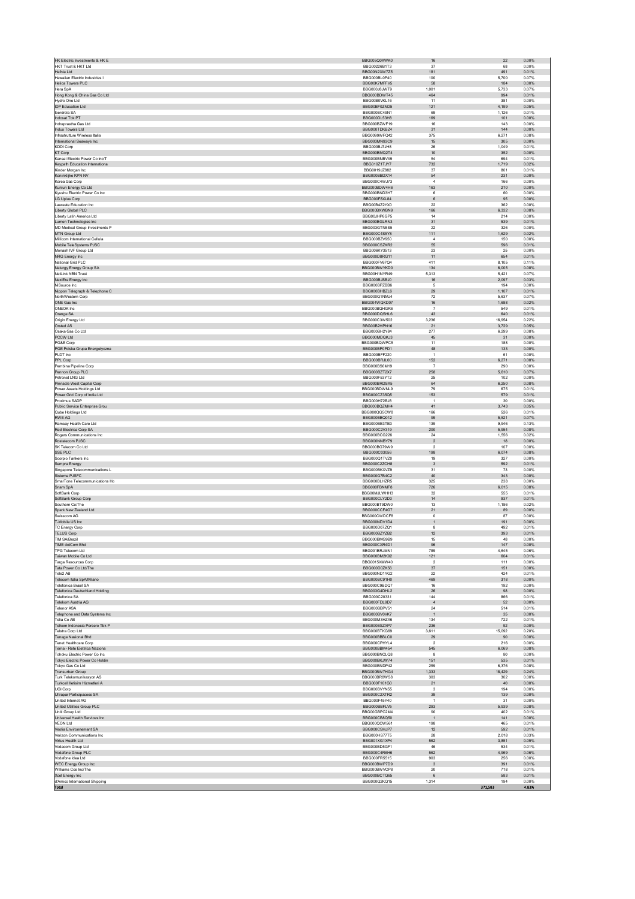| | | | | |
|---|---|---|---|---|
| HK Electric Investments & HK E | BBG005Q0XWK0 | 16 | 22 | 0.00% |
| HKT Trust & HKT Ltd | BBG00226B1T3 | 37 | 68 | 0.00% |
| Hafnia Ltd | BBG00N2XW7Z5 | 181 | 491 | 0.01% |
| Hawaiian Electric Industries I | BBG000BL0P40 | 100 | 5,700 | 0.07% |
| Helios Towers PLC | BBG00K7MFFV5 | 58 | 184 | 0.00% |
| Hera SpA | BBG000J8JWT9 | 1,001 | 5,733 | 0.07% |
| Hong Kong & China Gas Co Ltd | BBG000BDWT45 | 464 | 994 | 0.01% |
| Hydro One Ltd | BBG00B0VKL16 | 11 | 381 | 0.00% |
| IDP Education Ltd | BBG00BF0ZND5 | 121 | 4,199 | 0.05% |
| Iberdrola SA | BBG000BC49N1 | 69 | 1,126 | 0.01% |
| Indosat Tbk PT | BBG000DL53H8 | 169 | 101 | 0.00% |
| Indraprastha Gas Ltd | BBG000BZWF19 | 16 | 143 | 0.00% |
| Indus Towers Ltd | BBG000TDKBZ4 | 31 | 144 | 0.00% |
| Infrastrutture Wireless Italia | BBG0099WFQ42 | 375 | 6,271 | 0.08% |
| International Seaways Inc | BBG003MN93C9 | 15 | 305 | 0.00% |
| KDDI Corp | BBG000BJ7JH8 | 26 | 1,049 | 0.01% |
| KT Corp | BBG000BMQ2T4 | 10 | 352 | 0.00% |
| Kansai Electric Power Co Inc/T | BBG000BNBVX9 | 54 | 694 | 0.01% |
| Keypath Education Internationa | BBG010Z1TJY7 | 732 | 1,719 | 0.02% |
| Kinder Morgan Inc | BBG0019JZ882 | 37 | 801 | 0.01% |
| Koninklijke KPN NV | BBG000BBDX14 | 54 | 231 | 0.00% |
| Korea Gas Corp | BBG000C4WJ73 | 4 | 166 | 0.00% |
| Kunlun Energy Co Ltd | BBG000BDW4H6 | 163 | 210 | 0.00% |
| Kyushu Electric Power Co Inc | BBG000BND3H7 | 6 | 60 | 0.00% |
| LG Uplus Corp | BBG000F8XL84 | 6 | 95 | 0.00% |
| Laureate Education Inc | BBG00B4Z2YX0 | 22 | 362 | 0.00% |
| Liberty Global PLC | BBG000BXWBN9 | 166 | 6,332 | 0.08% |
| Liberty Latin America Ltd | BBG00JHP6GP5 | 14 | 214 | 0.00% |
| Lumen Technologies Inc | BBG000BGLRN3 | 31 | 539 | 0.01% |
| MD Medical Group Investments P | BBG003GTN5S5 | 22 | 326 | 0.00% |
| MTN Group Ltd | BBG000C4S5Y8 | 111 | 1,629 | 0.02% |
| Millicom International Cellula | BBG000BZV950 | 4 | 150 | 0.00% |
| Mobile TeleSystems PJSC | BBG000CSZKR2 | 55 | 596 | 0.01% |
| Monash IVF Group Ltd | BBG006KY3S13 | 23 | 25 | 0.00% |
| NRG Energy Inc | BBG000D8RG11 | 11 | 654 | 0.01% |
| National Grid PLC | BBG000FV67Q4 | 411 | 8,105 | 0.11% |
| Naturgy Energy Group SA | BBG000BWYKD0 | 134 | 6,005 | 0.08% |
| NetLink NBN Trust | BBG00H1NYR49 | 5,313 | 5,421 | 0.07% |
| NextEra Energy Inc | BBG000BJSBJ0 | 16 | 2,097 | 0.03% |
| NiSource Inc | BBG000BPZBB6 | 5 | 194 | 0.00% |
| Nippon Telegraph & Telephone C | BBG000BHBZL6 | 29 | 1,107 | 0.01% |
| NorthWestern Corp | BBG000Q1NMJ4 | 72 | 5,637 | 0.07% |
| ONE Gas Inc | BBG004WQKD07 | 16 | 1,688 | 0.02% |
| ONEOK Inc | BBG000BQHGR6 | 7 | 549 | 0.01% |
| Orange SA | BBG000DQSHL6 | 43 | 640 | 0.01% |
| Origin Energy Ltd | BBG000C3W502 | 3,236 | 16,954 | 0.22% |
| Orsted AS | BBG00B2HPN16 | 21 | 3,729 | 0.05% |
| Osaka Gas Co Ltd | BBG000BH2Y84 | 277 | 6,299 | 0.08% |
| PCCW Ltd | BBG000MDQKJ3 | 45 | 31 | 0.00% |
| PG&E Corp | BBG000BQWPC5 | 11 | 188 | 0.00% |
| PGE Polska Grupa Energetyczna | BBG000BP0PD1 | 48 | 133 | 0.00% |
| PLDT Inc | BBG000BFF220 | 1 | 61 | 0.00% |
| PPL Corp | BBG000BRJL00 | 152 | 6,271 | 0.08% |
| Pembina Pipeline Corp | BBG000BS6M19 | 7 | 290 | 0.00% |
| Pennon Group PLC | BBG000BZT2X7 | 258 | 5,610 | 0.07% |
| Petronet LNG Ltd | BBG000F53YT2 | 25 | 102 | 0.00% |
| Pinnacle West Capital Corp | BBG000BRDSX5 | 64 | 6,250 | 0.08% |
| Power Assets Holdings Ltd | BBG000BDWNL9 | 79 | 675 | 0.01% |
| Power Grid Corp of India Ltd | BBG000CZ35Q5 | 153 | 579 | 0.01% |
| Proximus SADP | BBG000H728J8 | 1 | 30 | 0.00% |
| Public Service Enterprise Grou | BBG000BQZMH4 | 41 | 3,743 | 0.05% |
| Qube Holdings Ltd | BBG000Q5CW8 | 166 | 526 | 0.01% |
| RWE AG | BBG000BBQ012 | 99 | 5,521 | 0.07% |
| Ramsay Health Care Ltd | BBG000BB3TB3 | 139 | 9,946 | 0.13% |
| Red Electrica Corp SA | BBG000C2V319 | 200 | 5,954 | 0.08% |
| Rogers Communications Inc | BBG000BCG226 | 24 | 1,556 | 0.02% |
| Rostelecom PJSC | BBG000NNBY79 | 2 | 18 | 0.00% |
| SK Telecom Co Ltd | BBG000BG79W9 | 2 | 107 | 0.00% |
| SSE PLC | BBG000C03056 | 198 | 6,074 | 0.08% |
| Scorpio Tankers Inc | BBG000Q1TVZ0 | 19 | 327 | 0.00% |
| Sempra Energy | BBG000C2ZCH8 | 3 | 592 | 0.01% |
| Singapore Telecommunications L | BBG000BKXVZ9 | 31 | 73 | 0.00% |
| Sistema PJSFC | BBG000G7B4C2 | 40 | 343 | 0.00% |
| SmarTone Telecommunications Ho | BBG000BLHZR5 | 325 | 238 | 0.00% |
| Snam SpA | BBG000FBNMF8 | 726 | 6,015 | 0.08% |
| SoftBank Corp | BBG00MJLWHH3 | 32 | 555 | 0.01% |
| SoftBank Group Corp | BBG000CLY2D3 | 14 | 937 | 0.01% |
| Southern Co/The | BBG000BT9DW0 | 13 | 1,188 | 0.02% |
| Spark New Zealand Ltd | BBG000CCF4G7 | 21 | 89 | 0.00% |
| Swisscom AG | BBG000CWDCF8 | 0 | 87 | 0.00% |
| T-Mobile US Inc | BBG000NDV1D4 | 1 | 191 | 0.00% |
| TC Energy Corp | BBG000D07ZQ1 | 8 | 492 | 0.01% |
| TELUS Corp | BBG000BZYZB2 | 12 | 393 | 0.01% |
| TIM SA/Brazil | BBG000BMG9B9 | 15 | 48 | 0.00% |
| TIME dotCom Bhd | BBG000CXR4D1 | 96 | 147 | 0.00% |
| TPG Telecom Ltd | BBG001BRJMN1 | 789 | 4,645 | 0.06% |
| Taiwan Mobile Co Ltd | BBG000BM2K92 | 121 | 604 | 0.01% |
| Targa Resources Corp | BBG0015XMW40 | 2 | 111 | 0.00% |
| Tata Power Co Ltd/The | BBG000D0ZK56 | 37 | 151 | 0.00% |
| Tele2 AB | BBG000ND1YG2 | 22 | 424 | 0.01% |
| Telecom Italia SpA/Milano | BBG000BC91H0 | 469 | 318 | 0.00% |
| Telefonica Brasil SA | BBG000C9BDQ7 | 16 | 192 | 0.00% |
| Telefonica Deutschland Holding | BBG003G4DHL2 | 26 | 98 | 0.00% |
| Telefonica SA | BBG000C20331 | 144 | 866 | 0.01% |
| Telekom Austria AG | BBG000FDL9D7 | 4 | 52 | 0.00% |
| Telenor ASA | BBG000BBPV51 | 24 | 514 | 0.01% |
| Telephone and Data Systems Inc | BBG000BV0VK7 | 1 | 35 | 0.00% |
| Telia Co AB | BBG000M3HZX6 | 134 | 722 | 0.01% |
| Telkom Indonesia Persero Tbk P | BBG000BSZXP7 | 236 | 92 | 0.00% |
| Telstra Corp Ltd | BBG000BTKG69 | 3,611 | 15,092 | 0.20% |
| Tenaga Nasional Bhd | BBG000BBBLC0 | 29 | 90 | 0.00% |
| Tenet Healthcare Corp | BBG000CPHYL4 | 2 | 216 | 0.00% |
| Terna - Rete Elettrica Naziona | BBG000BBM454 | 545 | 6,069 | 0.08% |
| Tohoku Electric Power Co Inc | BBG000BNCLQ8 | 8 | 80 | 0.00% |
| Tokyo Electric Power Co Holdin | BBG000BKJW74 | 151 | 535 | 0.01% |
| Tokyo Gas Co Ltd | BBG000BNDP42 | 259 | 6,376 | 0.08% |
| Transurban Group | BBG000BW7HG4 | 1,333 | 18,429 | 0.24% |
| Turk Telekomunikasyon AS | BBG000BR8WS8 | 303 | 302 | 0.00% |
| Turkcell Iletisim Hizmetleri A | BBG000F101G0 | 21 | 40 | 0.00% |
| UGI Corp | BBG000BVYN55 | 3 | 194 | 0.00% |
| Ultrapar Participacoes SA | BBG000C2XTR2 | 39 | 139 | 0.00% |
| United Internet AG | BBG000F45Y40 | 1 | 31 | 0.00% |
| United Utilities Group PLC | BBG000BBFLV5 | 293 | 5,939 | 0.08% |
| Uniti Group Ltd | BBG00GBPC2M4 | 90 | 402 | 0.01% |
| Universal Health Services Inc | BBG000CB8Q50 | 1 | 141 | 0.00% |
| VEON Ltd | BBG000QCW561 | 198 | 465 | 0.01% |
| Veolia Environnement SA | BBG000CSHJP7 | 12 | 592 | 0.01% |
| Verizon Communications Inc | BBG000HS77T5 | 28 | 2,018 | 0.03% |
| Virtus Health Ltd | BBG001XG1XP4 | 562 | 3,851 | 0.05% |
| Vodacom Group Ltd | BBG000BD5GF1 | 46 | 534 | 0.01% |
| Vodafone Group PLC | BBG000C4R6H6 | 562 | 4,969 | 0.06% |
| Vodafone Idea Ltd | BBG000FR5515 | 903 | 256 | 0.00% |
| WEC Energy Group Inc | BBG000BWP7D9 | 3 | 391 | 0.01% |
| Williams Cos Inc/The | BBG000BWVCP8 | 20 | 718 | 0.01% |
| Xcel Energy Inc | BBG000BCTQ65 | 6 | 583 | 0.01% |
| d'Amico International Shipping | BBG000Q2KQ15 | 1,314 | 194 | 0.00% |
| **Total** | | | **371,583** | **4.83%** |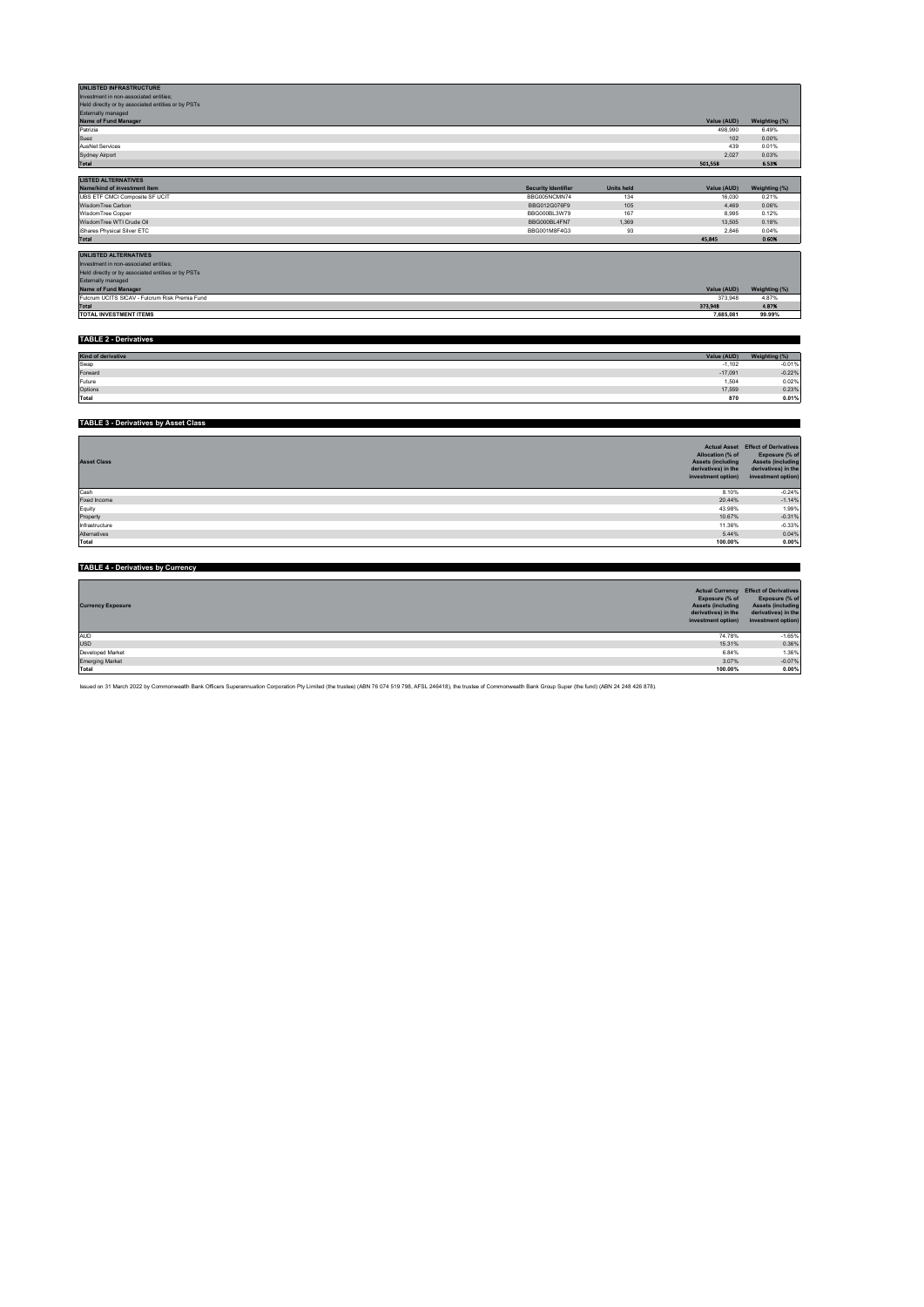| UNLISTED INFRASTRUCTURE | | |
|---|---|---|
| Investment in non-associated entities; | | |
| Held directly or by associated entities or by PSTs | | |
| Externally managed | | |
| **Name of Fund Manager** | **Value (AUD)** | **Weighting (%)** |
| Patrizia | 498,990 | 6.49% |
| Suez | 102 | 0.00% |
| AusNet Services | 439 | 0.01% |
| Sydney Airport | 2,027 | 0.03% |
| **Total** | **501,558** | **6.53%** |

| LISTED ALTERNATIVES | | | | |
|---|---|---|---|---|
| **Name/kind of investment item** | **Security Identifier** | **Units held** | **Value (AUD)** | **Weighting (%)** |
| UBS ETF CMCI Composite SF UCIT | BBG005NCMN74 | 134 | 16,030 | 0.21% |
| WisdomTree Carbon | BBG012G076F9 | 105 | 4,469 | 0.06% |
| WisdomTree Copper | BBG000BL3W79 | 167 | 8,995 | 0.12% |
| WisdomTree WTI Crude Oil | BBG000BL4FN7 | 1,369 | 13,505 | 0.18% |
| iShares Physical Silver ETC | BBG001M8F4G3 | 93 | 2,846 | 0.04% |
| **Total** | | | **45,845** | **0.60%** |

| UNLISTED ALTERNATIVES | | |
|---|---|---|
| Investment in non-associated entities; | | |
| Held directly or by associated entities or by PSTs | | |
| Externally managed | | |
| **Name of Fund Manager** | **Value (AUD)** | **Weighting (%)** |
| Fulcrum UCITS SICAV - Fulcrum Risk Premia Fund | 373,948 | 4.87% |
| **Total** | **373,948** | **4.87%** |
| **TOTAL INVESTMENT ITEMS** | **7,685,081** | **99.99%** |

## TABLE 2 - Derivatives

| Kind of derivative | Value (AUD) | Weighting (%) |
|---|---|---|
| Swap | -1,102 | -0.01% |
| Forward | -17,091 | -0.22% |
| Future | 1,504 | 0.02% |
| Options | 17,559 | 0.23% |
| **Total** | **870** | **0.01%** |

## TABLE 3 - Derivatives by Asset Class

| Asset Class | Actual Asset Allocation (% of Assets (including derivatives) in the investment option) | Effect of Derivatives Exposure (% of Assets (including derivatives) in the investment option) |
|---|---|---|
| Cash | 8.10% | -0.24% |
| Fixed Income | 20.44% | -1.14% |
| Equity | 43.98% | 1.99% |
| Property | 10.67% | -0.31% |
| Infrastructure | 11.36% | -0.33% |
| Alternatives | 5.44% | 0.04% |
| **Total** | **100.00%** | **0.00%** |

## TABLE 4 - Derivatives by Currency

| Currency Exposure | Actual Currency Exposure (% of Assets (including derivatives) in the investment option) | Effect of Derivatives Exposure (% of Assets (including derivatives) in the investment option) |
|---|---|---|
| AUD | 74.78% | -1.65% |
| USD | 15.31% | 0.36% |
| Developed Market | 6.84% | 1.36% |
| Emerging Market | 3.07% | -0.07% |
| **Total** | **100.00%** | **0.00%** |

Issued on 31 March 2022 by Commonwealth Bank Officers Superannuation Corporation Pty Limited (the trustee) (ABN 76 074 519 798, AFSL 246418), the trustee of Commonwealth Bank Group Super (the fund) (ABN 24 248 426 878).